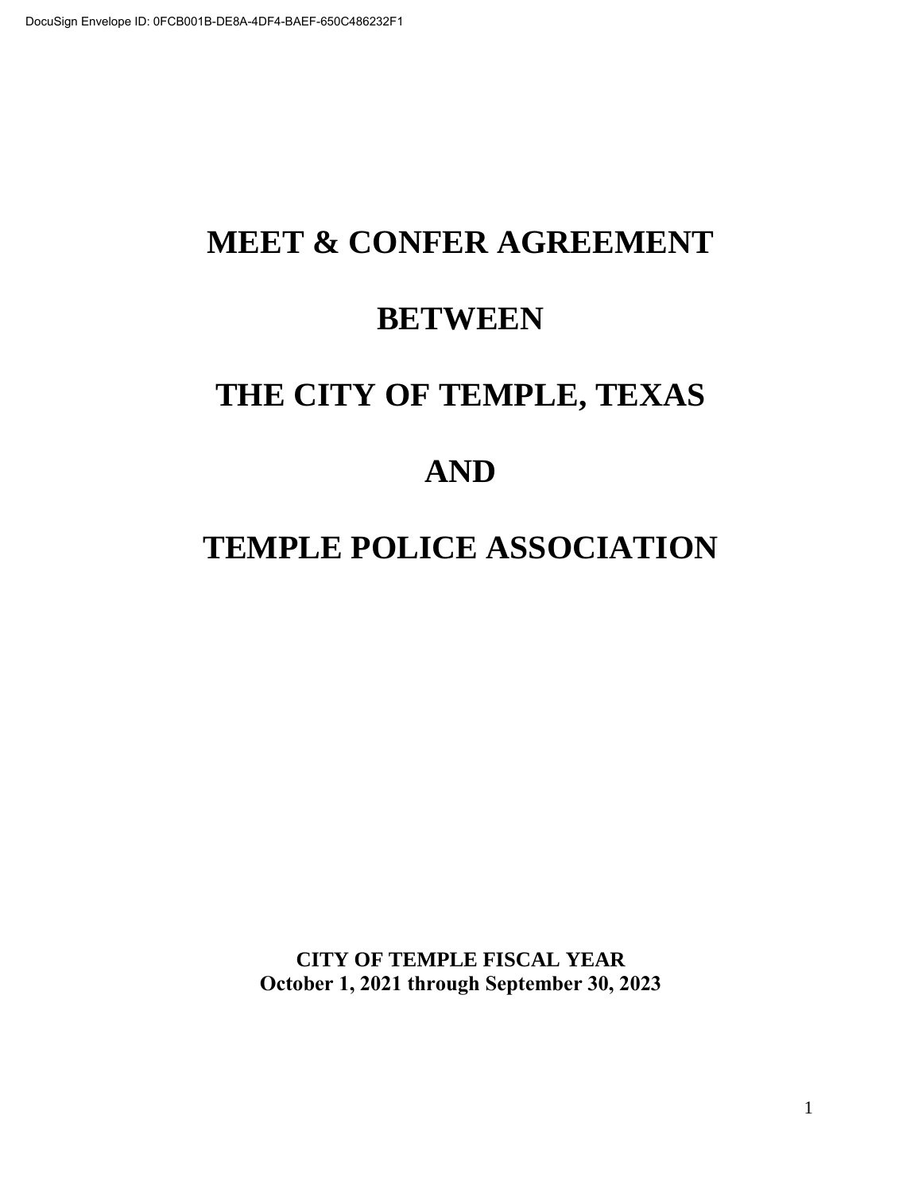# MEET & CONFER AGREEMENT

# BETWEEN

# THE CITY OF TEMPLE, TEXAS

# AND

# TEMPLE POLICE ASSOCIATION

**CITY OF TEMPLE FISCAL YEAR**
**October 1, 2021 through September 30, 2023**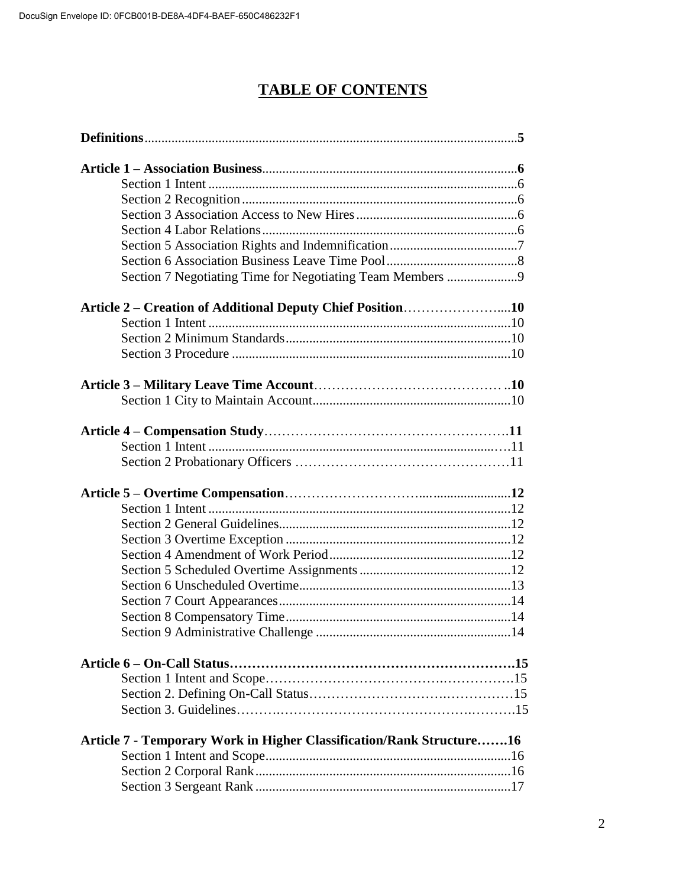# TABLE OF CONTENTS

**Definitions**..........................................................................................................**5**

**Article 1 – Association Business**.......................................................................**6**
- Section 1 Intent ..........................................................................................6
- Section 2 Recognition ................................................................................6
- Section 3 Association Access to New Hires ...............................................6
- Section 4 Labor Relations ..........................................................................6
- Section 5 Association Rights and Indemnification .....................................7
- Section 6 Association Business Leave Time Pool ......................................8
- Section 7 Negotiating Time for Negotiating Team Members ....................9

**Article 2 – Creation of Additional Deputy Chief Position**.....................**10**
- Section 1 Intent .........................................................................................10
- Section 2 Minimum Standards ..................................................................10
- Section 3 Procedure ..................................................................................10

**Article 3 – Military Leave Time Account**..........................................**10**
- Section 1 City to Maintain Account...........................................................10

**Article 4 – Compensation Study**.....................................................**11**
- Section 1 Intent ........................................................................................11
- Section 2 Probationary Officers ...............................................................11

**Article 5 – Overtime Compensation**..................................................**12**
- Section 1 Intent .........................................................................................12
- Section 2 General Guidelines.....................................................................12
- Section 3 Overtime Exception ...................................................................12
- Section 4 Amendment of Work Period......................................................12
- Section 5 Scheduled Overtime Assignments .............................................12
- Section 6 Unscheduled Overtime...............................................................13
- Section 7 Court Appearances.....................................................................14
- Section 8 Compensatory Time...................................................................14
- Section 9 Administrative Challenge ..........................................................14

**Article 6 – On-Call Status....................................................................15**
- Section 1 Intent and Scope........................................................................15
- Section 2. Defining On-Call Status............................................................15
- Section 3. Guidelines.................................................................................15

**Article 7 - Temporary Work in Higher Classification/Rank Structure.......16**
- Section 1 Intent and Scope........................................................................16
- Section 2 Corporal Rank ...........................................................................16
- Section 3 Sergeant Rank ...........................................................................17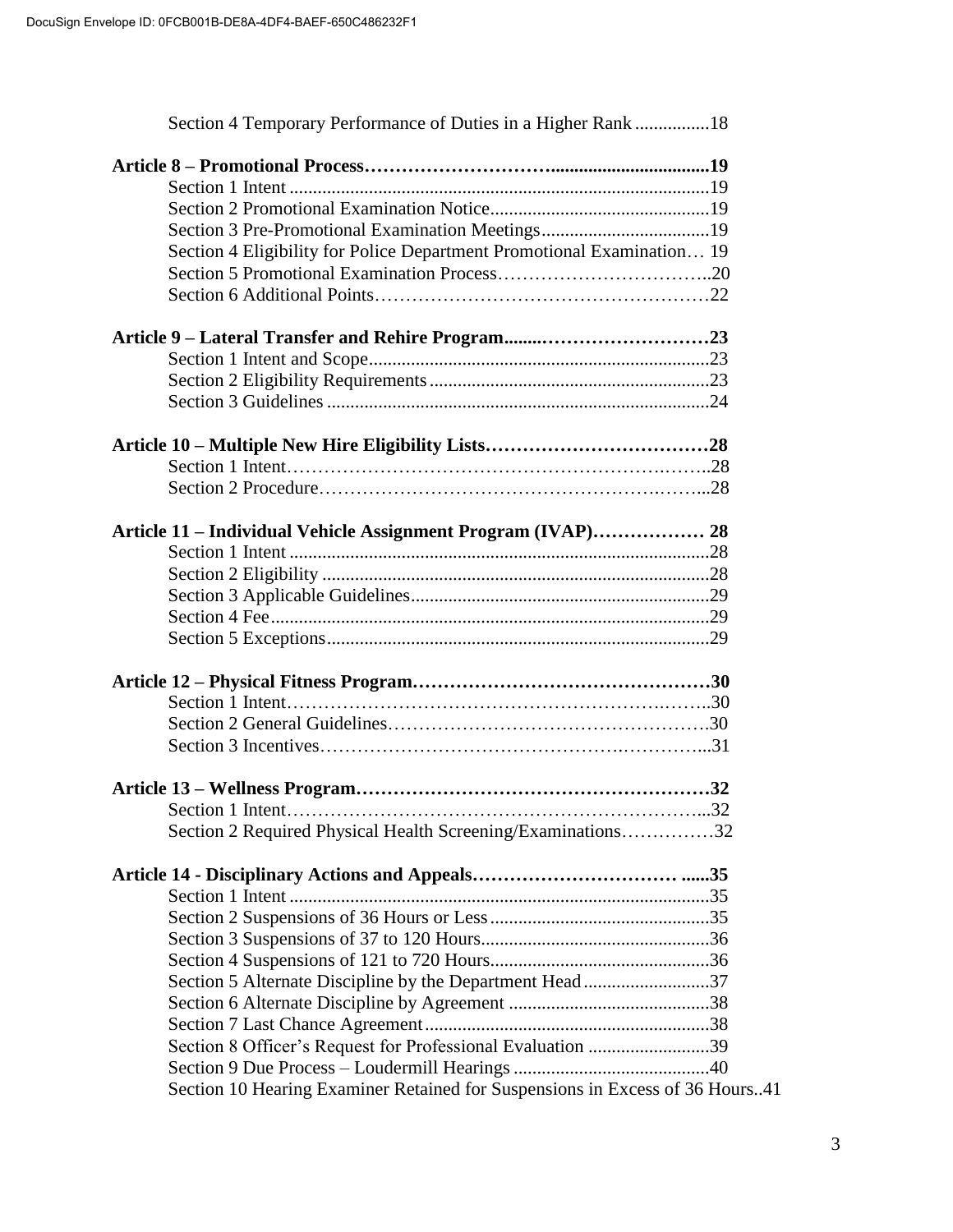Section 4 Temporary Performance of Duties in a Higher Rank ................18

**Article 8 – Promotional Process…………………………..................................19**

Section 1 Intent .........................................................................................19
Section 2 Promotional Examination Notice...............................................19
Section 3 Pre-Promotional Examination Meetings....................................19
Section 4 Eligibility for Police Department Promotional Examination… 19
Section 5 Promotional Examination Process……………………………..20
Section 6 Additional Points………………………………………………22

**Article 9 – Lateral Transfer and Rehire Program........………………………23**

Section 1 Intent and Scope........................................................................23
Section 2 Eligibility Requirements ...........................................................23
Section 3 Guidelines .................................................................................24

**Article 10 – Multiple New Hire Eligibility Lists………………………………28**

Section 1 Intent……………………………………………………….……..28
Section 2 Procedure……………………………………………….……...28

**Article 11 – Individual Vehicle Assignment Program (IVAP)……………… 28**

Section 1 Intent .........................................................................................28
Section 2 Eligibility ...................................................................................28
Section 3 Applicable Guidelines...............................................................29
Section 4 Fee.............................................................................................29
Section 5 Exceptions.................................................................................29

**Article 12 – Physical Fitness Program…………………………………………30**

Section 1 Intent……………………………………………………….……..30
Section 2 General Guidelines…………………………………………….30
Section 3 Incentives……………………………………….…………...31

**Article 13 – Wellness Program…………………………………………………32**

Section 1 Intent…………………………………………………………...32
Section 2 Required Physical Health Screening/Examinations……………32

**Article 14 - Disciplinary Actions and Appeals…………………………… ......35**

Section 1 Intent .........................................................................................35
Section 2 Suspensions of 36 Hours or Less ...............................................35
Section 3 Suspensions of 37 to 120 Hours.................................................36
Section 4 Suspensions of 121 to 720 Hours...............................................36
Section 5 Alternate Discipline by the Department Head ...........................37
Section 6 Alternate Discipline by Agreement ...........................................38
Section 7 Last Chance Agreement .............................................................38
Section 8 Officer's Request for Professional Evaluation ..........................39
Section 9 Due Process – Loudermill Hearings ..........................................40
Section 10 Hearing Examiner Retained for Suspensions in Excess of 36 Hours..41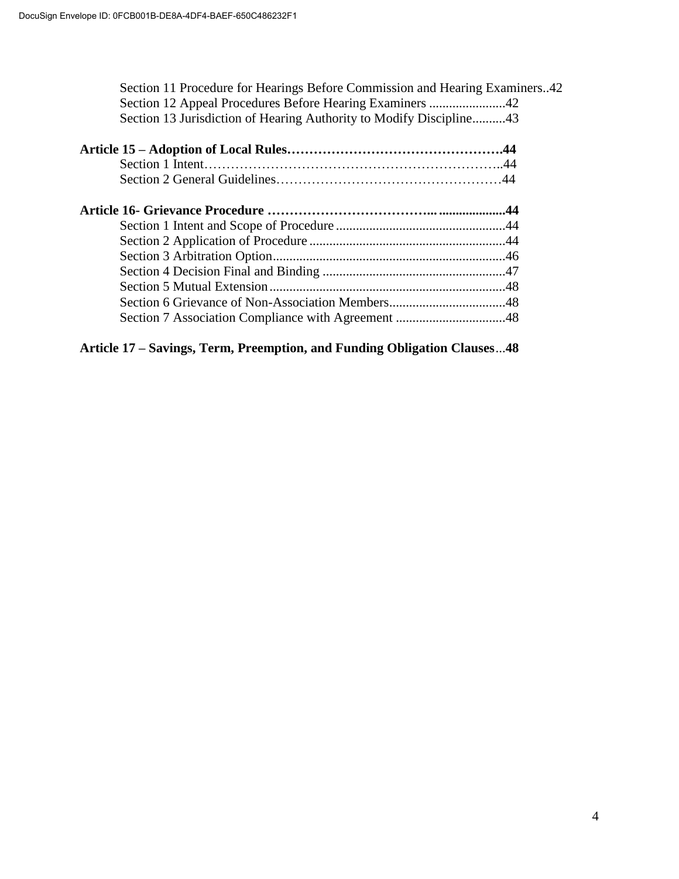Section 11 Procedure for Hearings Before Commission and Hearing Examiners..42
Section 12 Appeal Procedures Before Hearing Examiners .......................42
Section 13 Jurisdiction of Hearing Authority to Modify Discipline..........43

**Article 15 – Adoption of Local Rules…………………………………………44**
Section 1 Intent…………………………………………………………..44
Section 2 General Guidelines……………………………………………44

**Article 16- Grievance Procedure ………………………………... ....................44**
Section 1 Intent and Scope of Procedure ...................................................44
Section 2 Application of Procedure ...........................................................44
Section 3 Arbitration Option......................................................................46
Section 4 Decision Final and Binding .......................................................47
Section 5 Mutual Extension.......................................................................48
Section 6 Grievance of Non-Association Members...................................48
Section 7 Association Compliance with Agreement .................................48

**Article 17 – Savings, Term, Preemption, and Funding Obligation Clauses**...**48**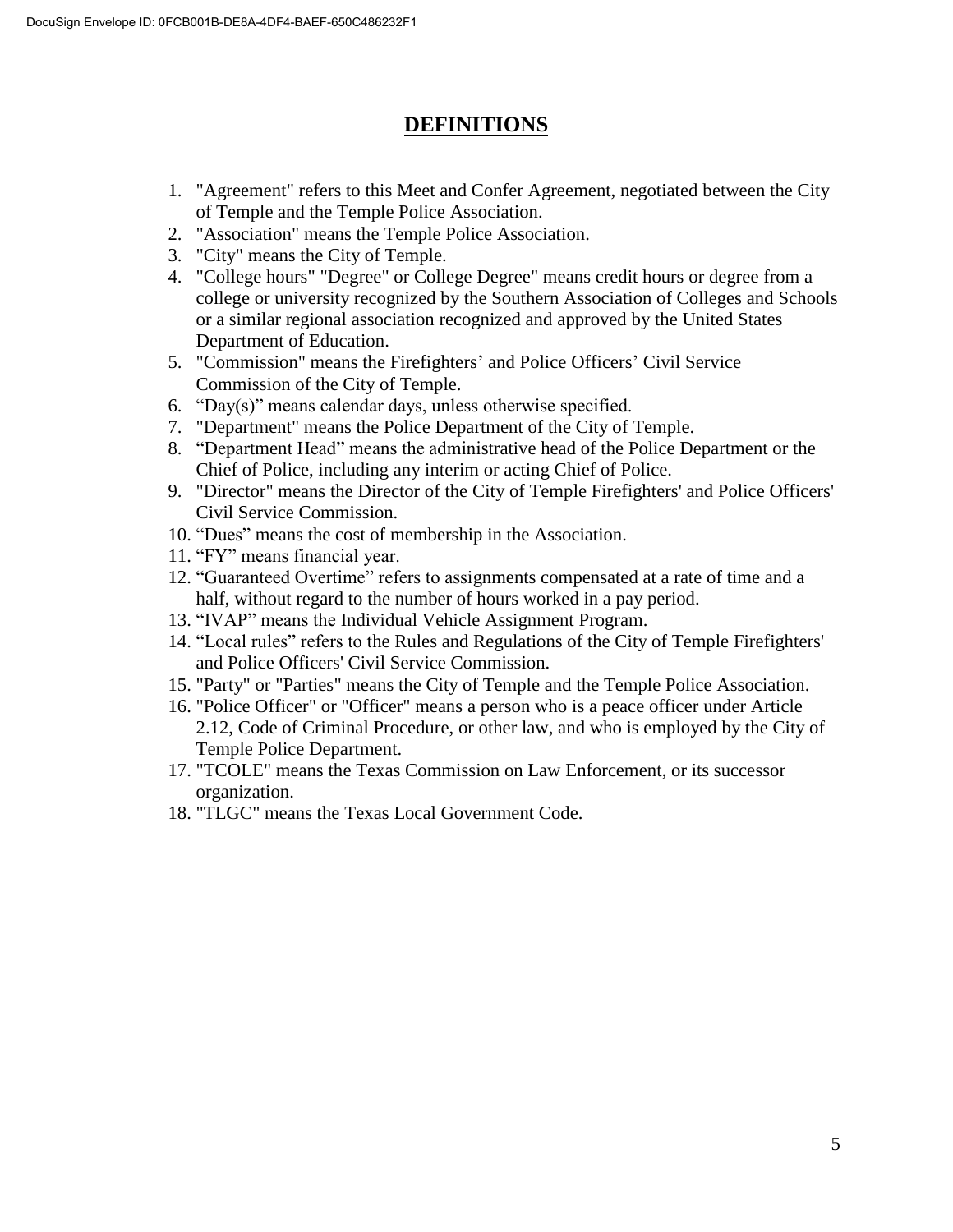# DEFINITIONS

1. "Agreement" refers to this Meet and Confer Agreement, negotiated between the City of Temple and the Temple Police Association.
2. "Association" means the Temple Police Association.
3. "City" means the City of Temple.
4. "College hours" "Degree" or College Degree" means credit hours or degree from a college or university recognized by the Southern Association of Colleges and Schools or a similar regional association recognized and approved by the United States Department of Education.
5. "Commission" means the Firefighters' and Police Officers' Civil Service Commission of the City of Temple.
6. "Day(s)" means calendar days, unless otherwise specified.
7. "Department" means the Police Department of the City of Temple.
8. "Department Head" means the administrative head of the Police Department or the Chief of Police, including any interim or acting Chief of Police.
9. "Director" means the Director of the City of Temple Firefighters' and Police Officers' Civil Service Commission.
10. "Dues" means the cost of membership in the Association.
11. "FY" means financial year.
12. "Guaranteed Overtime" refers to assignments compensated at a rate of time and a half, without regard to the number of hours worked in a pay period.
13. "IVAP" means the Individual Vehicle Assignment Program.
14. "Local rules" refers to the Rules and Regulations of the City of Temple Firefighters' and Police Officers' Civil Service Commission.
15. "Party" or "Parties" means the City of Temple and the Temple Police Association.
16. "Police Officer" or "Officer" means a person who is a peace officer under Article 2.12, Code of Criminal Procedure, or other law, and who is employed by the City of Temple Police Department.
17. "TCOLE" means the Texas Commission on Law Enforcement, or its successor organization.
18. "TLGC" means the Texas Local Government Code.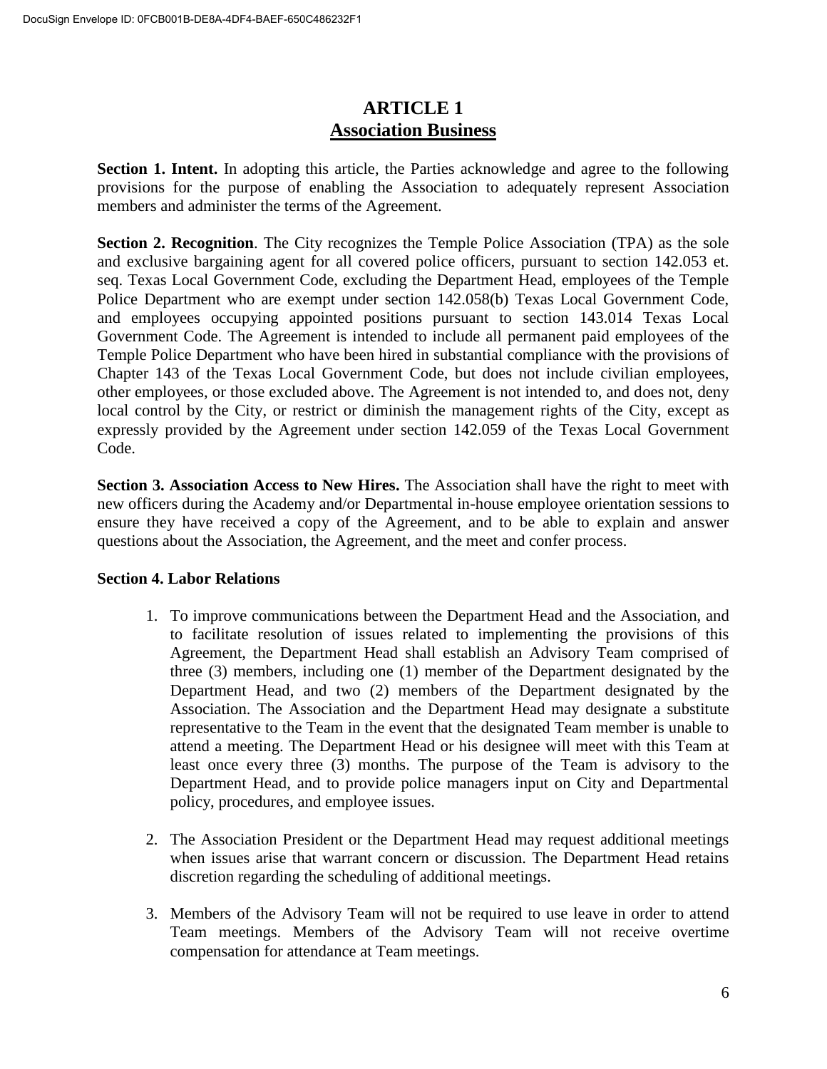# ARTICLE 1
## Association Business

**Section 1. Intent.** In adopting this article, the Parties acknowledge and agree to the following provisions for the purpose of enabling the Association to adequately represent Association members and administer the terms of the Agreement.

**Section 2. Recognition**. The City recognizes the Temple Police Association (TPA) as the sole and exclusive bargaining agent for all covered police officers, pursuant to section 142.053 et. seq. Texas Local Government Code, excluding the Department Head, employees of the Temple Police Department who are exempt under section 142.058(b) Texas Local Government Code, and employees occupying appointed positions pursuant to section 143.014 Texas Local Government Code. The Agreement is intended to include all permanent paid employees of the Temple Police Department who have been hired in substantial compliance with the provisions of Chapter 143 of the Texas Local Government Code, but does not include civilian employees, other employees, or those excluded above. The Agreement is not intended to, and does not, deny local control by the City, or restrict or diminish the management rights of the City, except as expressly provided by the Agreement under section 142.059 of the Texas Local Government Code.

**Section 3. Association Access to New Hires.** The Association shall have the right to meet with new officers during the Academy and/or Departmental in-house employee orientation sessions to ensure they have received a copy of the Agreement, and to be able to explain and answer questions about the Association, the Agreement, and the meet and confer process.

**Section 4. Labor Relations**

1. To improve communications between the Department Head and the Association, and to facilitate resolution of issues related to implementing the provisions of this Agreement, the Department Head shall establish an Advisory Team comprised of three (3) members, including one (1) member of the Department designated by the Department Head, and two (2) members of the Department designated by the Association. The Association and the Department Head may designate a substitute representative to the Team in the event that the designated Team member is unable to attend a meeting. The Department Head or his designee will meet with this Team at least once every three (3) months. The purpose of the Team is advisory to the Department Head, and to provide police managers input on City and Departmental policy, procedures, and employee issues.

2. The Association President or the Department Head may request additional meetings when issues arise that warrant concern or discussion. The Department Head retains discretion regarding the scheduling of additional meetings.

3. Members of the Advisory Team will not be required to use leave in order to attend Team meetings. Members of the Advisory Team will not receive overtime compensation for attendance at Team meetings.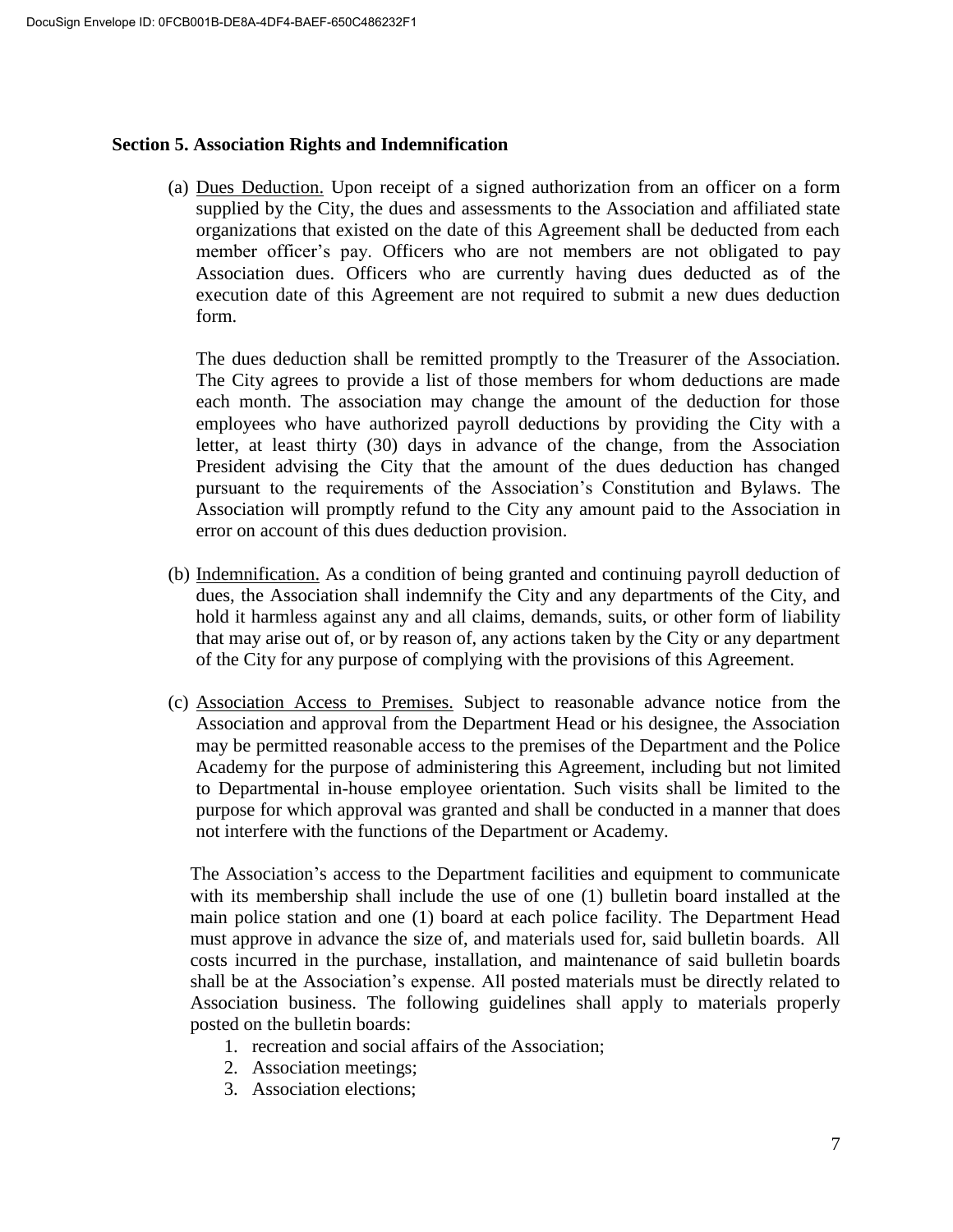### Section 5. Association Rights and Indemnification

(a) Dues Deduction. Upon receipt of a signed authorization from an officer on a form supplied by the City, the dues and assessments to the Association and affiliated state organizations that existed on the date of this Agreement shall be deducted from each member officer's pay. Officers who are not members are not obligated to pay Association dues. Officers who are currently having dues deducted as of the execution date of this Agreement are not required to submit a new dues deduction form.

The dues deduction shall be remitted promptly to the Treasurer of the Association. The City agrees to provide a list of those members for whom deductions are made each month. The association may change the amount of the deduction for those employees who have authorized payroll deductions by providing the City with a letter, at least thirty (30) days in advance of the change, from the Association President advising the City that the amount of the dues deduction has changed pursuant to the requirements of the Association's Constitution and Bylaws. The Association will promptly refund to the City any amount paid to the Association in error on account of this dues deduction provision.

(b) Indemnification. As a condition of being granted and continuing payroll deduction of dues, the Association shall indemnify the City and any departments of the City, and hold it harmless against any and all claims, demands, suits, or other form of liability that may arise out of, or by reason of, any actions taken by the City or any department of the City for any purpose of complying with the provisions of this Agreement.

(c) Association Access to Premises. Subject to reasonable advance notice from the Association and approval from the Department Head or his designee, the Association may be permitted reasonable access to the premises of the Department and the Police Academy for the purpose of administering this Agreement, including but not limited to Departmental in-house employee orientation. Such visits shall be limited to the purpose for which approval was granted and shall be conducted in a manner that does not interfere with the functions of the Department or Academy.

The Association's access to the Department facilities and equipment to communicate with its membership shall include the use of one (1) bulletin board installed at the main police station and one (1) board at each police facility. The Department Head must approve in advance the size of, and materials used for, said bulletin boards. All costs incurred in the purchase, installation, and maintenance of said bulletin boards shall be at the Association's expense. All posted materials must be directly related to Association business. The following guidelines shall apply to materials properly posted on the bulletin boards:

1. recreation and social affairs of the Association;
2. Association meetings;
3. Association elections;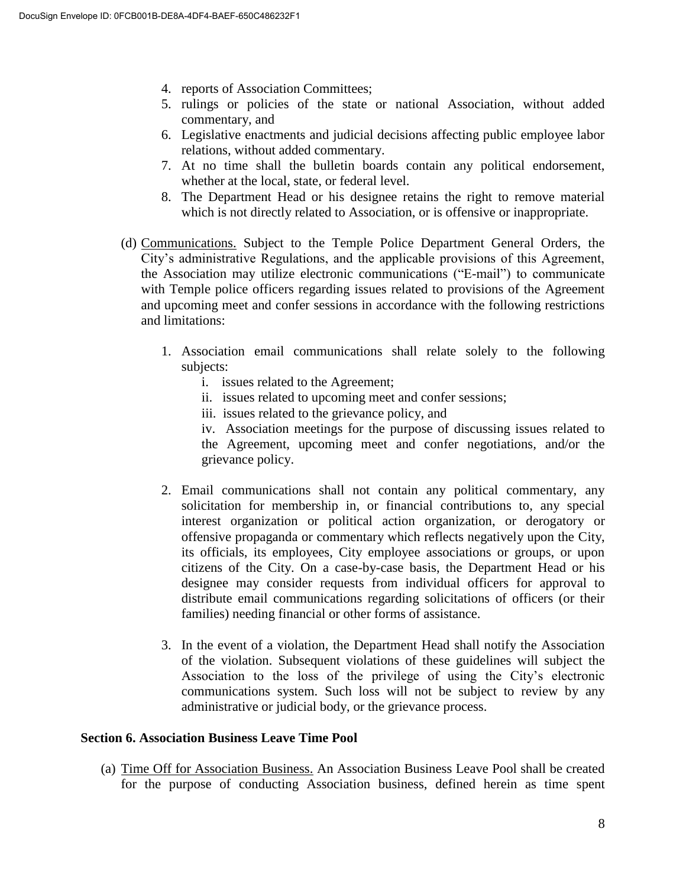4. reports of Association Committees;
5. rulings or policies of the state or national Association, without added commentary, and
6. Legislative enactments and judicial decisions affecting public employee labor relations, without added commentary.
7. At no time shall the bulletin boards contain any political endorsement, whether at the local, state, or federal level.
8. The Department Head or his designee retains the right to remove material which is not directly related to Association, or is offensive or inappropriate.

(d) Communications. Subject to the Temple Police Department General Orders, the City's administrative Regulations, and the applicable provisions of this Agreement, the Association may utilize electronic communications ("E-mail") to communicate with Temple police officers regarding issues related to provisions of the Agreement and upcoming meet and confer sessions in accordance with the following restrictions and limitations:

1. Association email communications shall relate solely to the following subjects:
   - i. issues related to the Agreement;
   - ii. issues related to upcoming meet and confer sessions;
   - iii. issues related to the grievance policy, and
   - iv. Association meetings for the purpose of discussing issues related to the Agreement, upcoming meet and confer negotiations, and/or the grievance policy.

2. Email communications shall not contain any political commentary, any solicitation for membership in, or financial contributions to, any special interest organization or political action organization, or derogatory or offensive propaganda or commentary which reflects negatively upon the City, its officials, its employees, City employee associations or groups, or upon citizens of the City. On a case-by-case basis, the Department Head or his designee may consider requests from individual officers for approval to distribute email communications regarding solicitations of officers (or their families) needing financial or other forms of assistance.

3. In the event of a violation, the Department Head shall notify the Association of the violation. Subsequent violations of these guidelines will subject the Association to the loss of the privilege of using the City's electronic communications system. Such loss will not be subject to review by any administrative or judicial body, or the grievance process.

### Section 6. Association Business Leave Time Pool

(a) Time Off for Association Business. An Association Business Leave Pool shall be created for the purpose of conducting Association business, defined herein as time spent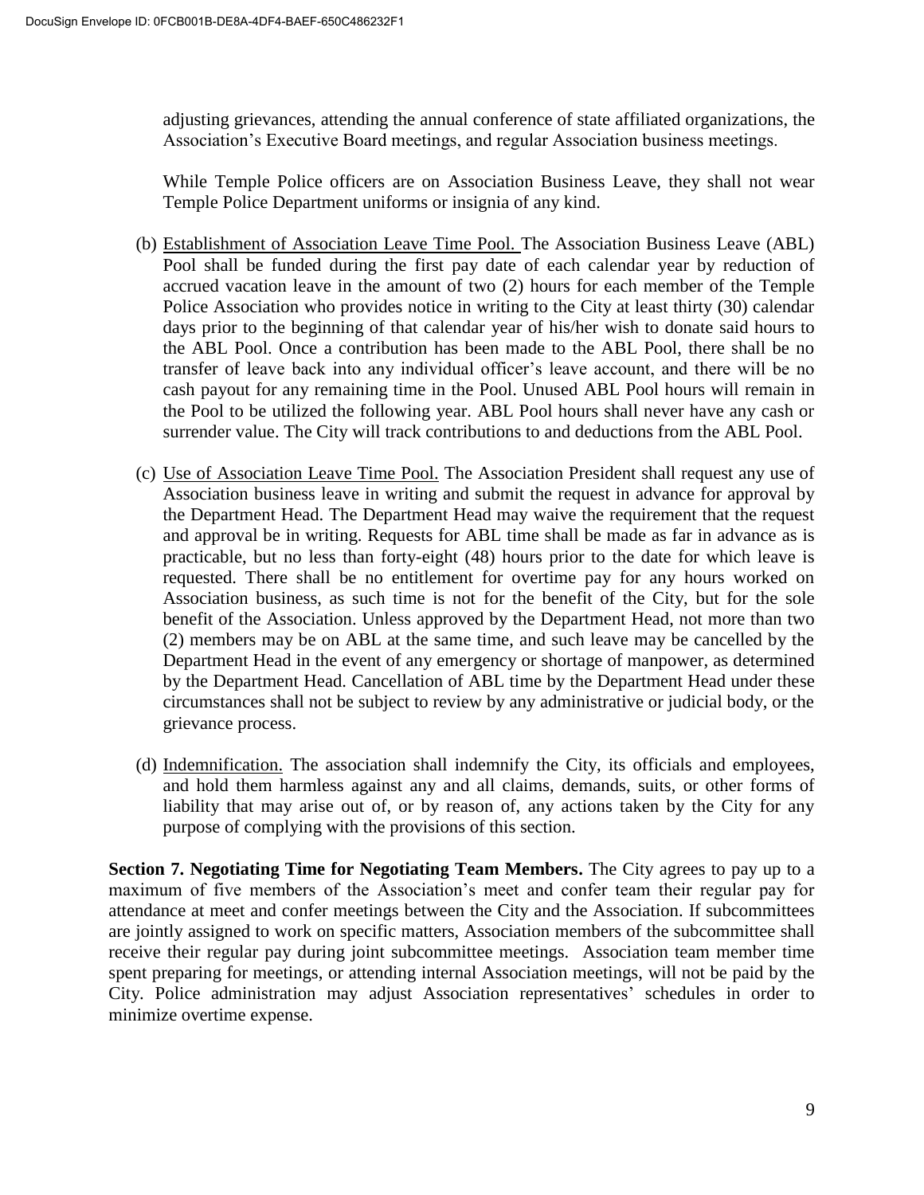adjusting grievances, attending the annual conference of state affiliated organizations, the Association's Executive Board meetings, and regular Association business meetings.

While Temple Police officers are on Association Business Leave, they shall not wear Temple Police Department uniforms or insignia of any kind.

(b) Establishment of Association Leave Time Pool. The Association Business Leave (ABL) Pool shall be funded during the first pay date of each calendar year by reduction of accrued vacation leave in the amount of two (2) hours for each member of the Temple Police Association who provides notice in writing to the City at least thirty (30) calendar days prior to the beginning of that calendar year of his/her wish to donate said hours to the ABL Pool. Once a contribution has been made to the ABL Pool, there shall be no transfer of leave back into any individual officer's leave account, and there will be no cash payout for any remaining time in the Pool. Unused ABL Pool hours will remain in the Pool to be utilized the following year. ABL Pool hours shall never have any cash or surrender value. The City will track contributions to and deductions from the ABL Pool.

(c) Use of Association Leave Time Pool. The Association President shall request any use of Association business leave in writing and submit the request in advance for approval by the Department Head. The Department Head may waive the requirement that the request and approval be in writing. Requests for ABL time shall be made as far in advance as is practicable, but no less than forty-eight (48) hours prior to the date for which leave is requested. There shall be no entitlement for overtime pay for any hours worked on Association business, as such time is not for the benefit of the City, but for the sole benefit of the Association. Unless approved by the Department Head, not more than two (2) members may be on ABL at the same time, and such leave may be cancelled by the Department Head in the event of any emergency or shortage of manpower, as determined by the Department Head. Cancellation of ABL time by the Department Head under these circumstances shall not be subject to review by any administrative or judicial body, or the grievance process.

(d) Indemnification. The association shall indemnify the City, its officials and employees, and hold them harmless against any and all claims, demands, suits, or other forms of liability that may arise out of, or by reason of, any actions taken by the City for any purpose of complying with the provisions of this section.

**Section 7. Negotiating Time for Negotiating Team Members.** The City agrees to pay up to a maximum of five members of the Association's meet and confer team their regular pay for attendance at meet and confer meetings between the City and the Association. If subcommittees are jointly assigned to work on specific matters, Association members of the subcommittee shall receive their regular pay during joint subcommittee meetings. Association team member time spent preparing for meetings, or attending internal Association meetings, will not be paid by the City. Police administration may adjust Association representatives' schedules in order to minimize overtime expense.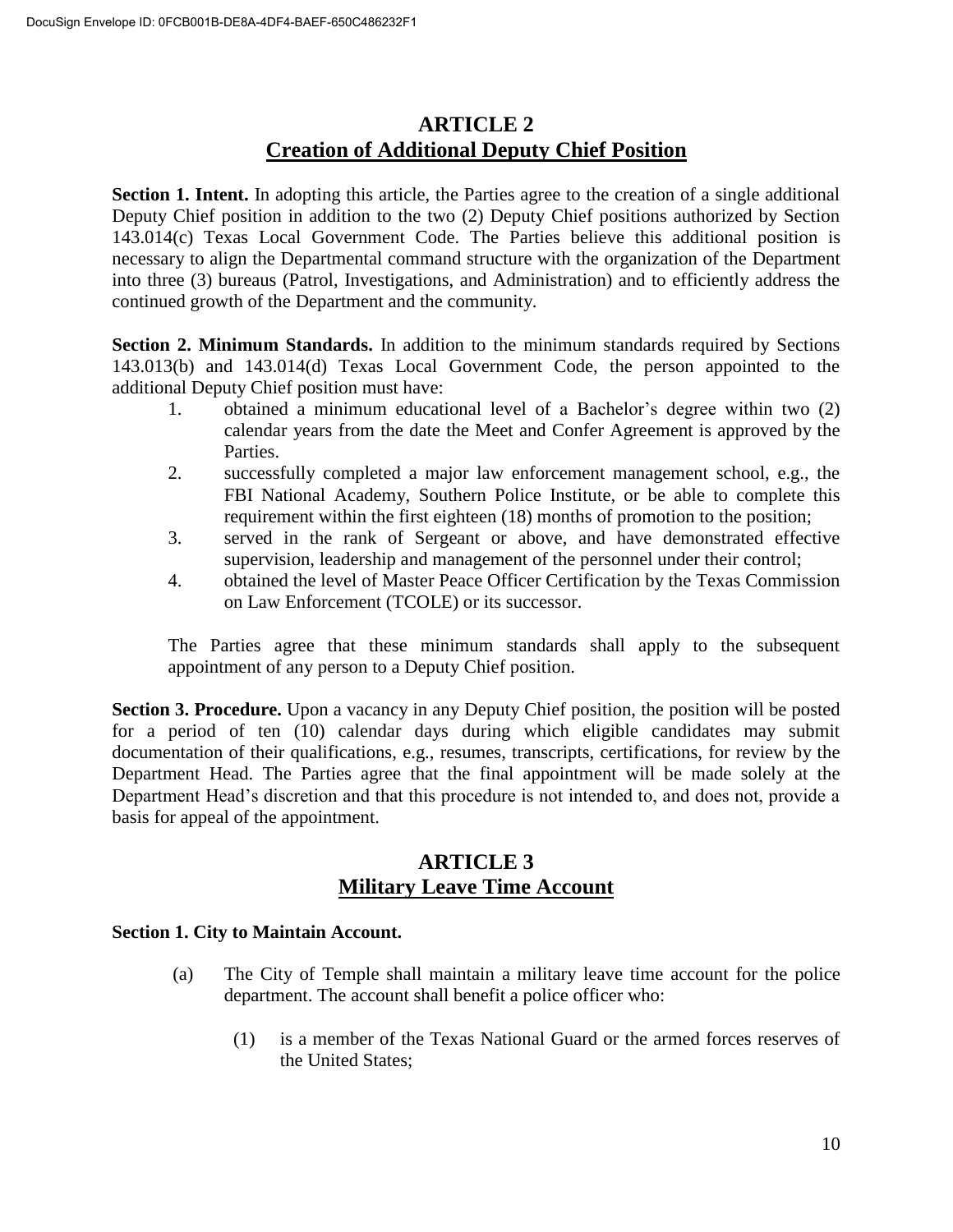# ARTICLE 2
## Creation of Additional Deputy Chief Position

**Section 1. Intent.** In adopting this article, the Parties agree to the creation of a single additional Deputy Chief position in addition to the two (2) Deputy Chief positions authorized by Section 143.014(c) Texas Local Government Code. The Parties believe this additional position is necessary to align the Departmental command structure with the organization of the Department into three (3) bureaus (Patrol, Investigations, and Administration) and to efficiently address the continued growth of the Department and the community.

**Section 2. Minimum Standards.** In addition to the minimum standards required by Sections 143.013(b) and 143.014(d) Texas Local Government Code, the person appointed to the additional Deputy Chief position must have:

1. obtained a minimum educational level of a Bachelor's degree within two (2) calendar years from the date the Meet and Confer Agreement is approved by the Parties.
2. successfully completed a major law enforcement management school, e.g., the FBI National Academy, Southern Police Institute, or be able to complete this requirement within the first eighteen (18) months of promotion to the position;
3. served in the rank of Sergeant or above, and have demonstrated effective supervision, leadership and management of the personnel under their control;
4. obtained the level of Master Peace Officer Certification by the Texas Commission on Law Enforcement (TCOLE) or its successor.

The Parties agree that these minimum standards shall apply to the subsequent appointment of any person to a Deputy Chief position.

**Section 3. Procedure.** Upon a vacancy in any Deputy Chief position, the position will be posted for a period of ten (10) calendar days during which eligible candidates may submit documentation of their qualifications, e.g., resumes, transcripts, certifications, for review by the Department Head. The Parties agree that the final appointment will be made solely at the Department Head's discretion and that this procedure is not intended to, and does not, provide a basis for appeal of the appointment.

# ARTICLE 3
## Military Leave Time Account

**Section 1. City to Maintain Account.**

(a) The City of Temple shall maintain a military leave time account for the police department. The account shall benefit a police officer who:

(1) is a member of the Texas National Guard or the armed forces reserves of the United States;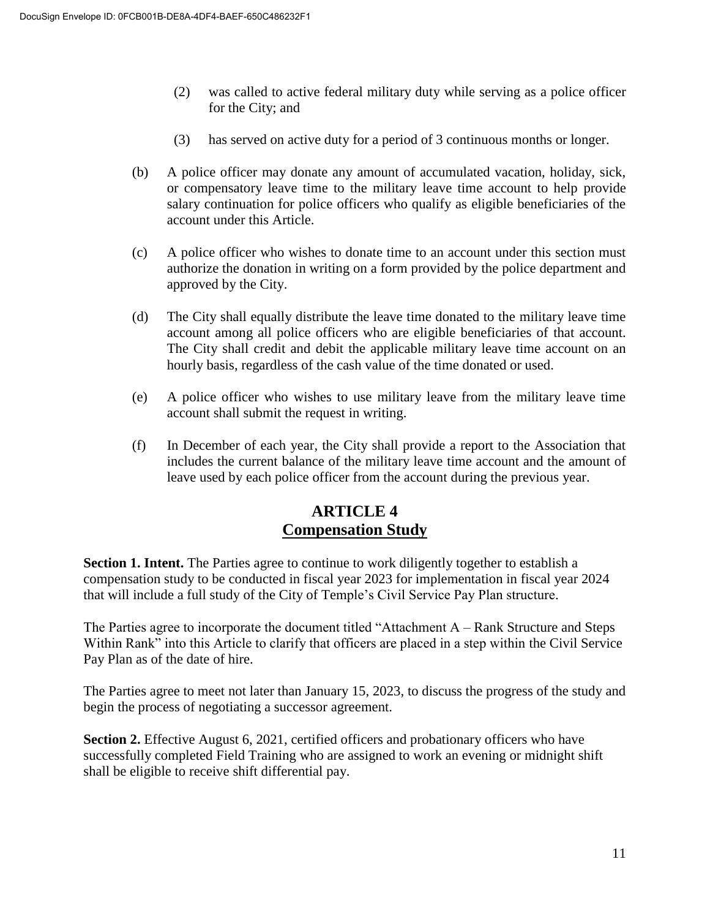(2) was called to active federal military duty while serving as a police officer for the City; and

(3) has served on active duty for a period of 3 continuous months or longer.

(b) A police officer may donate any amount of accumulated vacation, holiday, sick, or compensatory leave time to the military leave time account to help provide salary continuation for police officers who qualify as eligible beneficiaries of the account under this Article.

(c) A police officer who wishes to donate time to an account under this section must authorize the donation in writing on a form provided by the police department and approved by the City.

(d) The City shall equally distribute the leave time donated to the military leave time account among all police officers who are eligible beneficiaries of that account. The City shall credit and debit the applicable military leave time account on an hourly basis, regardless of the cash value of the time donated or used.

(e) A police officer who wishes to use military leave from the military leave time account shall submit the request in writing.

(f) In December of each year, the City shall provide a report to the Association that includes the current balance of the military leave time account and the amount of leave used by each police officer from the account during the previous year.

## ARTICLE 4
## Compensation Study

**Section 1. Intent.** The Parties agree to continue to work diligently together to establish a compensation study to be conducted in fiscal year 2023 for implementation in fiscal year 2024 that will include a full study of the City of Temple's Civil Service Pay Plan structure.

The Parties agree to incorporate the document titled "Attachment A – Rank Structure and Steps Within Rank" into this Article to clarify that officers are placed in a step within the Civil Service Pay Plan as of the date of hire.

The Parties agree to meet not later than January 15, 2023, to discuss the progress of the study and begin the process of negotiating a successor agreement.

**Section 2.** Effective August 6, 2021, certified officers and probationary officers who have successfully completed Field Training who are assigned to work an evening or midnight shift shall be eligible to receive shift differential pay.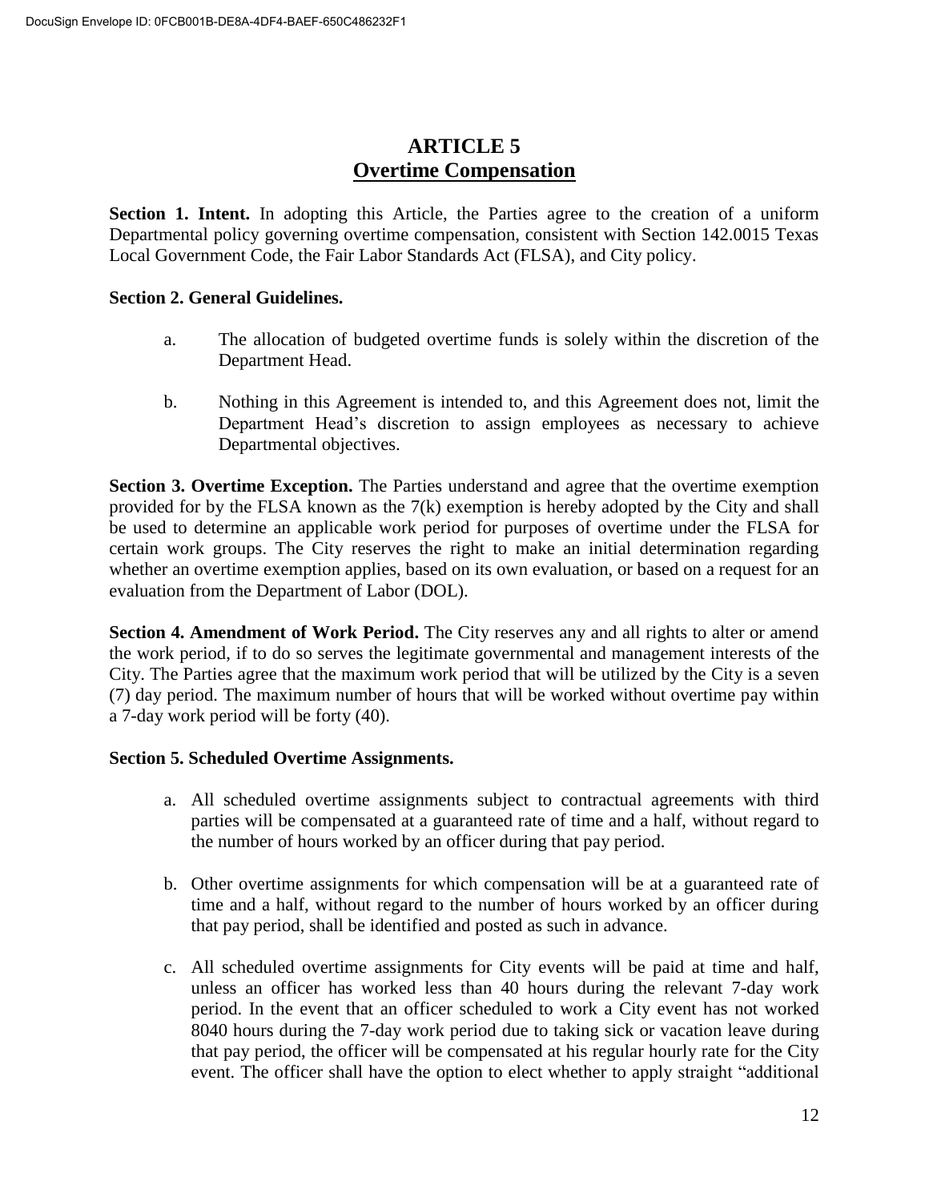# ARTICLE 5
## Overtime Compensation

**Section 1. Intent.** In adopting this Article, the Parties agree to the creation of a uniform Departmental policy governing overtime compensation, consistent with Section 142.0015 Texas Local Government Code, the Fair Labor Standards Act (FLSA), and City policy.

**Section 2. General Guidelines.**

a. The allocation of budgeted overtime funds is solely within the discretion of the Department Head.

b. Nothing in this Agreement is intended to, and this Agreement does not, limit the Department Head's discretion to assign employees as necessary to achieve Departmental objectives.

**Section 3. Overtime Exception.** The Parties understand and agree that the overtime exemption provided for by the FLSA known as the 7(k) exemption is hereby adopted by the City and shall be used to determine an applicable work period for purposes of overtime under the FLSA for certain work groups. The City reserves the right to make an initial determination regarding whether an overtime exemption applies, based on its own evaluation, or based on a request for an evaluation from the Department of Labor (DOL).

**Section 4. Amendment of Work Period.** The City reserves any and all rights to alter or amend the work period, if to do so serves the legitimate governmental and management interests of the City. The Parties agree that the maximum work period that will be utilized by the City is a seven (7) day period. The maximum number of hours that will be worked without overtime pay within a 7-day work period will be forty (40).

**Section 5. Scheduled Overtime Assignments.**

a. All scheduled overtime assignments subject to contractual agreements with third parties will be compensated at a guaranteed rate of time and a half, without regard to the number of hours worked by an officer during that pay period.

b. Other overtime assignments for which compensation will be at a guaranteed rate of time and a half, without regard to the number of hours worked by an officer during that pay period, shall be identified and posted as such in advance.

c. All scheduled overtime assignments for City events will be paid at time and half, unless an officer has worked less than 40 hours during the relevant 7-day work period. In the event that an officer scheduled to work a City event has not worked 8040 hours during the 7-day work period due to taking sick or vacation leave during that pay period, the officer will be compensated at his regular hourly rate for the City event. The officer shall have the option to elect whether to apply straight "additional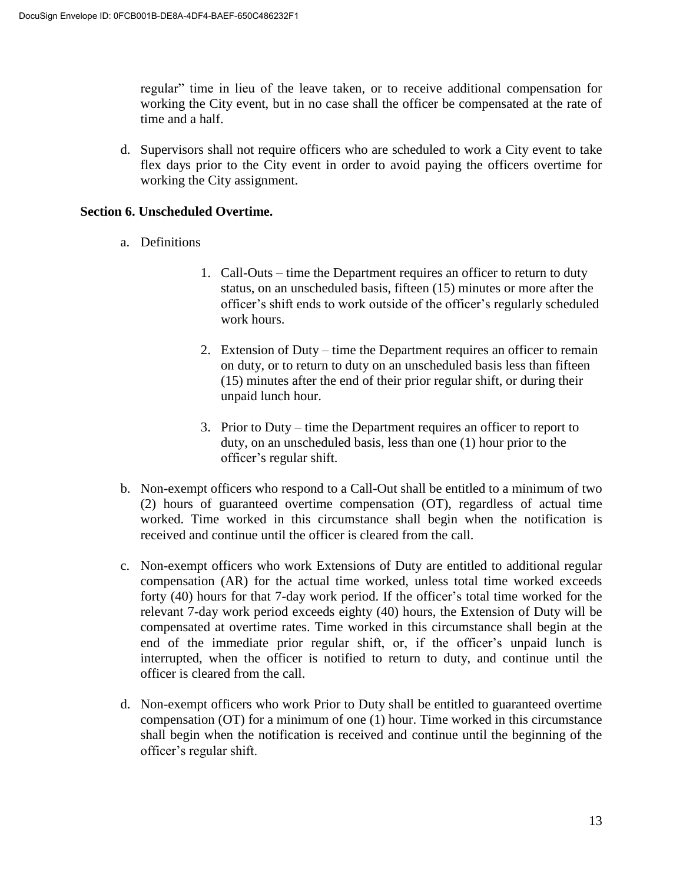regular" time in lieu of the leave taken, or to receive additional compensation for working the City event, but in no case shall the officer be compensated at the rate of time and a half.

d. Supervisors shall not require officers who are scheduled to work a City event to take flex days prior to the City event in order to avoid paying the officers overtime for working the City assignment.

**Section 6. Unscheduled Overtime.**

a. Definitions

1. Call-Outs – time the Department requires an officer to return to duty status, on an unscheduled basis, fifteen (15) minutes or more after the officer's shift ends to work outside of the officer's regularly scheduled work hours.

2. Extension of Duty – time the Department requires an officer to remain on duty, or to return to duty on an unscheduled basis less than fifteen (15) minutes after the end of their prior regular shift, or during their unpaid lunch hour.

3. Prior to Duty – time the Department requires an officer to report to duty, on an unscheduled basis, less than one (1) hour prior to the officer's regular shift.

b. Non-exempt officers who respond to a Call-Out shall be entitled to a minimum of two (2) hours of guaranteed overtime compensation (OT), regardless of actual time worked. Time worked in this circumstance shall begin when the notification is received and continue until the officer is cleared from the call.

c. Non-exempt officers who work Extensions of Duty are entitled to additional regular compensation (AR) for the actual time worked, unless total time worked exceeds forty (40) hours for that 7-day work period. If the officer's total time worked for the relevant 7-day work period exceeds eighty (40) hours, the Extension of Duty will be compensated at overtime rates. Time worked in this circumstance shall begin at the end of the immediate prior regular shift, or, if the officer's unpaid lunch is interrupted, when the officer is notified to return to duty, and continue until the officer is cleared from the call.

d. Non-exempt officers who work Prior to Duty shall be entitled to guaranteed overtime compensation (OT) for a minimum of one (1) hour. Time worked in this circumstance shall begin when the notification is received and continue until the beginning of the officer's regular shift.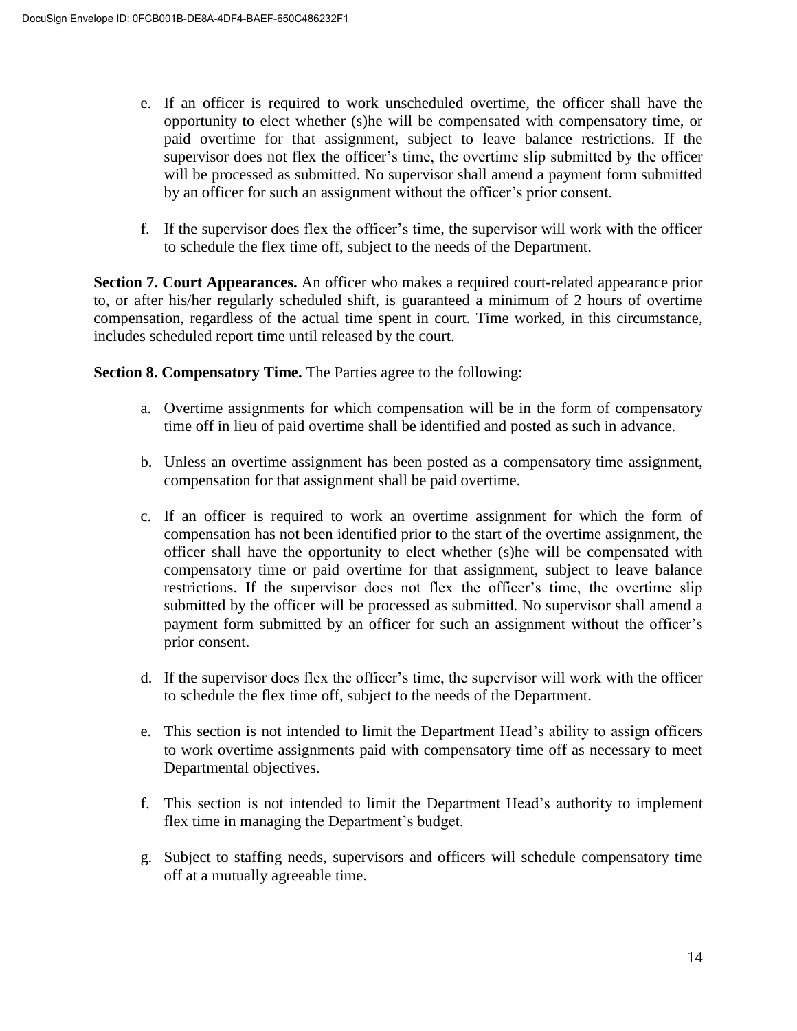e. If an officer is required to work unscheduled overtime, the officer shall have the opportunity to elect whether (s)he will be compensated with compensatory time, or paid overtime for that assignment, subject to leave balance restrictions. If the supervisor does not flex the officer's time, the overtime slip submitted by the officer will be processed as submitted. No supervisor shall amend a payment form submitted by an officer for such an assignment without the officer's prior consent.

f. If the supervisor does flex the officer's time, the supervisor will work with the officer to schedule the flex time off, subject to the needs of the Department.

**Section 7. Court Appearances.** An officer who makes a required court-related appearance prior to, or after his/her regularly scheduled shift, is guaranteed a minimum of 2 hours of overtime compensation, regardless of the actual time spent in court. Time worked, in this circumstance, includes scheduled report time until released by the court.

**Section 8. Compensatory Time.** The Parties agree to the following:

a. Overtime assignments for which compensation will be in the form of compensatory time off in lieu of paid overtime shall be identified and posted as such in advance.

b. Unless an overtime assignment has been posted as a compensatory time assignment, compensation for that assignment shall be paid overtime.

c. If an officer is required to work an overtime assignment for which the form of compensation has not been identified prior to the start of the overtime assignment, the officer shall have the opportunity to elect whether (s)he will be compensated with compensatory time or paid overtime for that assignment, subject to leave balance restrictions. If the supervisor does not flex the officer's time, the overtime slip submitted by the officer will be processed as submitted. No supervisor shall amend a payment form submitted by an officer for such an assignment without the officer's prior consent.

d. If the supervisor does flex the officer's time, the supervisor will work with the officer to schedule the flex time off, subject to the needs of the Department.

e. This section is not intended to limit the Department Head's ability to assign officers to work overtime assignments paid with compensatory time off as necessary to meet Departmental objectives.

f. This section is not intended to limit the Department Head's authority to implement flex time in managing the Department's budget.

g. Subject to staffing needs, supervisors and officers will schedule compensatory time off at a mutually agreeable time.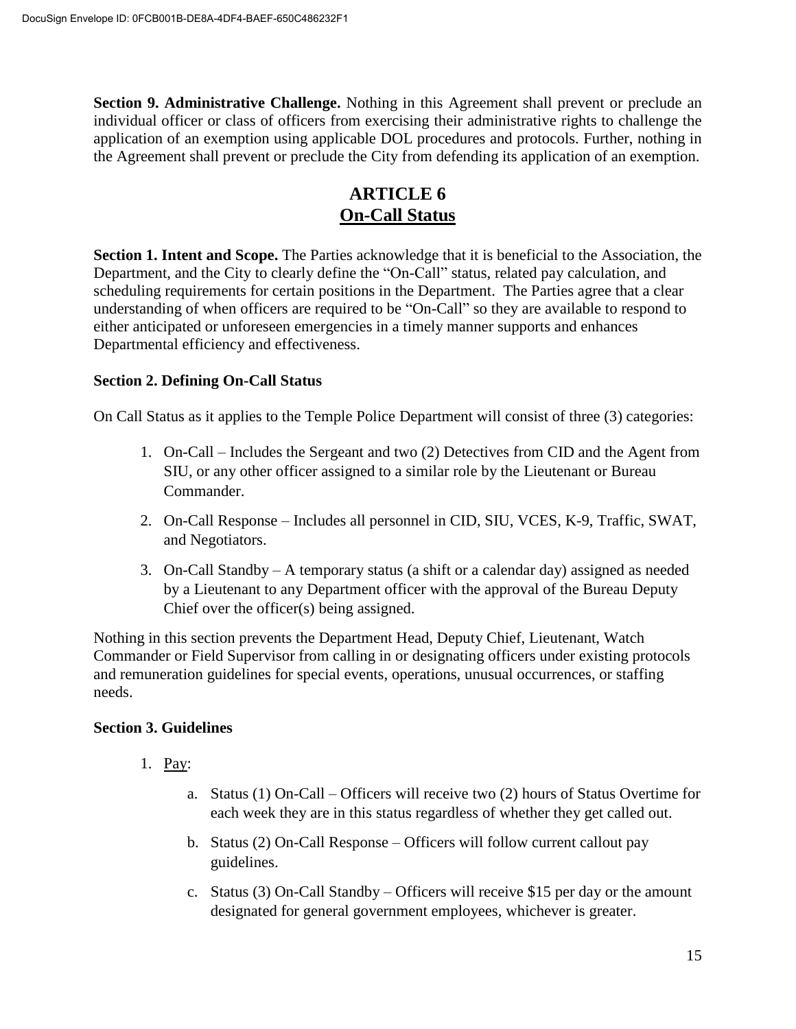**Section 9. Administrative Challenge.** Nothing in this Agreement shall prevent or preclude an individual officer or class of officers from exercising their administrative rights to challenge the application of an exemption using applicable DOL procedures and protocols. Further, nothing in the Agreement shall prevent or preclude the City from defending its application of an exemption.

# ARTICLE 6
## On-Call Status

**Section 1. Intent and Scope.** The Parties acknowledge that it is beneficial to the Association, the Department, and the City to clearly define the "On-Call" status, related pay calculation, and scheduling requirements for certain positions in the Department. The Parties agree that a clear understanding of when officers are required to be "On-Call" so they are available to respond to either anticipated or unforeseen emergencies in a timely manner supports and enhances Departmental efficiency and effectiveness.

**Section 2. Defining On-Call Status**

On Call Status as it applies to the Temple Police Department will consist of three (3) categories:

1. On-Call – Includes the Sergeant and two (2) Detectives from CID and the Agent from SIU, or any other officer assigned to a similar role by the Lieutenant or Bureau Commander.
2. On-Call Response – Includes all personnel in CID, SIU, VCES, K-9, Traffic, SWAT, and Negotiators.
3. On-Call Standby – A temporary status (a shift or a calendar day) assigned as needed by a Lieutenant to any Department officer with the approval of the Bureau Deputy Chief over the officer(s) being assigned.

Nothing in this section prevents the Department Head, Deputy Chief, Lieutenant, Watch Commander or Field Supervisor from calling in or designating officers under existing protocols and remuneration guidelines for special events, operations, unusual occurrences, or staffing needs.

**Section 3. Guidelines**

1. Pay:
   a. Status (1) On-Call – Officers will receive two (2) hours of Status Overtime for each week they are in this status regardless of whether they get called out.
   b. Status (2) On-Call Response – Officers will follow current callout pay guidelines.
   c. Status (3) On-Call Standby – Officers will receive $15 per day or the amount designated for general government employees, whichever is greater.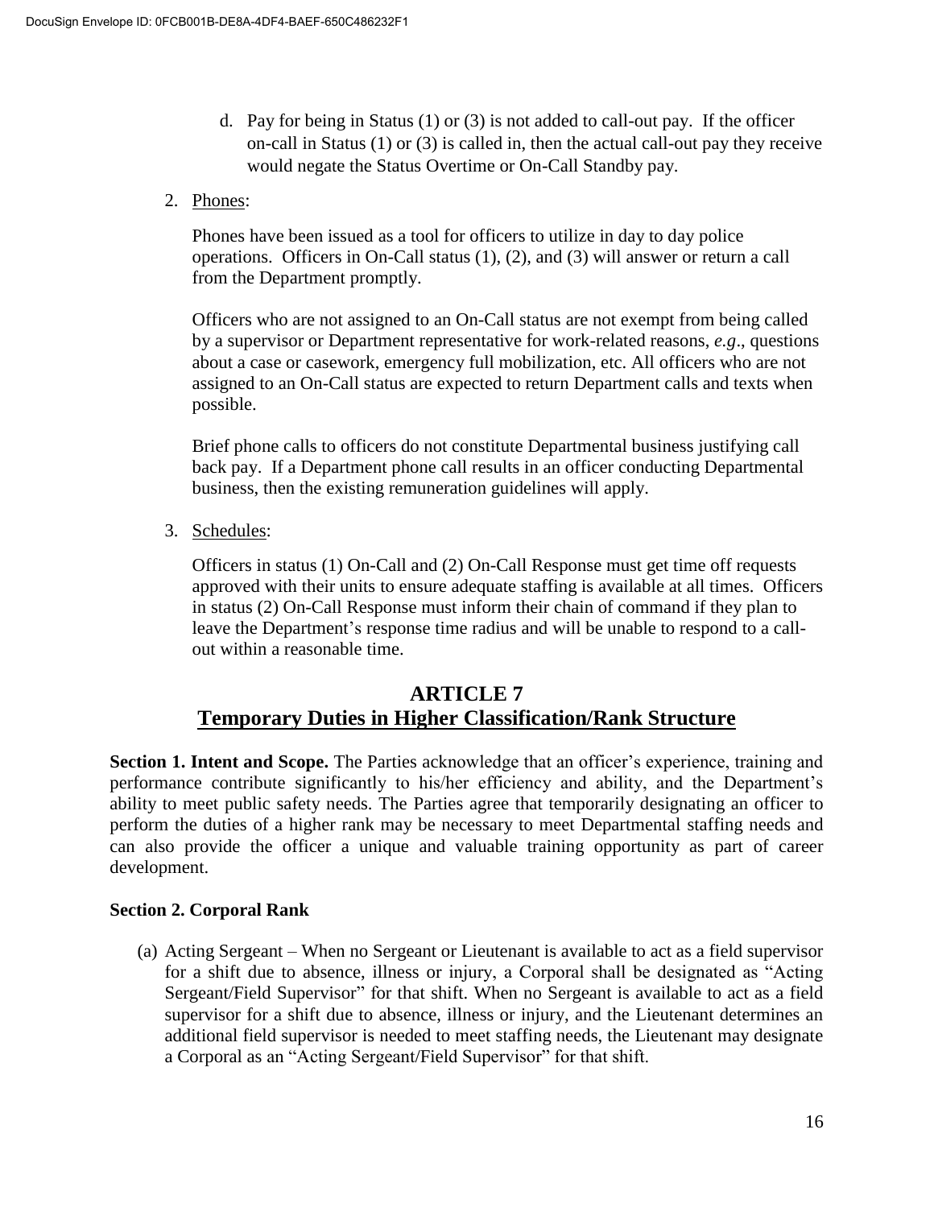d. Pay for being in Status (1) or (3) is not added to call-out pay. If the officer on-call in Status (1) or (3) is called in, then the actual call-out pay they receive would negate the Status Overtime or On-Call Standby pay.

2. Phones:

   Phones have been issued as a tool for officers to utilize in day to day police operations. Officers in On-Call status (1), (2), and (3) will answer or return a call from the Department promptly.

   Officers who are not assigned to an On-Call status are not exempt from being called by a supervisor or Department representative for work-related reasons, *e.g*., questions about a case or casework, emergency full mobilization, etc. All officers who are not assigned to an On-Call status are expected to return Department calls and texts when possible.

   Brief phone calls to officers do not constitute Departmental business justifying call back pay. If a Department phone call results in an officer conducting Departmental business, then the existing remuneration guidelines will apply.

3. Schedules:

   Officers in status (1) On-Call and (2) On-Call Response must get time off requests approved with their units to ensure adequate staffing is available at all times. Officers in status (2) On-Call Response must inform their chain of command if they plan to leave the Department's response time radius and will be unable to respond to a call-out within a reasonable time.

# ARTICLE 7
## Temporary Duties in Higher Classification/Rank Structure

**Section 1. Intent and Scope.** The Parties acknowledge that an officer's experience, training and performance contribute significantly to his/her efficiency and ability, and the Department's ability to meet public safety needs. The Parties agree that temporarily designating an officer to perform the duties of a higher rank may be necessary to meet Departmental staffing needs and can also provide the officer a unique and valuable training opportunity as part of career development.

**Section 2. Corporal Rank**

(a) Acting Sergeant – When no Sergeant or Lieutenant is available to act as a field supervisor for a shift due to absence, illness or injury, a Corporal shall be designated as "Acting Sergeant/Field Supervisor" for that shift. When no Sergeant is available to act as a field supervisor for a shift due to absence, illness or injury, and the Lieutenant determines an additional field supervisor is needed to meet staffing needs, the Lieutenant may designate a Corporal as an "Acting Sergeant/Field Supervisor" for that shift.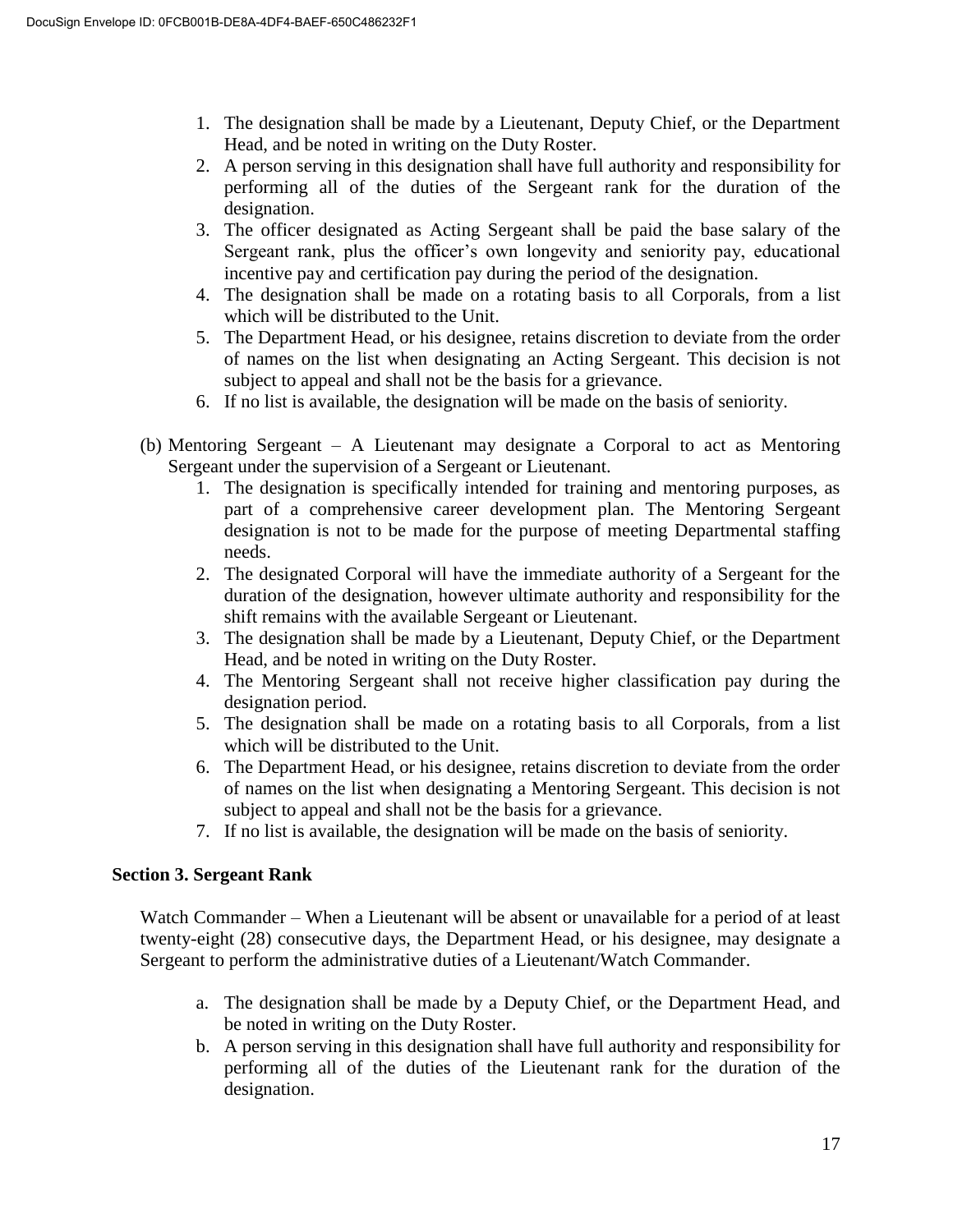1. The designation shall be made by a Lieutenant, Deputy Chief, or the Department Head, and be noted in writing on the Duty Roster.
2. A person serving in this designation shall have full authority and responsibility for performing all of the duties of the Sergeant rank for the duration of the designation.
3. The officer designated as Acting Sergeant shall be paid the base salary of the Sergeant rank, plus the officer's own longevity and seniority pay, educational incentive pay and certification pay during the period of the designation.
4. The designation shall be made on a rotating basis to all Corporals, from a list which will be distributed to the Unit.
5. The Department Head, or his designee, retains discretion to deviate from the order of names on the list when designating an Acting Sergeant. This decision is not subject to appeal and shall not be the basis for a grievance.
6. If no list is available, the designation will be made on the basis of seniority.

(b) Mentoring Sergeant – A Lieutenant may designate a Corporal to act as Mentoring Sergeant under the supervision of a Sergeant or Lieutenant.

1. The designation is specifically intended for training and mentoring purposes, as part of a comprehensive career development plan. The Mentoring Sergeant designation is not to be made for the purpose of meeting Departmental staffing needs.
2. The designated Corporal will have the immediate authority of a Sergeant for the duration of the designation, however ultimate authority and responsibility for the shift remains with the available Sergeant or Lieutenant.
3. The designation shall be made by a Lieutenant, Deputy Chief, or the Department Head, and be noted in writing on the Duty Roster.
4. The Mentoring Sergeant shall not receive higher classification pay during the designation period.
5. The designation shall be made on a rotating basis to all Corporals, from a list which will be distributed to the Unit.
6. The Department Head, or his designee, retains discretion to deviate from the order of names on the list when designating a Mentoring Sergeant. This decision is not subject to appeal and shall not be the basis for a grievance.
7. If no list is available, the designation will be made on the basis of seniority.

**Section 3. Sergeant Rank**

Watch Commander – When a Lieutenant will be absent or unavailable for a period of at least twenty-eight (28) consecutive days, the Department Head, or his designee, may designate a Sergeant to perform the administrative duties of a Lieutenant/Watch Commander.

a. The designation shall be made by a Deputy Chief, or the Department Head, and be noted in writing on the Duty Roster.
b. A person serving in this designation shall have full authority and responsibility for performing all of the duties of the Lieutenant rank for the duration of the designation.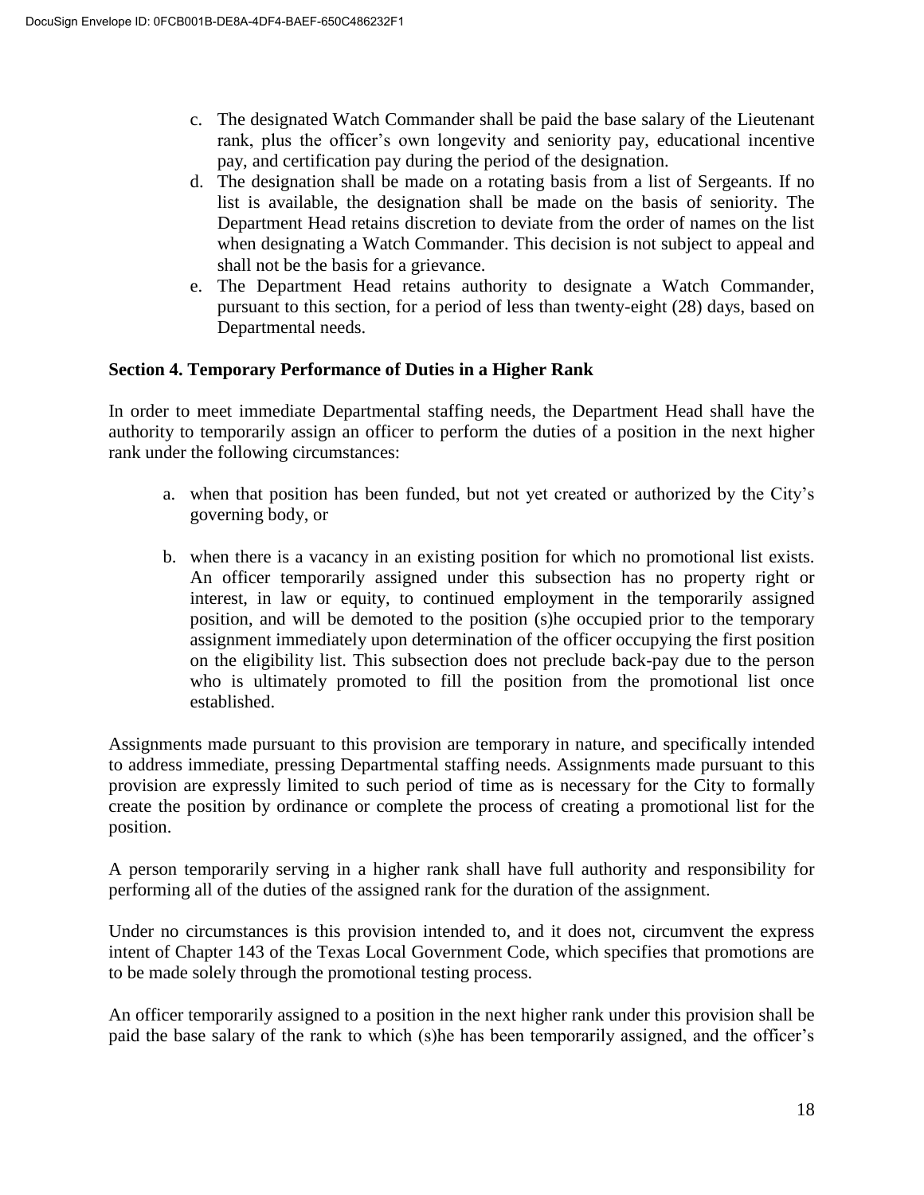c. The designated Watch Commander shall be paid the base salary of the Lieutenant rank, plus the officer's own longevity and seniority pay, educational incentive pay, and certification pay during the period of the designation.

d. The designation shall be made on a rotating basis from a list of Sergeants. If no list is available, the designation shall be made on the basis of seniority. The Department Head retains discretion to deviate from the order of names on the list when designating a Watch Commander. This decision is not subject to appeal and shall not be the basis for a grievance.

e. The Department Head retains authority to designate a Watch Commander, pursuant to this section, for a period of less than twenty-eight (28) days, based on Departmental needs.

**Section 4. Temporary Performance of Duties in a Higher Rank**

In order to meet immediate Departmental staffing needs, the Department Head shall have the authority to temporarily assign an officer to perform the duties of a position in the next higher rank under the following circumstances:

a. when that position has been funded, but not yet created or authorized by the City's governing body, or

b. when there is a vacancy in an existing position for which no promotional list exists. An officer temporarily assigned under this subsection has no property right or interest, in law or equity, to continued employment in the temporarily assigned position, and will be demoted to the position (s)he occupied prior to the temporary assignment immediately upon determination of the officer occupying the first position on the eligibility list. This subsection does not preclude back-pay due to the person who is ultimately promoted to fill the position from the promotional list once established.

Assignments made pursuant to this provision are temporary in nature, and specifically intended to address immediate, pressing Departmental staffing needs. Assignments made pursuant to this provision are expressly limited to such period of time as is necessary for the City to formally create the position by ordinance or complete the process of creating a promotional list for the position.

A person temporarily serving in a higher rank shall have full authority and responsibility for performing all of the duties of the assigned rank for the duration of the assignment.

Under no circumstances is this provision intended to, and it does not, circumvent the express intent of Chapter 143 of the Texas Local Government Code, which specifies that promotions are to be made solely through the promotional testing process.

An officer temporarily assigned to a position in the next higher rank under this provision shall be paid the base salary of the rank to which (s)he has been temporarily assigned, and the officer's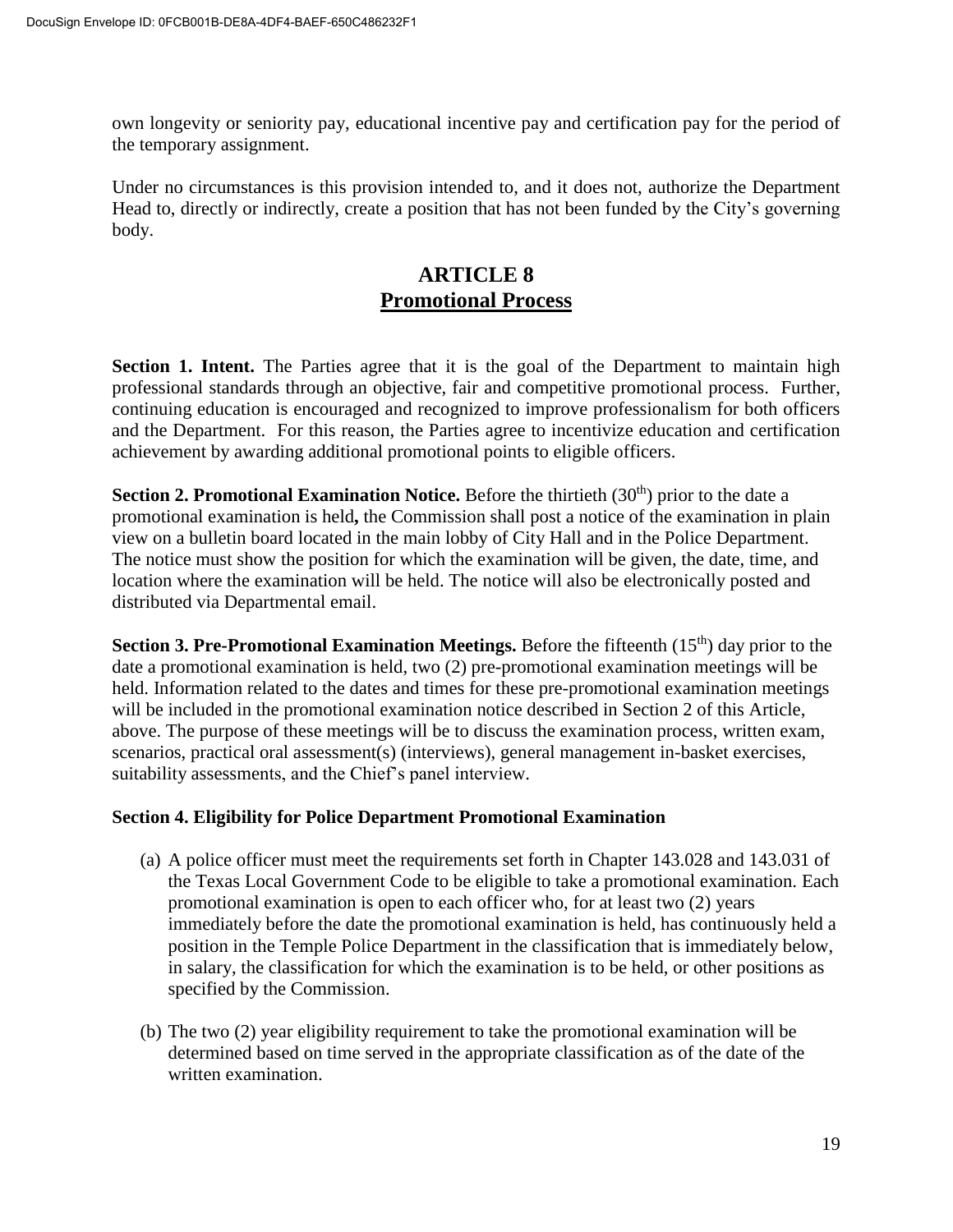own longevity or seniority pay, educational incentive pay and certification pay for the period of the temporary assignment.

Under no circumstances is this provision intended to, and it does not, authorize the Department Head to, directly or indirectly, create a position that has not been funded by the City's governing body.

## ARTICLE 8
## Promotional Process

**Section 1. Intent.** The Parties agree that it is the goal of the Department to maintain high professional standards through an objective, fair and competitive promotional process. Further, continuing education is encouraged and recognized to improve professionalism for both officers and the Department. For this reason, the Parties agree to incentivize education and certification achievement by awarding additional promotional points to eligible officers.

**Section 2. Promotional Examination Notice.** Before the thirtieth (30th) prior to the date a promotional examination is held**,** the Commission shall post a notice of the examination in plain view on a bulletin board located in the main lobby of City Hall and in the Police Department. The notice must show the position for which the examination will be given, the date, time, and location where the examination will be held. The notice will also be electronically posted and distributed via Departmental email.

**Section 3. Pre-Promotional Examination Meetings.** Before the fifteenth (15th) day prior to the date a promotional examination is held, two (2) pre-promotional examination meetings will be held. Information related to the dates and times for these pre-promotional examination meetings will be included in the promotional examination notice described in Section 2 of this Article, above. The purpose of these meetings will be to discuss the examination process, written exam, scenarios, practical oral assessment(s) (interviews), general management in-basket exercises, suitability assessments, and the Chief's panel interview.

**Section 4. Eligibility for Police Department Promotional Examination**

(a) A police officer must meet the requirements set forth in Chapter 143.028 and 143.031 of the Texas Local Government Code to be eligible to take a promotional examination. Each promotional examination is open to each officer who, for at least two (2) years immediately before the date the promotional examination is held, has continuously held a position in the Temple Police Department in the classification that is immediately below, in salary, the classification for which the examination is to be held, or other positions as specified by the Commission.

(b) The two (2) year eligibility requirement to take the promotional examination will be determined based on time served in the appropriate classification as of the date of the written examination.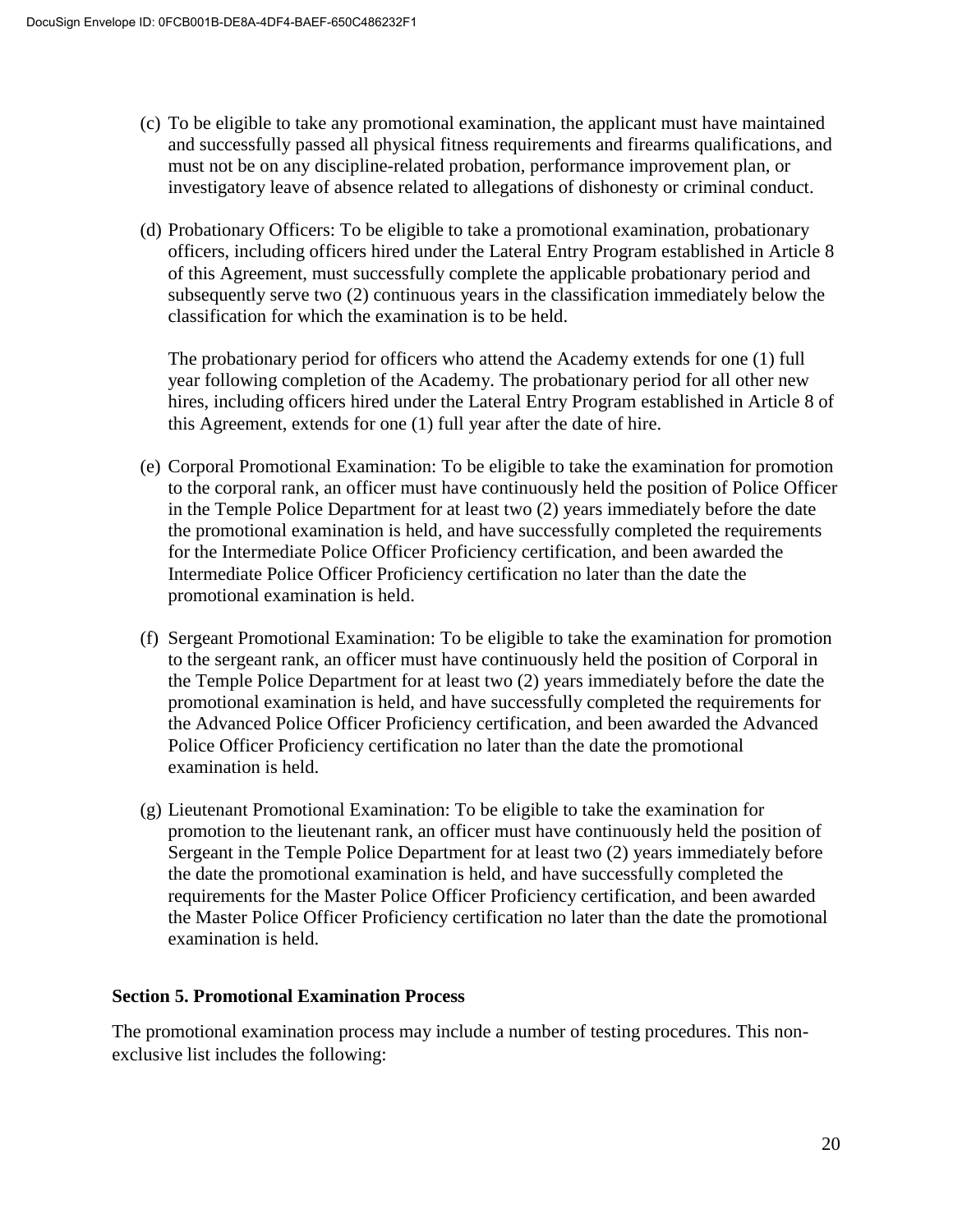(c) To be eligible to take any promotional examination, the applicant must have maintained and successfully passed all physical fitness requirements and firearms qualifications, and must not be on any discipline-related probation, performance improvement plan, or investigatory leave of absence related to allegations of dishonesty or criminal conduct.

(d) Probationary Officers: To be eligible to take a promotional examination, probationary officers, including officers hired under the Lateral Entry Program established in Article 8 of this Agreement, must successfully complete the applicable probationary period and subsequently serve two (2) continuous years in the classification immediately below the classification for which the examination is to be held.

The probationary period for officers who attend the Academy extends for one (1) full year following completion of the Academy. The probationary period for all other new hires, including officers hired under the Lateral Entry Program established in Article 8 of this Agreement, extends for one (1) full year after the date of hire.

(e) Corporal Promotional Examination: To be eligible to take the examination for promotion to the corporal rank, an officer must have continuously held the position of Police Officer in the Temple Police Department for at least two (2) years immediately before the date the promotional examination is held, and have successfully completed the requirements for the Intermediate Police Officer Proficiency certification, and been awarded the Intermediate Police Officer Proficiency certification no later than the date the promotional examination is held.

(f) Sergeant Promotional Examination: To be eligible to take the examination for promotion to the sergeant rank, an officer must have continuously held the position of Corporal in the Temple Police Department for at least two (2) years immediately before the date the promotional examination is held, and have successfully completed the requirements for the Advanced Police Officer Proficiency certification, and been awarded the Advanced Police Officer Proficiency certification no later than the date the promotional examination is held.

(g) Lieutenant Promotional Examination: To be eligible to take the examination for promotion to the lieutenant rank, an officer must have continuously held the position of Sergeant in the Temple Police Department for at least two (2) years immediately before the date the promotional examination is held, and have successfully completed the requirements for the Master Police Officer Proficiency certification, and been awarded the Master Police Officer Proficiency certification no later than the date the promotional examination is held.

### Section 5. Promotional Examination Process

The promotional examination process may include a number of testing procedures. This non-exclusive list includes the following: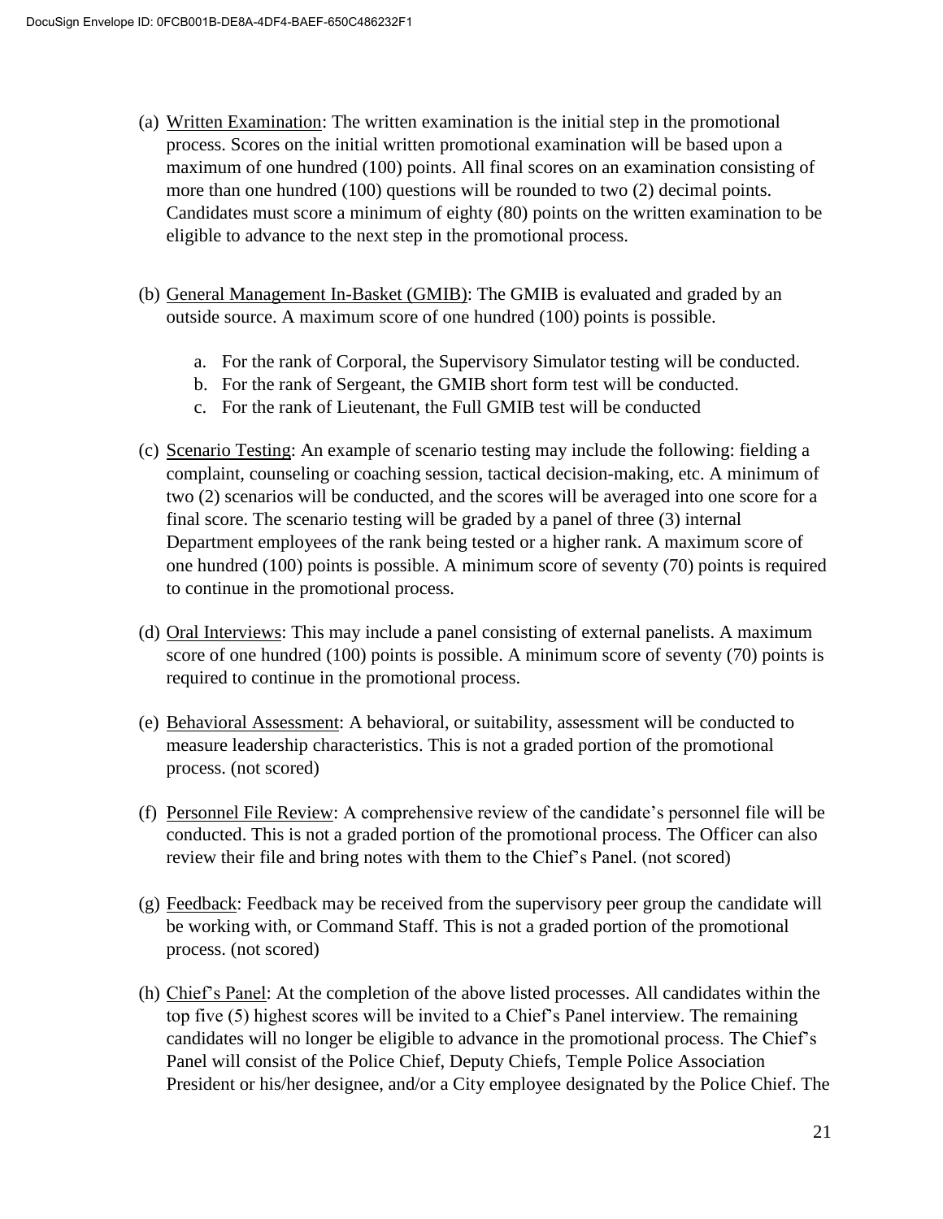(a) Written Examination: The written examination is the initial step in the promotional process. Scores on the initial written promotional examination will be based upon a maximum of one hundred (100) points. All final scores on an examination consisting of more than one hundred (100) questions will be rounded to two (2) decimal points. Candidates must score a minimum of eighty (80) points on the written examination to be eligible to advance to the next step in the promotional process.

(b) General Management In-Basket (GMIB): The GMIB is evaluated and graded by an outside source. A maximum score of one hundred (100) points is possible.

   a. For the rank of Corporal, the Supervisory Simulator testing will be conducted.
   b. For the rank of Sergeant, the GMIB short form test will be conducted.
   c. For the rank of Lieutenant, the Full GMIB test will be conducted

(c) Scenario Testing: An example of scenario testing may include the following: fielding a complaint, counseling or coaching session, tactical decision-making, etc. A minimum of two (2) scenarios will be conducted, and the scores will be averaged into one score for a final score. The scenario testing will be graded by a panel of three (3) internal Department employees of the rank being tested or a higher rank. A maximum score of one hundred (100) points is possible. A minimum score of seventy (70) points is required to continue in the promotional process.

(d) Oral Interviews: This may include a panel consisting of external panelists. A maximum score of one hundred (100) points is possible. A minimum score of seventy (70) points is required to continue in the promotional process.

(e) Behavioral Assessment: A behavioral, or suitability, assessment will be conducted to measure leadership characteristics. This is not a graded portion of the promotional process. (not scored)

(f) Personnel File Review: A comprehensive review of the candidate's personnel file will be conducted. This is not a graded portion of the promotional process. The Officer can also review their file and bring notes with them to the Chief's Panel. (not scored)

(g) Feedback: Feedback may be received from the supervisory peer group the candidate will be working with, or Command Staff. This is not a graded portion of the promotional process. (not scored)

(h) Chief's Panel: At the completion of the above listed processes. All candidates within the top five (5) highest scores will be invited to a Chief's Panel interview. The remaining candidates will no longer be eligible to advance in the promotional process. The Chief's Panel will consist of the Police Chief, Deputy Chiefs, Temple Police Association President or his/her designee, and/or a City employee designated by the Police Chief. The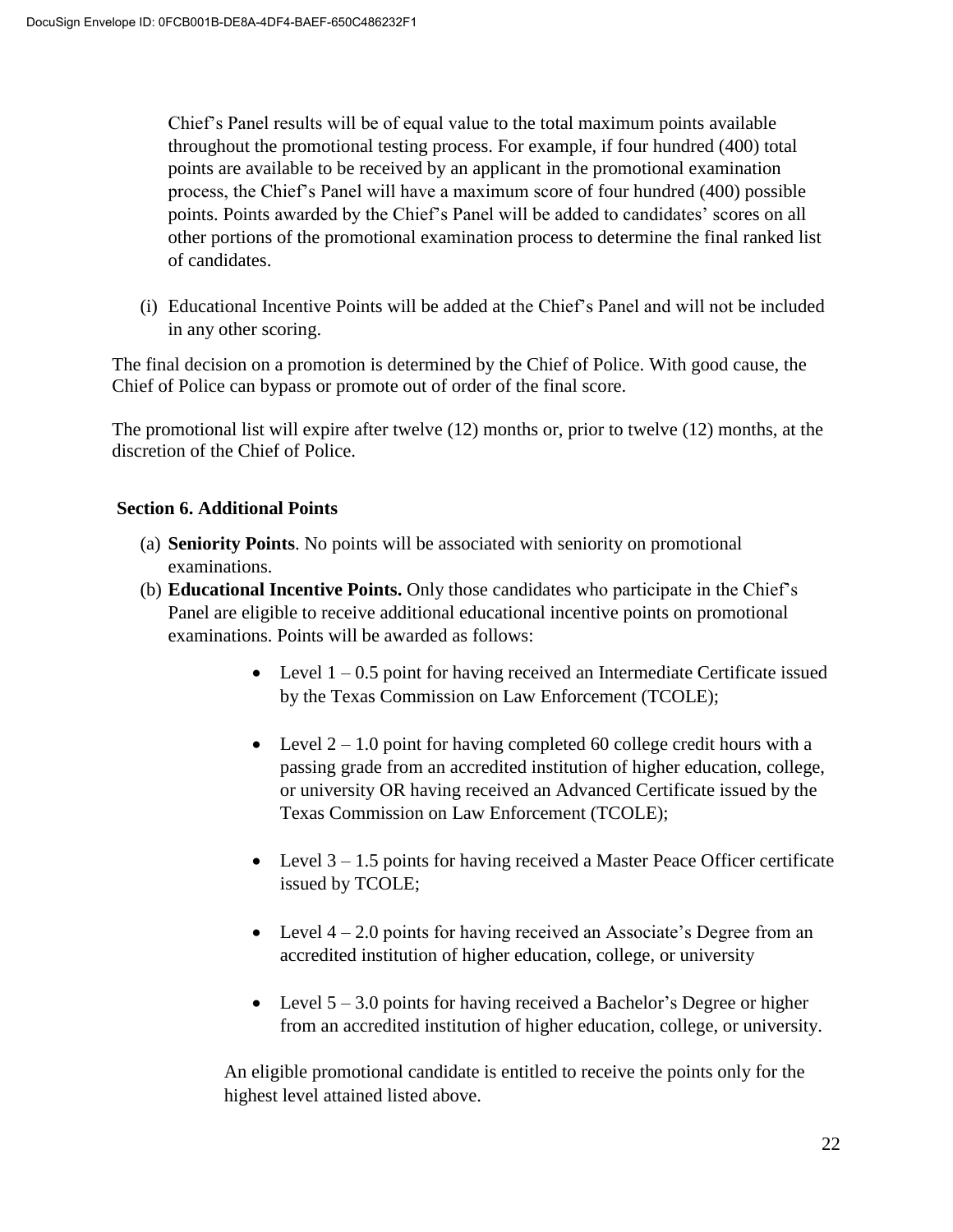Chief's Panel results will be of equal value to the total maximum points available throughout the promotional testing process. For example, if four hundred (400) total points are available to be received by an applicant in the promotional examination process, the Chief's Panel will have a maximum score of four hundred (400) possible points. Points awarded by the Chief's Panel will be added to candidates' scores on all other portions of the promotional examination process to determine the final ranked list of candidates.

(i) Educational Incentive Points will be added at the Chief's Panel and will not be included in any other scoring.

The final decision on a promotion is determined by the Chief of Police. With good cause, the Chief of Police can bypass or promote out of order of the final score.

The promotional list will expire after twelve (12) months or, prior to twelve (12) months, at the discretion of the Chief of Police.

**Section 6. Additional Points**

(a) **Seniority Points**. No points will be associated with seniority on promotional examinations.

(b) **Educational Incentive Points.** Only those candidates who participate in the Chief's Panel are eligible to receive additional educational incentive points on promotional examinations. Points will be awarded as follows:

- Level 1 – 0.5 point for having received an Intermediate Certificate issued by the Texas Commission on Law Enforcement (TCOLE);

- Level 2 – 1.0 point for having completed 60 college credit hours with a passing grade from an accredited institution of higher education, college, or university OR having received an Advanced Certificate issued by the Texas Commission on Law Enforcement (TCOLE);

- Level 3 – 1.5 points for having received a Master Peace Officer certificate issued by TCOLE;

- Level 4 – 2.0 points for having received an Associate's Degree from an accredited institution of higher education, college, or university

- Level 5 – 3.0 points for having received a Bachelor's Degree or higher from an accredited institution of higher education, college, or university.

An eligible promotional candidate is entitled to receive the points only for the highest level attained listed above.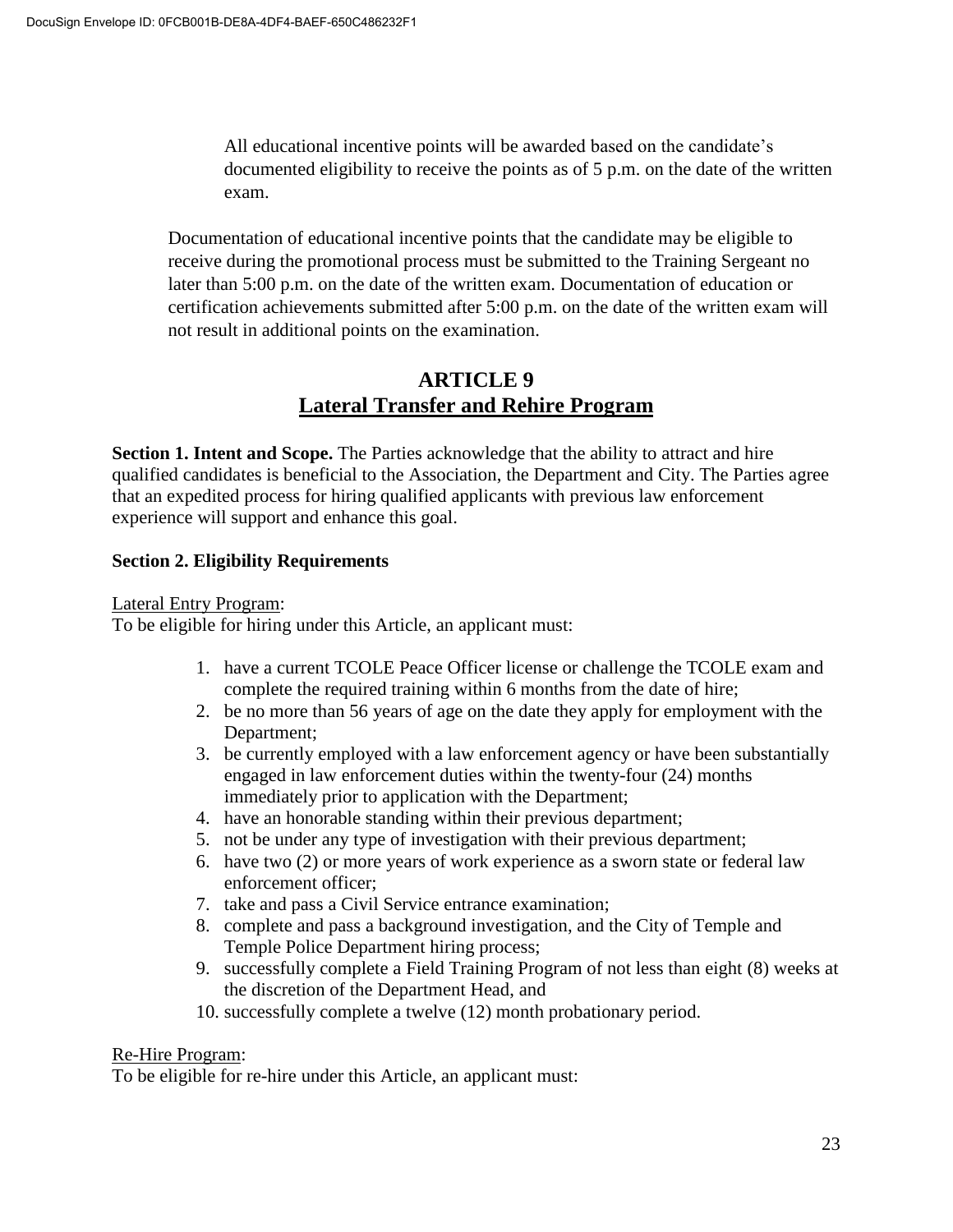All educational incentive points will be awarded based on the candidate's documented eligibility to receive the points as of 5 p.m. on the date of the written exam.

Documentation of educational incentive points that the candidate may be eligible to receive during the promotional process must be submitted to the Training Sergeant no later than 5:00 p.m. on the date of the written exam. Documentation of education or certification achievements submitted after 5:00 p.m. on the date of the written exam will not result in additional points on the examination.

# ARTICLE 9
## Lateral Transfer and Rehire Program

**Section 1. Intent and Scope.** The Parties acknowledge that the ability to attract and hire qualified candidates is beneficial to the Association, the Department and City. The Parties agree that an expedited process for hiring qualified applicants with previous law enforcement experience will support and enhance this goal.

**Section 2. Eligibility Requirements**

Lateral Entry Program:
To be eligible for hiring under this Article, an applicant must:

1. have a current TCOLE Peace Officer license or challenge the TCOLE exam and complete the required training within 6 months from the date of hire;
2. be no more than 56 years of age on the date they apply for employment with the Department;
3. be currently employed with a law enforcement agency or have been substantially engaged in law enforcement duties within the twenty-four (24) months immediately prior to application with the Department;
4. have an honorable standing within their previous department;
5. not be under any type of investigation with their previous department;
6. have two (2) or more years of work experience as a sworn state or federal law enforcement officer;
7. take and pass a Civil Service entrance examination;
8. complete and pass a background investigation, and the City of Temple and Temple Police Department hiring process;
9. successfully complete a Field Training Program of not less than eight (8) weeks at the discretion of the Department Head, and
10. successfully complete a twelve (12) month probationary period.

Re-Hire Program:
To be eligible for re-hire under this Article, an applicant must: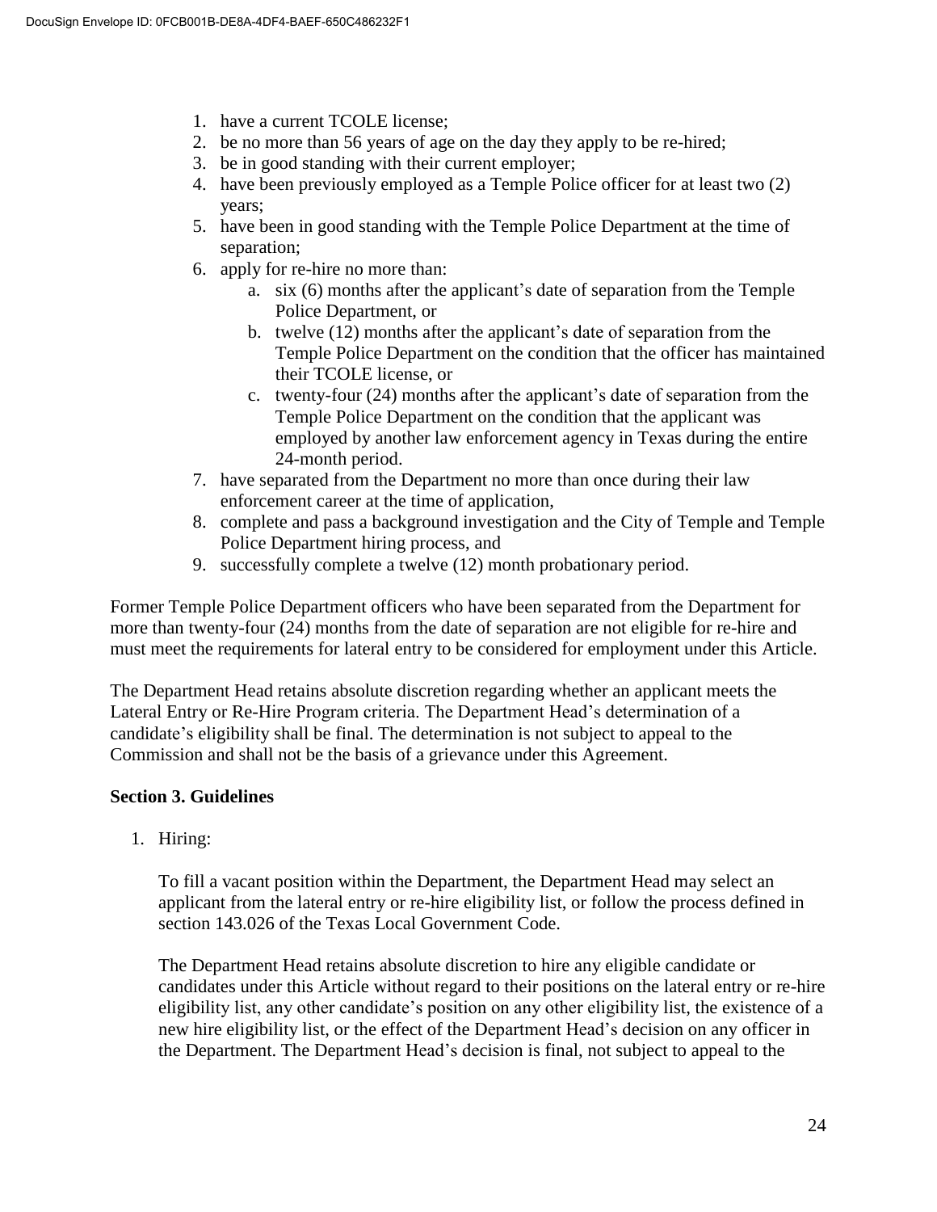1. have a current TCOLE license;
2. be no more than 56 years of age on the day they apply to be re-hired;
3. be in good standing with their current employer;
4. have been previously employed as a Temple Police officer for at least two (2) years;
5. have been in good standing with the Temple Police Department at the time of separation;
6. apply for re-hire no more than:
   a. six (6) months after the applicant's date of separation from the Temple Police Department, or
   b. twelve (12) months after the applicant's date of separation from the Temple Police Department on the condition that the officer has maintained their TCOLE license, or
   c. twenty-four (24) months after the applicant's date of separation from the Temple Police Department on the condition that the applicant was employed by another law enforcement agency in Texas during the entire 24-month period.
7. have separated from the Department no more than once during their law enforcement career at the time of application,
8. complete and pass a background investigation and the City of Temple and Temple Police Department hiring process, and
9. successfully complete a twelve (12) month probationary period.

Former Temple Police Department officers who have been separated from the Department for more than twenty-four (24) months from the date of separation are not eligible for re-hire and must meet the requirements for lateral entry to be considered for employment under this Article.

The Department Head retains absolute discretion regarding whether an applicant meets the Lateral Entry or Re-Hire Program criteria. The Department Head's determination of a candidate's eligibility shall be final. The determination is not subject to appeal to the Commission and shall not be the basis of a grievance under this Agreement.

**Section 3. Guidelines**

1. Hiring:

   To fill a vacant position within the Department, the Department Head may select an applicant from the lateral entry or re-hire eligibility list, or follow the process defined in section 143.026 of the Texas Local Government Code.

   The Department Head retains absolute discretion to hire any eligible candidate or candidates under this Article without regard to their positions on the lateral entry or re-hire eligibility list, any other candidate's position on any other eligibility list, the existence of a new hire eligibility list, or the effect of the Department Head's decision on any officer in the Department. The Department Head's decision is final, not subject to appeal to the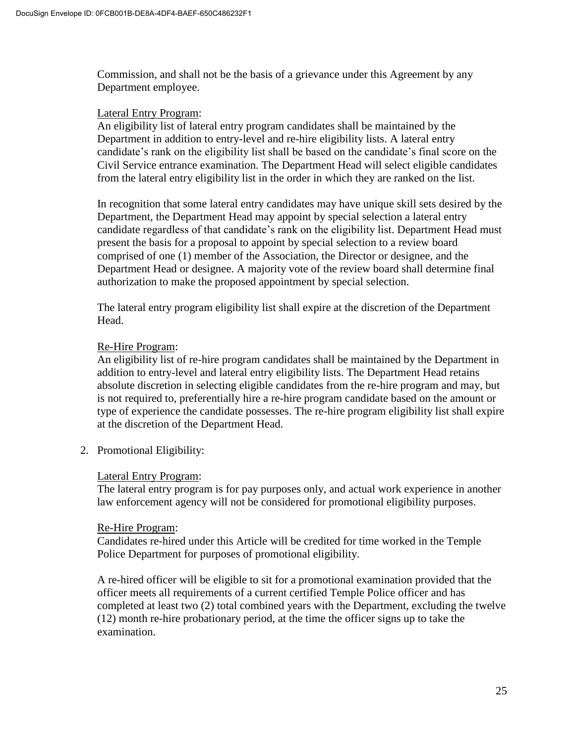Commission, and shall not be the basis of a grievance under this Agreement by any Department employee.

<u>Lateral Entry Program</u>:
An eligibility list of lateral entry program candidates shall be maintained by the Department in addition to entry-level and re-hire eligibility lists. A lateral entry candidate's rank on the eligibility list shall be based on the candidate's final score on the Civil Service entrance examination. The Department Head will select eligible candidates from the lateral entry eligibility list in the order in which they are ranked on the list.

In recognition that some lateral entry candidates may have unique skill sets desired by the Department, the Department Head may appoint by special selection a lateral entry candidate regardless of that candidate's rank on the eligibility list. Department Head must present the basis for a proposal to appoint by special selection to a review board comprised of one (1) member of the Association, the Director or designee, and the Department Head or designee. A majority vote of the review board shall determine final authorization to make the proposed appointment by special selection.

The lateral entry program eligibility list shall expire at the discretion of the Department Head.

<u>Re-Hire Program</u>:
An eligibility list of re-hire program candidates shall be maintained by the Department in addition to entry-level and lateral entry eligibility lists. The Department Head retains absolute discretion in selecting eligible candidates from the re-hire program and may, but is not required to, preferentially hire a re-hire program candidate based on the amount or type of experience the candidate possesses. The re-hire program eligibility list shall expire at the discretion of the Department Head.

2. Promotional Eligibility:

<u>Lateral Entry Program</u>:
The lateral entry program is for pay purposes only, and actual work experience in another law enforcement agency will not be considered for promotional eligibility purposes.

<u>Re-Hire Program</u>:
Candidates re-hired under this Article will be credited for time worked in the Temple Police Department for purposes of promotional eligibility.

A re-hired officer will be eligible to sit for a promotional examination provided that the officer meets all requirements of a current certified Temple Police officer and has completed at least two (2) total combined years with the Department, excluding the twelve (12) month re-hire probationary period, at the time the officer signs up to take the examination.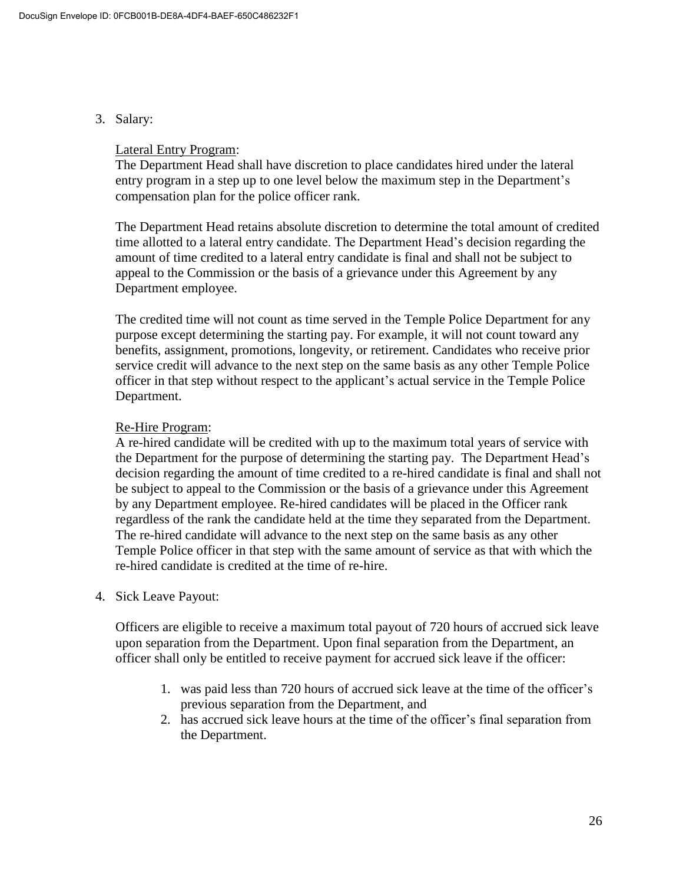3. Salary:

   Lateral Entry Program:
   The Department Head shall have discretion to place candidates hired under the lateral entry program in a step up to one level below the maximum step in the Department's compensation plan for the police officer rank.

   The Department Head retains absolute discretion to determine the total amount of credited time allotted to a lateral entry candidate. The Department Head's decision regarding the amount of time credited to a lateral entry candidate is final and shall not be subject to appeal to the Commission or the basis of a grievance under this Agreement by any Department employee.

   The credited time will not count as time served in the Temple Police Department for any purpose except determining the starting pay. For example, it will not count toward any benefits, assignment, promotions, longevity, or retirement. Candidates who receive prior service credit will advance to the next step on the same basis as any other Temple Police officer in that step without respect to the applicant's actual service in the Temple Police Department.

   Re-Hire Program:
   A re-hired candidate will be credited with up to the maximum total years of service with the Department for the purpose of determining the starting pay. The Department Head's decision regarding the amount of time credited to a re-hired candidate is final and shall not be subject to appeal to the Commission or the basis of a grievance under this Agreement by any Department employee. Re-hired candidates will be placed in the Officer rank regardless of the rank the candidate held at the time they separated from the Department. The re-hired candidate will advance to the next step on the same basis as any other Temple Police officer in that step with the same amount of service as that with which the re-hired candidate is credited at the time of re-hire.

4. Sick Leave Payout:

   Officers are eligible to receive a maximum total payout of 720 hours of accrued sick leave upon separation from the Department. Upon final separation from the Department, an officer shall only be entitled to receive payment for accrued sick leave if the officer:

   1. was paid less than 720 hours of accrued sick leave at the time of the officer's previous separation from the Department, and
   2. has accrued sick leave hours at the time of the officer's final separation from the Department.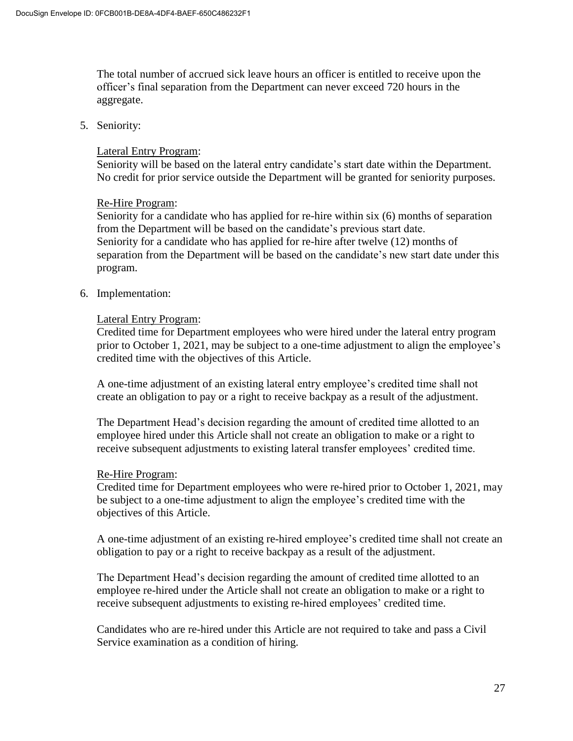The total number of accrued sick leave hours an officer is entitled to receive upon the officer's final separation from the Department can never exceed 720 hours in the aggregate.

5. Seniority:

   Lateral Entry Program:
   Seniority will be based on the lateral entry candidate's start date within the Department. No credit for prior service outside the Department will be granted for seniority purposes.

   Re-Hire Program:
   Seniority for a candidate who has applied for re-hire within six (6) months of separation from the Department will be based on the candidate's previous start date.
   Seniority for a candidate who has applied for re-hire after twelve (12) months of separation from the Department will be based on the candidate's new start date under this program.

6. Implementation:

   Lateral Entry Program:
   Credited time for Department employees who were hired under the lateral entry program prior to October 1, 2021, may be subject to a one-time adjustment to align the employee's credited time with the objectives of this Article.

   A one-time adjustment of an existing lateral entry employee's credited time shall not create an obligation to pay or a right to receive backpay as a result of the adjustment.

   The Department Head's decision regarding the amount of credited time allotted to an employee hired under this Article shall not create an obligation to make or a right to receive subsequent adjustments to existing lateral transfer employees' credited time.

   Re-Hire Program:
   Credited time for Department employees who were re-hired prior to October 1, 2021, may be subject to a one-time adjustment to align the employee's credited time with the objectives of this Article.

   A one-time adjustment of an existing re-hired employee's credited time shall not create an obligation to pay or a right to receive backpay as a result of the adjustment.

   The Department Head's decision regarding the amount of credited time allotted to an employee re-hired under the Article shall not create an obligation to make or a right to receive subsequent adjustments to existing re-hired employees' credited time.

   Candidates who are re-hired under this Article are not required to take and pass a Civil Service examination as a condition of hiring.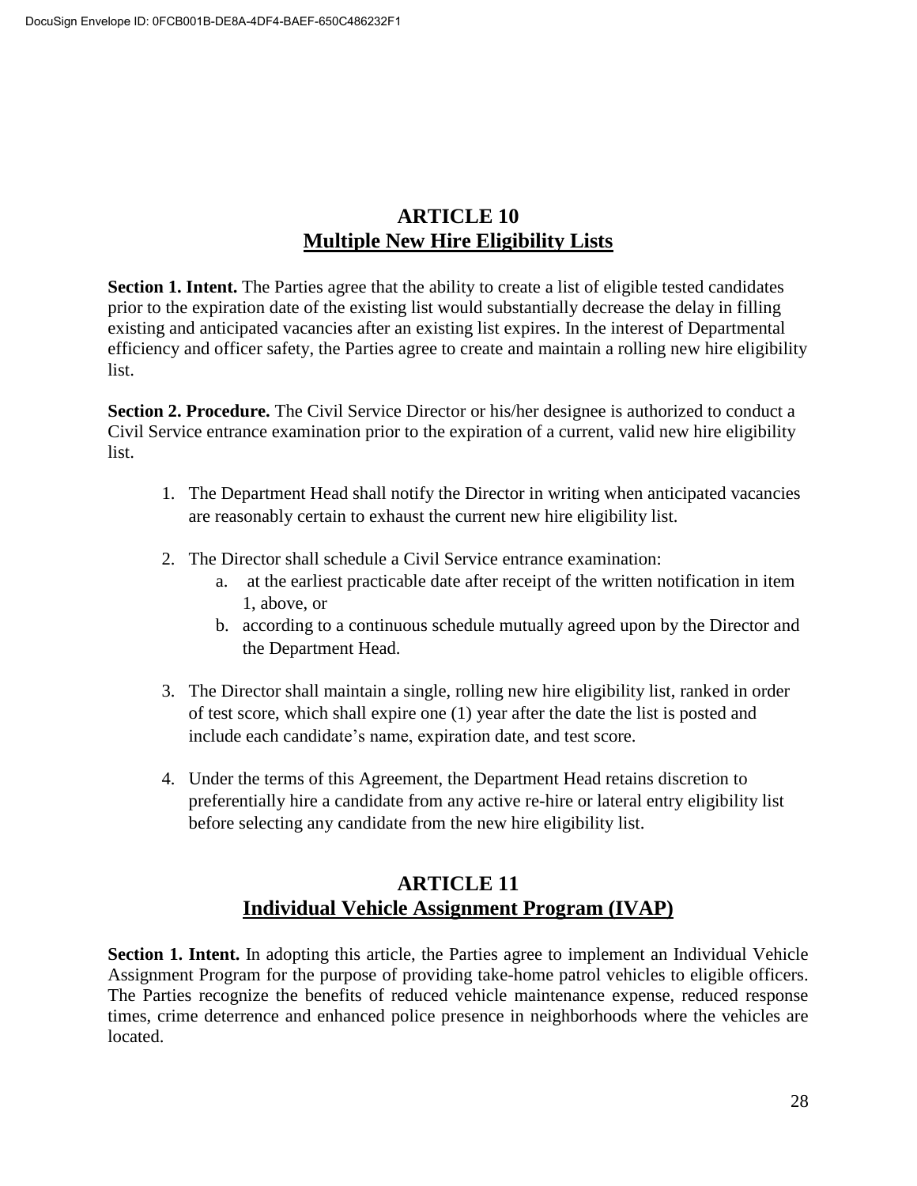## ARTICLE 10
## Multiple New Hire Eligibility Lists

**Section 1. Intent.** The Parties agree that the ability to create a list of eligible tested candidates prior to the expiration date of the existing list would substantially decrease the delay in filling existing and anticipated vacancies after an existing list expires. In the interest of Departmental efficiency and officer safety, the Parties agree to create and maintain a rolling new hire eligibility list.

**Section 2. Procedure.** The Civil Service Director or his/her designee is authorized to conduct a Civil Service entrance examination prior to the expiration of a current, valid new hire eligibility list.

1. The Department Head shall notify the Director in writing when anticipated vacancies are reasonably certain to exhaust the current new hire eligibility list.

2. The Director shall schedule a Civil Service entrance examination:
   a. at the earliest practicable date after receipt of the written notification in item 1, above, or
   b. according to a continuous schedule mutually agreed upon by the Director and the Department Head.

3. The Director shall maintain a single, rolling new hire eligibility list, ranked in order of test score, which shall expire one (1) year after the date the list is posted and include each candidate's name, expiration date, and test score.

4. Under the terms of this Agreement, the Department Head retains discretion to preferentially hire a candidate from any active re-hire or lateral entry eligibility list before selecting any candidate from the new hire eligibility list.

## ARTICLE 11
## Individual Vehicle Assignment Program (IVAP)

**Section 1. Intent.** In adopting this article, the Parties agree to implement an Individual Vehicle Assignment Program for the purpose of providing take-home patrol vehicles to eligible officers. The Parties recognize the benefits of reduced vehicle maintenance expense, reduced response times, crime deterrence and enhanced police presence in neighborhoods where the vehicles are located.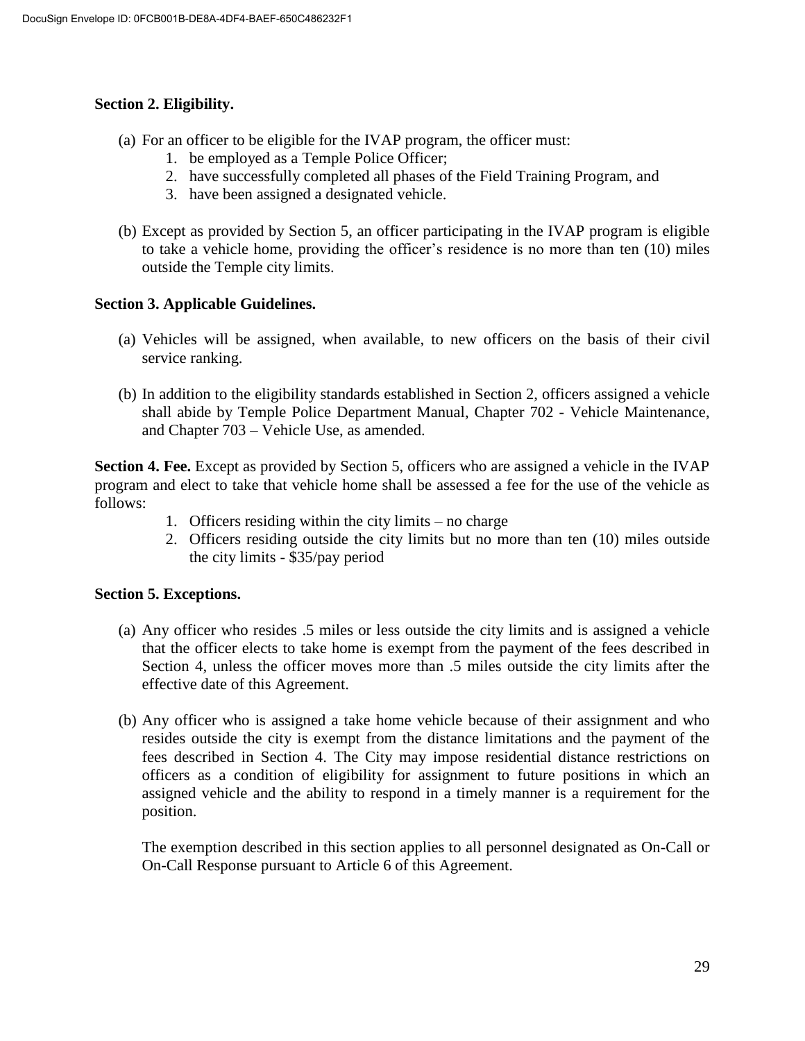**Section 2. Eligibility.**

(a) For an officer to be eligible for the IVAP program, the officer must:

1. be employed as a Temple Police Officer;
2. have successfully completed all phases of the Field Training Program, and
3. have been assigned a designated vehicle.

(b) Except as provided by Section 5, an officer participating in the IVAP program is eligible to take a vehicle home, providing the officer's residence is no more than ten (10) miles outside the Temple city limits.

**Section 3. Applicable Guidelines.**

(a) Vehicles will be assigned, when available, to new officers on the basis of their civil service ranking.

(b) In addition to the eligibility standards established in Section 2, officers assigned a vehicle shall abide by Temple Police Department Manual, Chapter 702 - Vehicle Maintenance, and Chapter 703 – Vehicle Use, as amended.

**Section 4. Fee.** Except as provided by Section 5, officers who are assigned a vehicle in the IVAP program and elect to take that vehicle home shall be assessed a fee for the use of the vehicle as follows:

1. Officers residing within the city limits – no charge
2. Officers residing outside the city limits but no more than ten (10) miles outside the city limits - $35/pay period

**Section 5. Exceptions.**

(a) Any officer who resides .5 miles or less outside the city limits and is assigned a vehicle that the officer elects to take home is exempt from the payment of the fees described in Section 4, unless the officer moves more than .5 miles outside the city limits after the effective date of this Agreement.

(b) Any officer who is assigned a take home vehicle because of their assignment and who resides outside the city is exempt from the distance limitations and the payment of the fees described in Section 4. The City may impose residential distance restrictions on officers as a condition of eligibility for assignment to future positions in which an assigned vehicle and the ability to respond in a timely manner is a requirement for the position.

The exemption described in this section applies to all personnel designated as On-Call or On-Call Response pursuant to Article 6 of this Agreement.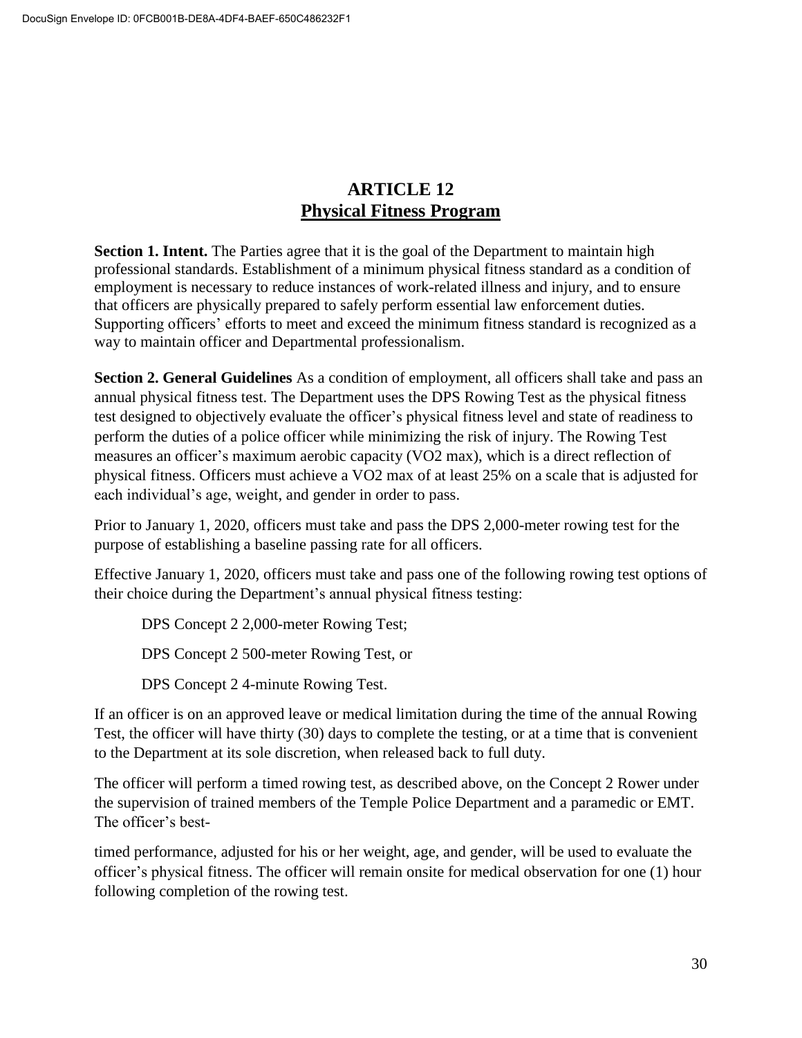# ARTICLE 12
## Physical Fitness Program

**Section 1. Intent.** The Parties agree that it is the goal of the Department to maintain high professional standards. Establishment of a minimum physical fitness standard as a condition of employment is necessary to reduce instances of work-related illness and injury, and to ensure that officers are physically prepared to safely perform essential law enforcement duties. Supporting officers' efforts to meet and exceed the minimum fitness standard is recognized as a way to maintain officer and Departmental professionalism.

**Section 2. General Guidelines** As a condition of employment, all officers shall take and pass an annual physical fitness test. The Department uses the DPS Rowing Test as the physical fitness test designed to objectively evaluate the officer's physical fitness level and state of readiness to perform the duties of a police officer while minimizing the risk of injury. The Rowing Test measures an officer's maximum aerobic capacity (VO2 max), which is a direct reflection of physical fitness. Officers must achieve a VO2 max of at least 25% on a scale that is adjusted for each individual's age, weight, and gender in order to pass.

Prior to January 1, 2020, officers must take and pass the DPS 2,000-meter rowing test for the purpose of establishing a baseline passing rate for all officers.

Effective January 1, 2020, officers must take and pass one of the following rowing test options of their choice during the Department's annual physical fitness testing:

DPS Concept 2 2,000-meter Rowing Test;

DPS Concept 2 500-meter Rowing Test, or

DPS Concept 2 4-minute Rowing Test.

If an officer is on an approved leave or medical limitation during the time of the annual Rowing Test, the officer will have thirty (30) days to complete the testing, or at a time that is convenient to the Department at its sole discretion, when released back to full duty.

The officer will perform a timed rowing test, as described above, on the Concept 2 Rower under the supervision of trained members of the Temple Police Department and a paramedic or EMT. The officer's best-timed performance, adjusted for his or her weight, age, and gender, will be used to evaluate the officer's physical fitness. The officer will remain onsite for medical observation for one (1) hour following completion of the rowing test.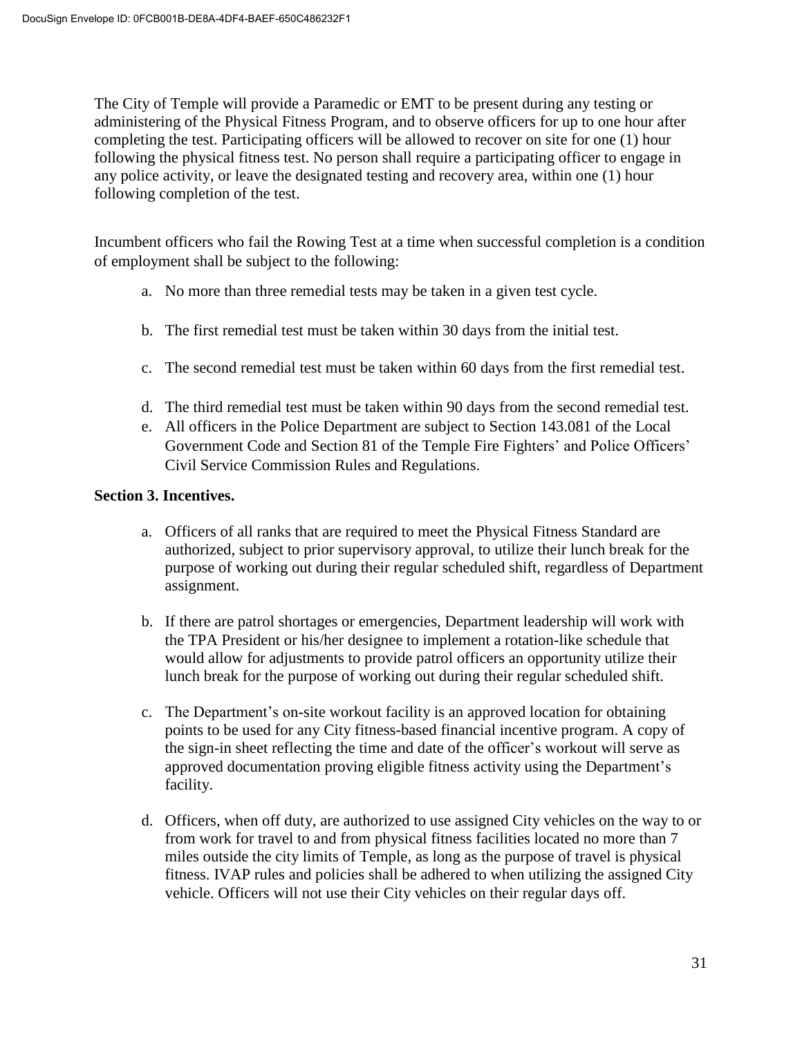The City of Temple will provide a Paramedic or EMT to be present during any testing or administering of the Physical Fitness Program, and to observe officers for up to one hour after completing the test. Participating officers will be allowed to recover on site for one (1) hour following the physical fitness test. No person shall require a participating officer to engage in any police activity, or leave the designated testing and recovery area, within one (1) hour following completion of the test.

Incumbent officers who fail the Rowing Test at a time when successful completion is a condition of employment shall be subject to the following:

a. No more than three remedial tests may be taken in a given test cycle.

b. The first remedial test must be taken within 30 days from the initial test.

c. The second remedial test must be taken within 60 days from the first remedial test.

d. The third remedial test must be taken within 90 days from the second remedial test.

e. All officers in the Police Department are subject to Section 143.081 of the Local Government Code and Section 81 of the Temple Fire Fighters' and Police Officers' Civil Service Commission Rules and Regulations.

**Section 3. Incentives.**

a. Officers of all ranks that are required to meet the Physical Fitness Standard are authorized, subject to prior supervisory approval, to utilize their lunch break for the purpose of working out during their regular scheduled shift, regardless of Department assignment.

b. If there are patrol shortages or emergencies, Department leadership will work with the TPA President or his/her designee to implement a rotation-like schedule that would allow for adjustments to provide patrol officers an opportunity utilize their lunch break for the purpose of working out during their regular scheduled shift.

c. The Department's on-site workout facility is an approved location for obtaining points to be used for any City fitness-based financial incentive program. A copy of the sign-in sheet reflecting the time and date of the officer's workout will serve as approved documentation proving eligible fitness activity using the Department's facility.

d. Officers, when off duty, are authorized to use assigned City vehicles on the way to or from work for travel to and from physical fitness facilities located no more than 7 miles outside the city limits of Temple, as long as the purpose of travel is physical fitness. IVAP rules and policies shall be adhered to when utilizing the assigned City vehicle. Officers will not use their City vehicles on their regular days off.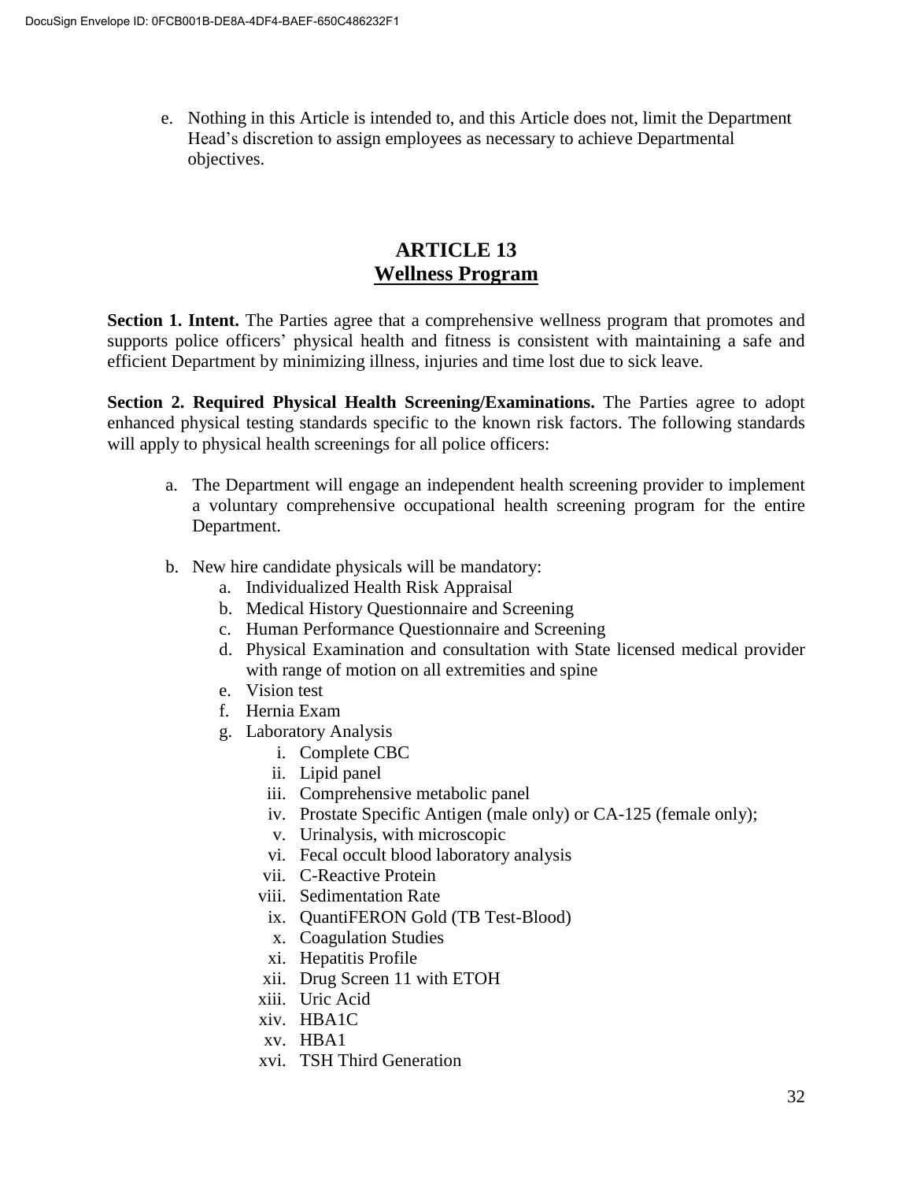e. Nothing in this Article is intended to, and this Article does not, limit the Department Head's discretion to assign employees as necessary to achieve Departmental objectives.

# ARTICLE 13
## Wellness Program

**Section 1. Intent.** The Parties agree that a comprehensive wellness program that promotes and supports police officers' physical health and fitness is consistent with maintaining a safe and efficient Department by minimizing illness, injuries and time lost due to sick leave.

**Section 2. Required Physical Health Screening/Examinations.** The Parties agree to adopt enhanced physical testing standards specific to the known risk factors. The following standards will apply to physical health screenings for all police officers:

a. The Department will engage an independent health screening provider to implement a voluntary comprehensive occupational health screening program for the entire Department.

b. New hire candidate physicals will be mandatory:
   a. Individualized Health Risk Appraisal
   b. Medical History Questionnaire and Screening
   c. Human Performance Questionnaire and Screening
   d. Physical Examination and consultation with State licensed medical provider with range of motion on all extremities and spine
   e. Vision test
   f. Hernia Exam
   g. Laboratory Analysis
      i. Complete CBC
      ii. Lipid panel
      iii. Comprehensive metabolic panel
      iv. Prostate Specific Antigen (male only) or CA-125 (female only);
      v. Urinalysis, with microscopic
      vi. Fecal occult blood laboratory analysis
      vii. C-Reactive Protein
      viii. Sedimentation Rate
      ix. QuantiFERON Gold (TB Test-Blood)
      x. Coagulation Studies
      xi. Hepatitis Profile
      xii. Drug Screen 11 with ETOH
      xiii. Uric Acid
      xiv. HBA1C
      xv. HBA1
      xvi. TSH Third Generation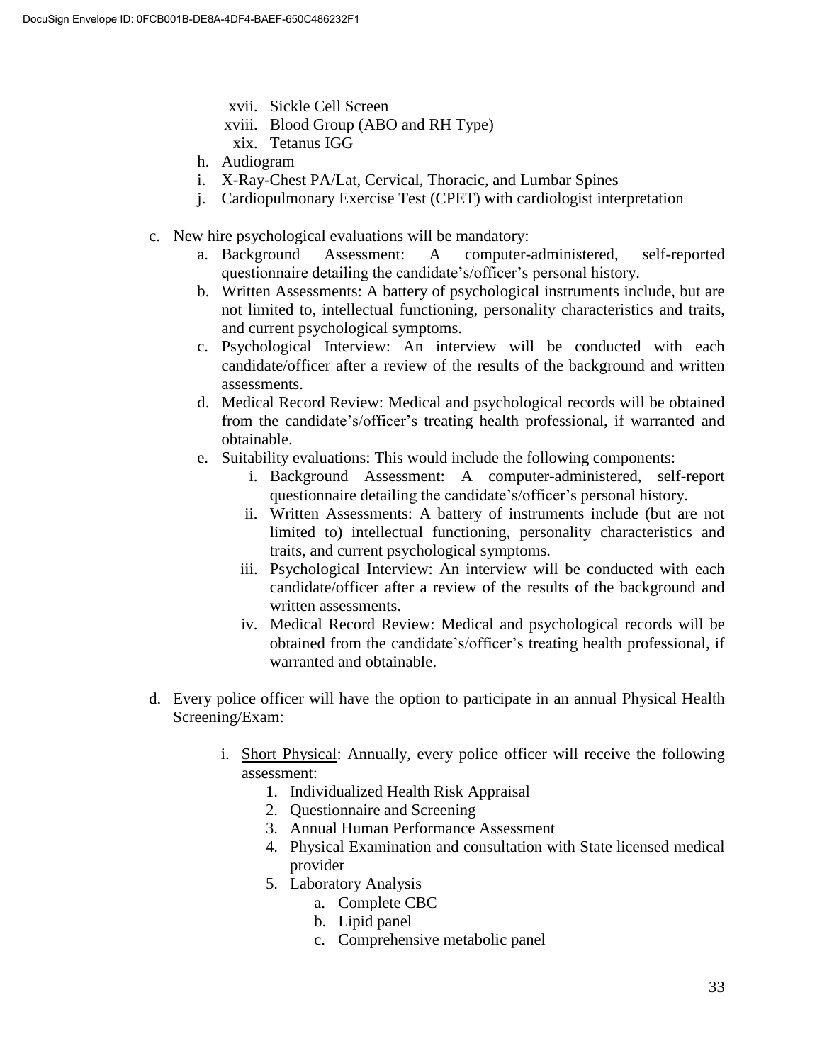xvii. Sickle Cell Screen
xviii. Blood Group (ABO and RH Type)
xix. Tetanus IGG

h. Audiogram
i. X-Ray-Chest PA/Lat, Cervical, Thoracic, and Lumbar Spines
j. Cardiopulmonary Exercise Test (CPET) with cardiologist interpretation

c. New hire psychological evaluations will be mandatory:
   a. Background Assessment: A computer-administered, self-reported questionnaire detailing the candidate's/officer's personal history.
   b. Written Assessments: A battery of psychological instruments include, but are not limited to, intellectual functioning, personality characteristics and traits, and current psychological symptoms.
   c. Psychological Interview: An interview will be conducted with each candidate/officer after a review of the results of the background and written assessments.
   d. Medical Record Review: Medical and psychological records will be obtained from the candidate's/officer's treating health professional, if warranted and obtainable.
   e. Suitability evaluations: This would include the following components:
      i. Background Assessment: A computer-administered, self-report questionnaire detailing the candidate's/officer's personal history.
      ii. Written Assessments: A battery of instruments include (but are not limited to) intellectual functioning, personality characteristics and traits, and current psychological symptoms.
      iii. Psychological Interview: An interview will be conducted with each candidate/officer after a review of the results of the background and written assessments.
      iv. Medical Record Review: Medical and psychological records will be obtained from the candidate's/officer's treating health professional, if warranted and obtainable.

d. Every police officer will have the option to participate in an annual Physical Health Screening/Exam:

   i. <u>Short Physical</u>: Annually, every police officer will receive the following assessment:
      1. Individualized Health Risk Appraisal
      2. Questionnaire and Screening
      3. Annual Human Performance Assessment
      4. Physical Examination and consultation with State licensed medical provider
      5. Laboratory Analysis
         a. Complete CBC
         b. Lipid panel
         c. Comprehensive metabolic panel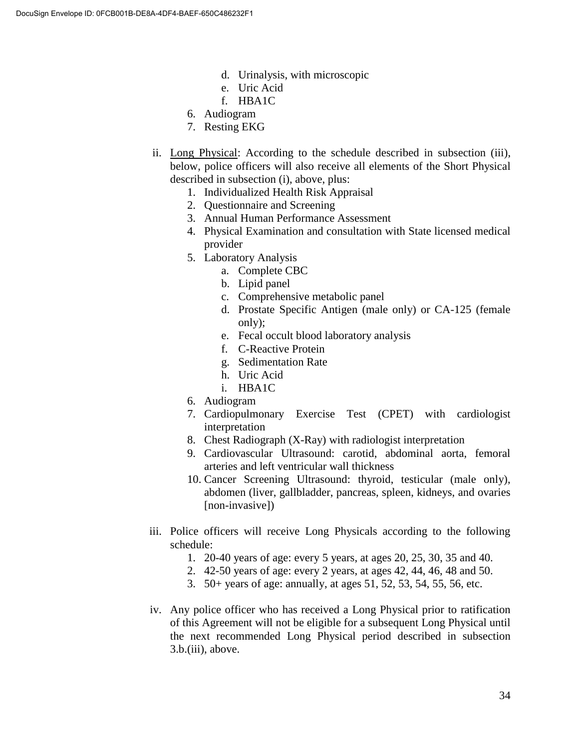- d. Urinalysis, with microscopic
   - e. Uric Acid
   - f. HBA1C
6. Audiogram
7. Resting EKG

ii. <u>Long Physical</u>: According to the schedule described in subsection (iii), below, police officers will also receive all elements of the Short Physical described in subsection (i), above, plus:

1. Individualized Health Risk Appraisal
2. Questionnaire and Screening
3. Annual Human Performance Assessment
4. Physical Examination and consultation with State licensed medical provider
5. Laboratory Analysis
   - a. Complete CBC
   - b. Lipid panel
   - c. Comprehensive metabolic panel
   - d. Prostate Specific Antigen (male only) or CA-125 (female only);
   - e. Fecal occult blood laboratory analysis
   - f. C-Reactive Protein
   - g. Sedimentation Rate
   - h. Uric Acid
   - i. HBA1C
6. Audiogram
7. Cardiopulmonary Exercise Test (CPET) with cardiologist interpretation
8. Chest Radiograph (X-Ray) with radiologist interpretation
9. Cardiovascular Ultrasound: carotid, abdominal aorta, femoral arteries and left ventricular wall thickness
10. Cancer Screening Ultrasound: thyroid, testicular (male only), abdomen (liver, gallbladder, pancreas, spleen, kidneys, and ovaries [non-invasive])

iii. Police officers will receive Long Physicals according to the following schedule:

1. 20-40 years of age: every 5 years, at ages 20, 25, 30, 35 and 40.
2. 42-50 years of age: every 2 years, at ages 42, 44, 46, 48 and 50.
3. 50+ years of age: annually, at ages 51, 52, 53, 54, 55, 56, etc.

iv. Any police officer who has received a Long Physical prior to ratification of this Agreement will not be eligible for a subsequent Long Physical until the next recommended Long Physical period described in subsection 3.b.(iii), above.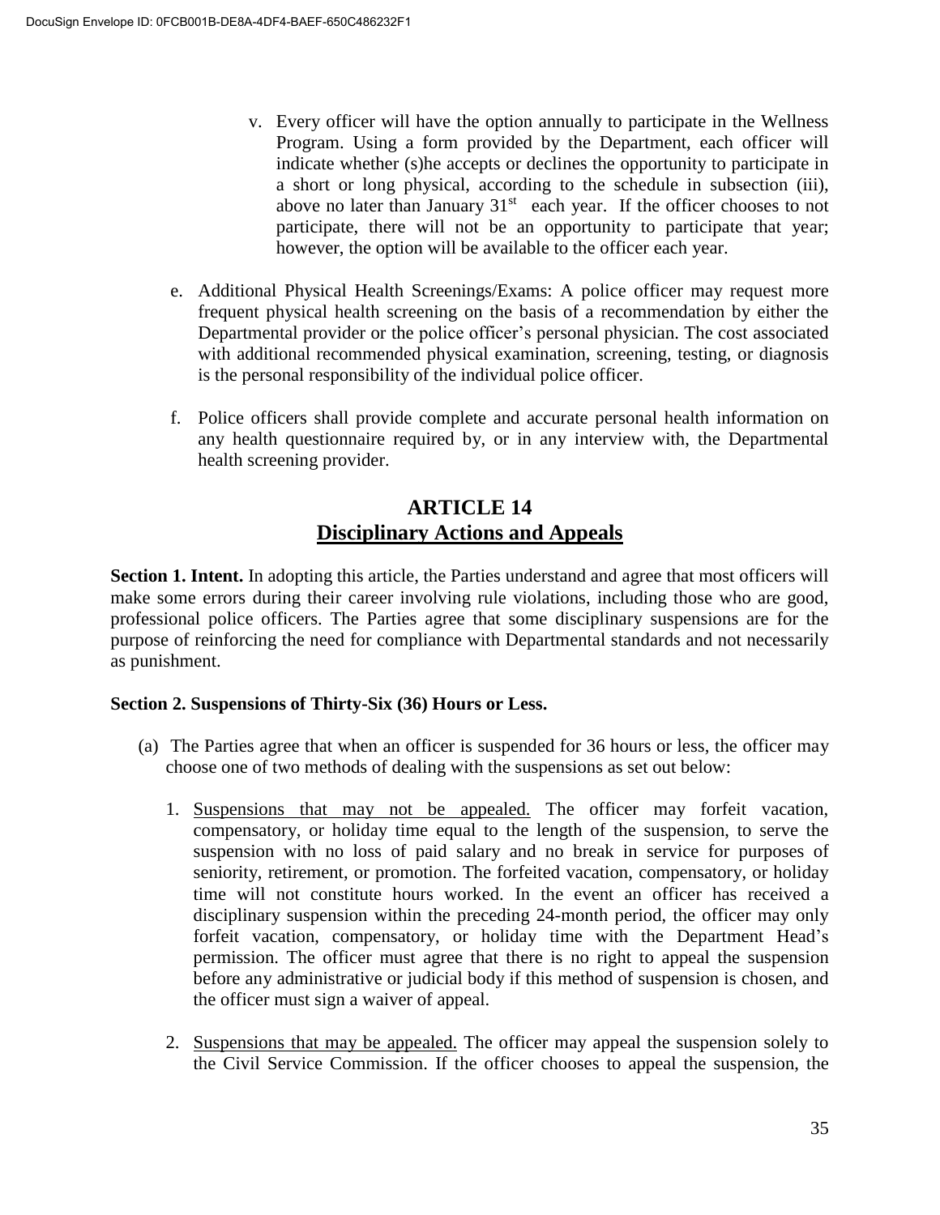v. Every officer will have the option annually to participate in the Wellness Program. Using a form provided by the Department, each officer will indicate whether (s)he accepts or declines the opportunity to participate in a short or long physical, according to the schedule in subsection (iii), above no later than January 31st each year. If the officer chooses to not participate, there will not be an opportunity to participate that year; however, the option will be available to the officer each year.

e. Additional Physical Health Screenings/Exams: A police officer may request more frequent physical health screening on the basis of a recommendation by either the Departmental provider or the police officer's personal physician. The cost associated with additional recommended physical examination, screening, testing, or diagnosis is the personal responsibility of the individual police officer.

f. Police officers shall provide complete and accurate personal health information on any health questionnaire required by, or in any interview with, the Departmental health screening provider.

## ARTICLE 14
## Disciplinary Actions and Appeals

**Section 1. Intent.** In adopting this article, the Parties understand and agree that most officers will make some errors during their career involving rule violations, including those who are good, professional police officers. The Parties agree that some disciplinary suspensions are for the purpose of reinforcing the need for compliance with Departmental standards and not necessarily as punishment.

**Section 2. Suspensions of Thirty-Six (36) Hours or Less.**

(a) The Parties agree that when an officer is suspended for 36 hours or less, the officer may choose one of two methods of dealing with the suspensions as set out below:

1. Suspensions that may not be appealed. The officer may forfeit vacation, compensatory, or holiday time equal to the length of the suspension, to serve the suspension with no loss of paid salary and no break in service for purposes of seniority, retirement, or promotion. The forfeited vacation, compensatory, or holiday time will not constitute hours worked. In the event an officer has received a disciplinary suspension within the preceding 24-month period, the officer may only forfeit vacation, compensatory, or holiday time with the Department Head's permission. The officer must agree that there is no right to appeal the suspension before any administrative or judicial body if this method of suspension is chosen, and the officer must sign a waiver of appeal.

2. Suspensions that may be appealed. The officer may appeal the suspension solely to the Civil Service Commission. If the officer chooses to appeal the suspension, the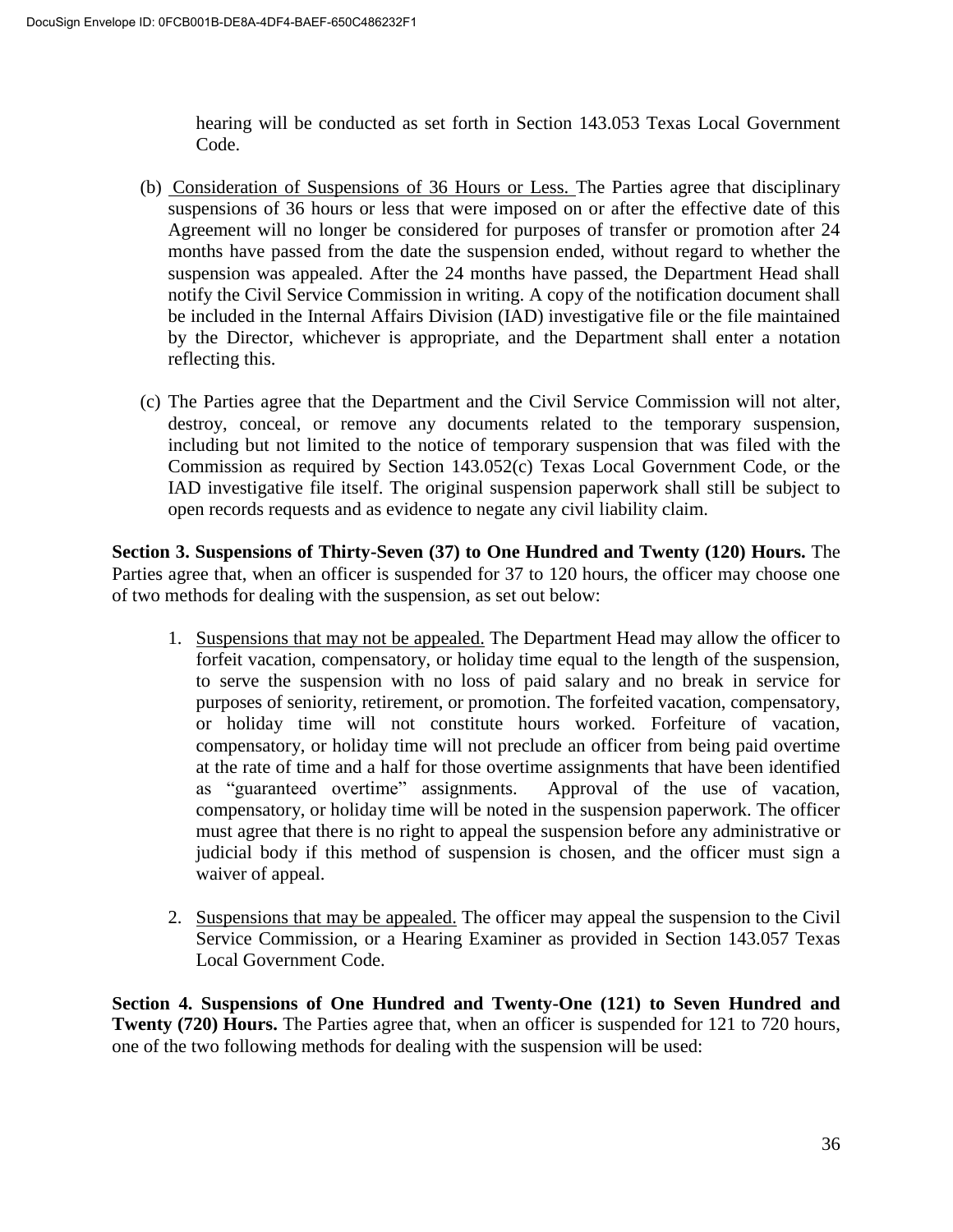hearing will be conducted as set forth in Section 143.053 Texas Local Government Code.

(b) Consideration of Suspensions of 36 Hours or Less. The Parties agree that disciplinary suspensions of 36 hours or less that were imposed on or after the effective date of this Agreement will no longer be considered for purposes of transfer or promotion after 24 months have passed from the date the suspension ended, without regard to whether the suspension was appealed. After the 24 months have passed, the Department Head shall notify the Civil Service Commission in writing. A copy of the notification document shall be included in the Internal Affairs Division (IAD) investigative file or the file maintained by the Director, whichever is appropriate, and the Department shall enter a notation reflecting this.

(c) The Parties agree that the Department and the Civil Service Commission will not alter, destroy, conceal, or remove any documents related to the temporary suspension, including but not limited to the notice of temporary suspension that was filed with the Commission as required by Section 143.052(c) Texas Local Government Code, or the IAD investigative file itself. The original suspension paperwork shall still be subject to open records requests and as evidence to negate any civil liability claim.

**Section 3. Suspensions of Thirty-Seven (37) to One Hundred and Twenty (120) Hours.** The Parties agree that, when an officer is suspended for 37 to 120 hours, the officer may choose one of two methods for dealing with the suspension, as set out below:

1. Suspensions that may not be appealed. The Department Head may allow the officer to forfeit vacation, compensatory, or holiday time equal to the length of the suspension, to serve the suspension with no loss of paid salary and no break in service for purposes of seniority, retirement, or promotion. The forfeited vacation, compensatory, or holiday time will not constitute hours worked. Forfeiture of vacation, compensatory, or holiday time will not preclude an officer from being paid overtime at the rate of time and a half for those overtime assignments that have been identified as "guaranteed overtime" assignments. Approval of the use of vacation, compensatory, or holiday time will be noted in the suspension paperwork. The officer must agree that there is no right to appeal the suspension before any administrative or judicial body if this method of suspension is chosen, and the officer must sign a waiver of appeal.

2. Suspensions that may be appealed. The officer may appeal the suspension to the Civil Service Commission, or a Hearing Examiner as provided in Section 143.057 Texas Local Government Code.

**Section 4. Suspensions of One Hundred and Twenty-One (121) to Seven Hundred and Twenty (720) Hours.** The Parties agree that, when an officer is suspended for 121 to 720 hours, one of the two following methods for dealing with the suspension will be used: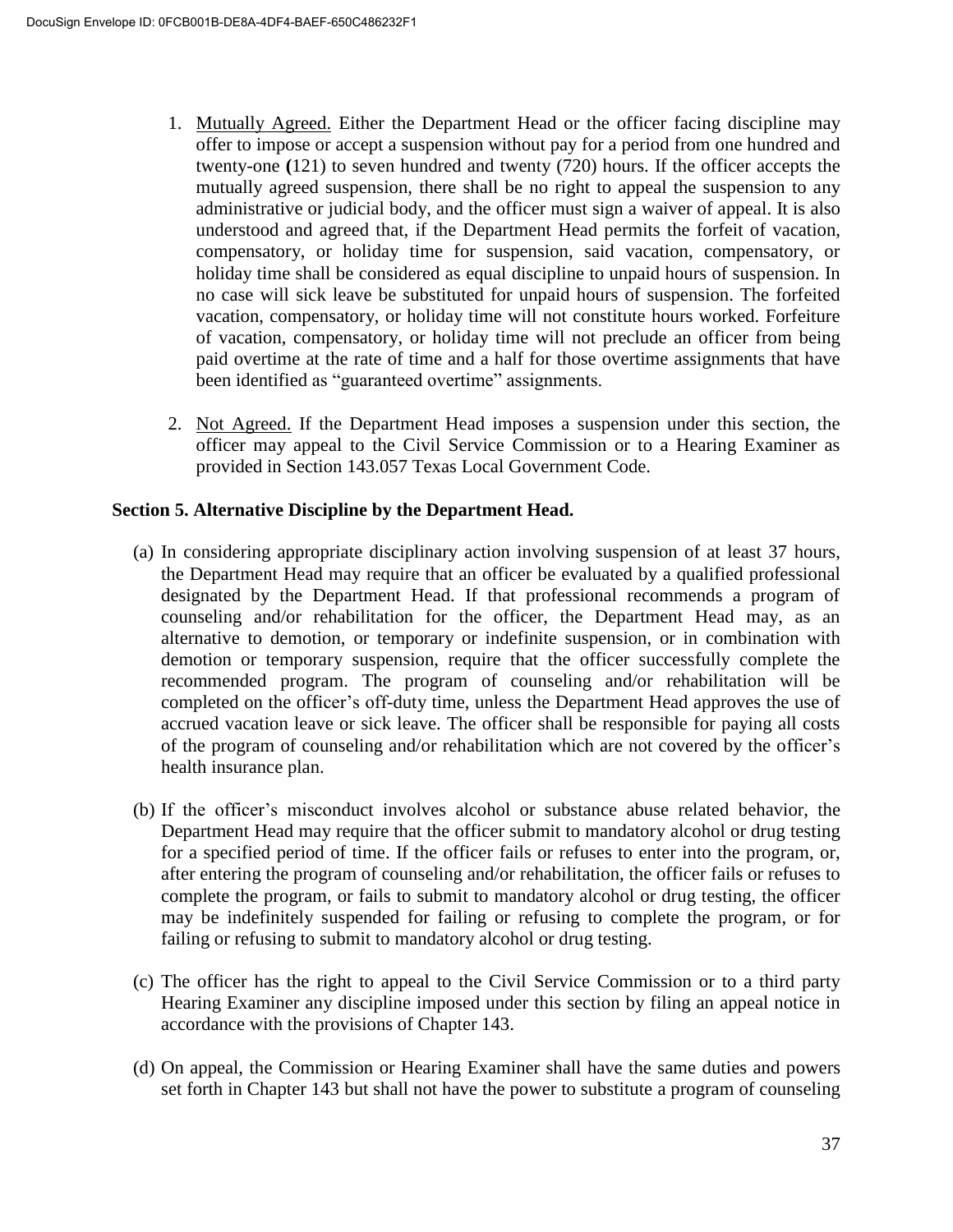1. Mutually Agreed. Either the Department Head or the officer facing discipline may offer to impose or accept a suspension without pay for a period from one hundred and twenty-one (121) to seven hundred and twenty (720) hours. If the officer accepts the mutually agreed suspension, there shall be no right to appeal the suspension to any administrative or judicial body, and the officer must sign a waiver of appeal. It is also understood and agreed that, if the Department Head permits the forfeit of vacation, compensatory, or holiday time for suspension, said vacation, compensatory, or holiday time shall be considered as equal discipline to unpaid hours of suspension. In no case will sick leave be substituted for unpaid hours of suspension. The forfeited vacation, compensatory, or holiday time will not constitute hours worked. Forfeiture of vacation, compensatory, or holiday time will not preclude an officer from being paid overtime at the rate of time and a half for those overtime assignments that have been identified as "guaranteed overtime" assignments.

2. Not Agreed. If the Department Head imposes a suspension under this section, the officer may appeal to the Civil Service Commission or to a Hearing Examiner as provided in Section 143.057 Texas Local Government Code.

**Section 5. Alternative Discipline by the Department Head.**

(a) In considering appropriate disciplinary action involving suspension of at least 37 hours, the Department Head may require that an officer be evaluated by a qualified professional designated by the Department Head. If that professional recommends a program of counseling and/or rehabilitation for the officer, the Department Head may, as an alternative to demotion, or temporary or indefinite suspension, or in combination with demotion or temporary suspension, require that the officer successfully complete the recommended program. The program of counseling and/or rehabilitation will be completed on the officer's off-duty time, unless the Department Head approves the use of accrued vacation leave or sick leave. The officer shall be responsible for paying all costs of the program of counseling and/or rehabilitation which are not covered by the officer's health insurance plan.

(b) If the officer's misconduct involves alcohol or substance abuse related behavior, the Department Head may require that the officer submit to mandatory alcohol or drug testing for a specified period of time. If the officer fails or refuses to enter into the program, or, after entering the program of counseling and/or rehabilitation, the officer fails or refuses to complete the program, or fails to submit to mandatory alcohol or drug testing, the officer may be indefinitely suspended for failing or refusing to complete the program, or for failing or refusing to submit to mandatory alcohol or drug testing.

(c) The officer has the right to appeal to the Civil Service Commission or to a third party Hearing Examiner any discipline imposed under this section by filing an appeal notice in accordance with the provisions of Chapter 143.

(d) On appeal, the Commission or Hearing Examiner shall have the same duties and powers set forth in Chapter 143 but shall not have the power to substitute a program of counseling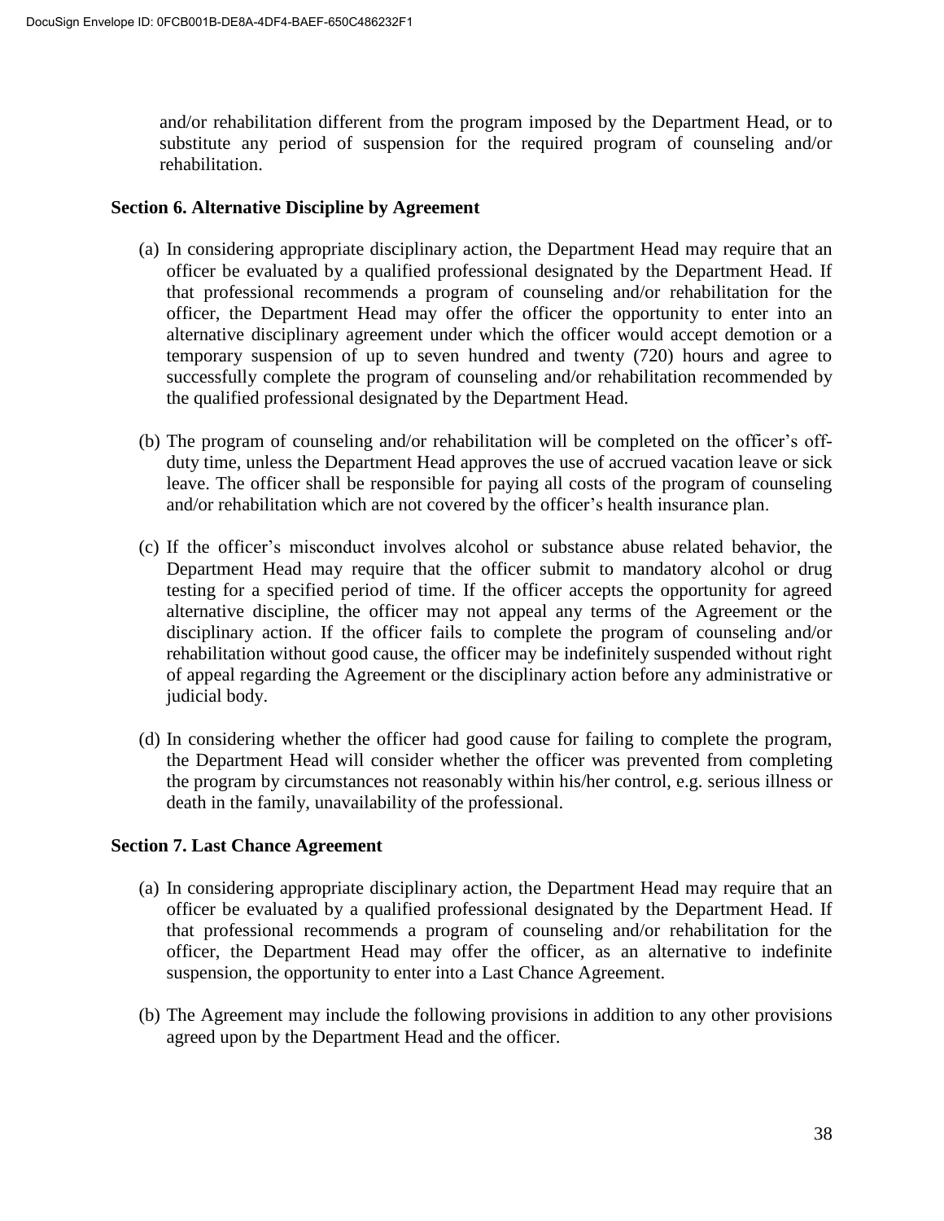and/or rehabilitation different from the program imposed by the Department Head, or to substitute any period of suspension for the required program of counseling and/or rehabilitation.

### Section 6. Alternative Discipline by Agreement

(a) In considering appropriate disciplinary action, the Department Head may require that an officer be evaluated by a qualified professional designated by the Department Head. If that professional recommends a program of counseling and/or rehabilitation for the officer, the Department Head may offer the officer the opportunity to enter into an alternative disciplinary agreement under which the officer would accept demotion or a temporary suspension of up to seven hundred and twenty (720) hours and agree to successfully complete the program of counseling and/or rehabilitation recommended by the qualified professional designated by the Department Head.

(b) The program of counseling and/or rehabilitation will be completed on the officer's off-duty time, unless the Department Head approves the use of accrued vacation leave or sick leave. The officer shall be responsible for paying all costs of the program of counseling and/or rehabilitation which are not covered by the officer's health insurance plan.

(c) If the officer's misconduct involves alcohol or substance abuse related behavior, the Department Head may require that the officer submit to mandatory alcohol or drug testing for a specified period of time. If the officer accepts the opportunity for agreed alternative discipline, the officer may not appeal any terms of the Agreement or the disciplinary action. If the officer fails to complete the program of counseling and/or rehabilitation without good cause, the officer may be indefinitely suspended without right of appeal regarding the Agreement or the disciplinary action before any administrative or judicial body.

(d) In considering whether the officer had good cause for failing to complete the program, the Department Head will consider whether the officer was prevented from completing the program by circumstances not reasonably within his/her control, e.g. serious illness or death in the family, unavailability of the professional.

### Section 7. Last Chance Agreement

(a) In considering appropriate disciplinary action, the Department Head may require that an officer be evaluated by a qualified professional designated by the Department Head. If that professional recommends a program of counseling and/or rehabilitation for the officer, the Department Head may offer the officer, as an alternative to indefinite suspension, the opportunity to enter into a Last Chance Agreement.

(b) The Agreement may include the following provisions in addition to any other provisions agreed upon by the Department Head and the officer.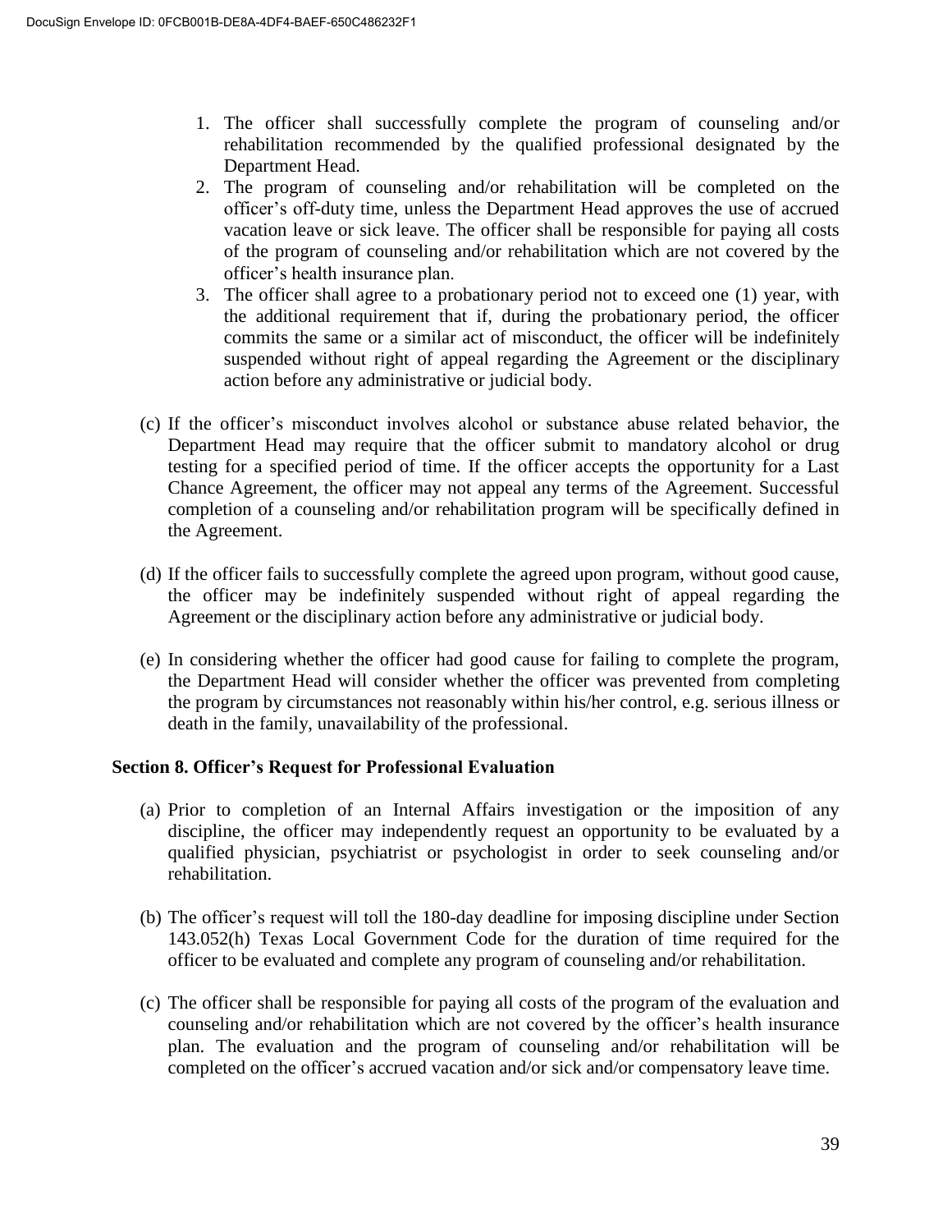1. The officer shall successfully complete the program of counseling and/or rehabilitation recommended by the qualified professional designated by the Department Head.
2. The program of counseling and/or rehabilitation will be completed on the officer's off-duty time, unless the Department Head approves the use of accrued vacation leave or sick leave. The officer shall be responsible for paying all costs of the program of counseling and/or rehabilitation which are not covered by the officer's health insurance plan.
3. The officer shall agree to a probationary period not to exceed one (1) year, with the additional requirement that if, during the probationary period, the officer commits the same or a similar act of misconduct, the officer will be indefinitely suspended without right of appeal regarding the Agreement or the disciplinary action before any administrative or judicial body.

(c) If the officer's misconduct involves alcohol or substance abuse related behavior, the Department Head may require that the officer submit to mandatory alcohol or drug testing for a specified period of time. If the officer accepts the opportunity for a Last Chance Agreement, the officer may not appeal any terms of the Agreement. Successful completion of a counseling and/or rehabilitation program will be specifically defined in the Agreement.

(d) If the officer fails to successfully complete the agreed upon program, without good cause, the officer may be indefinitely suspended without right of appeal regarding the Agreement or the disciplinary action before any administrative or judicial body.

(e) In considering whether the officer had good cause for failing to complete the program, the Department Head will consider whether the officer was prevented from completing the program by circumstances not reasonably within his/her control, e.g. serious illness or death in the family, unavailability of the professional.

### Section 8. Officer's Request for Professional Evaluation

(a) Prior to completion of an Internal Affairs investigation or the imposition of any discipline, the officer may independently request an opportunity to be evaluated by a qualified physician, psychiatrist or psychologist in order to seek counseling and/or rehabilitation.

(b) The officer's request will toll the 180-day deadline for imposing discipline under Section 143.052(h) Texas Local Government Code for the duration of time required for the officer to be evaluated and complete any program of counseling and/or rehabilitation.

(c) The officer shall be responsible for paying all costs of the program of the evaluation and counseling and/or rehabilitation which are not covered by the officer's health insurance plan. The evaluation and the program of counseling and/or rehabilitation will be completed on the officer's accrued vacation and/or sick and/or compensatory leave time.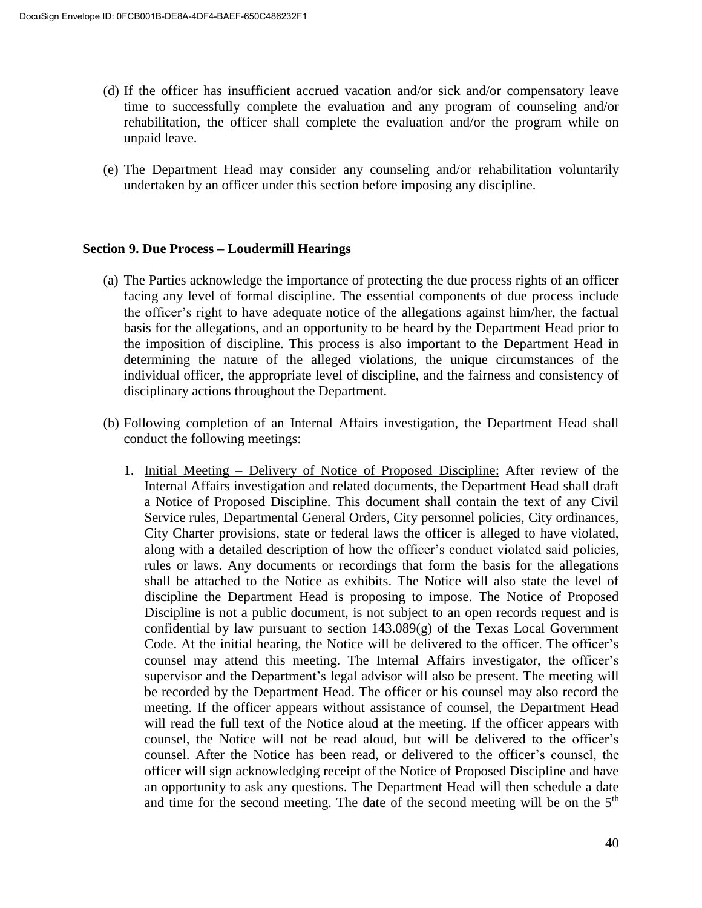(d) If the officer has insufficient accrued vacation and/or sick and/or compensatory leave time to successfully complete the evaluation and any program of counseling and/or rehabilitation, the officer shall complete the evaluation and/or the program while on unpaid leave.

(e) The Department Head may consider any counseling and/or rehabilitation voluntarily undertaken by an officer under this section before imposing any discipline.

## Section 9. Due Process – Loudermill Hearings

(a) The Parties acknowledge the importance of protecting the due process rights of an officer facing any level of formal discipline. The essential components of due process include the officer's right to have adequate notice of the allegations against him/her, the factual basis for the allegations, and an opportunity to be heard by the Department Head prior to the imposition of discipline. This process is also important to the Department Head in determining the nature of the alleged violations, the unique circumstances of the individual officer, the appropriate level of discipline, and the fairness and consistency of disciplinary actions throughout the Department.

(b) Following completion of an Internal Affairs investigation, the Department Head shall conduct the following meetings:

1. <u>Initial Meeting – Delivery of Notice of Proposed Discipline:</u> After review of the Internal Affairs investigation and related documents, the Department Head shall draft a Notice of Proposed Discipline. This document shall contain the text of any Civil Service rules, Departmental General Orders, City personnel policies, City ordinances, City Charter provisions, state or federal laws the officer is alleged to have violated, along with a detailed description of how the officer's conduct violated said policies, rules or laws. Any documents or recordings that form the basis for the allegations shall be attached to the Notice as exhibits. The Notice will also state the level of discipline the Department Head is proposing to impose. The Notice of Proposed Discipline is not a public document, is not subject to an open records request and is confidential by law pursuant to section 143.089(g) of the Texas Local Government Code. At the initial hearing, the Notice will be delivered to the officer. The officer's counsel may attend this meeting. The Internal Affairs investigator, the officer's supervisor and the Department's legal advisor will also be present. The meeting will be recorded by the Department Head. The officer or his counsel may also record the meeting. If the officer appears without assistance of counsel, the Department Head will read the full text of the Notice aloud at the meeting. If the officer appears with counsel, the Notice will not be read aloud, but will be delivered to the officer's counsel. After the Notice has been read, or delivered to the officer's counsel, the officer will sign acknowledging receipt of the Notice of Proposed Discipline and have an opportunity to ask any questions. The Department Head will then schedule a date and time for the second meeting. The date of the second meeting will be on the 5th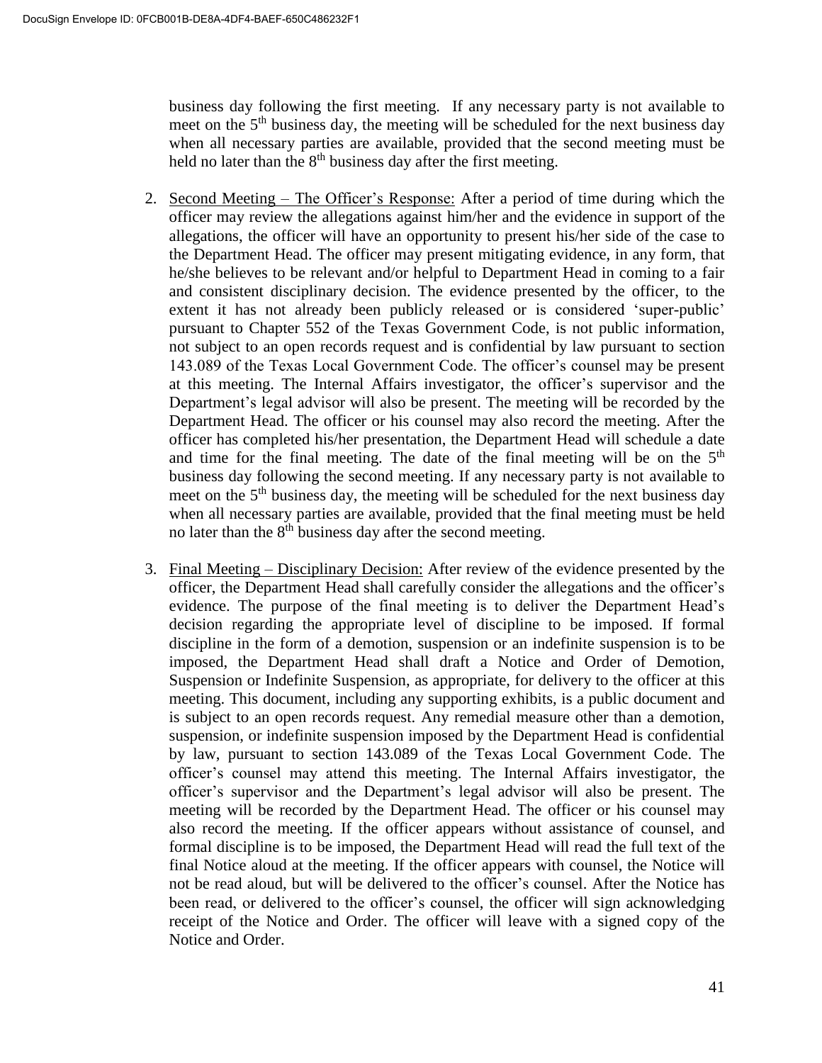business day following the first meeting. If any necessary party is not available to meet on the 5th business day, the meeting will be scheduled for the next business day when all necessary parties are available, provided that the second meeting must be held no later than the 8th business day after the first meeting.

2. Second Meeting – The Officer's Response: After a period of time during which the officer may review the allegations against him/her and the evidence in support of the allegations, the officer will have an opportunity to present his/her side of the case to the Department Head. The officer may present mitigating evidence, in any form, that he/she believes to be relevant and/or helpful to Department Head in coming to a fair and consistent disciplinary decision. The evidence presented by the officer, to the extent it has not already been publicly released or is considered 'super-public' pursuant to Chapter 552 of the Texas Government Code, is not public information, not subject to an open records request and is confidential by law pursuant to section 143.089 of the Texas Local Government Code. The officer's counsel may be present at this meeting. The Internal Affairs investigator, the officer's supervisor and the Department's legal advisor will also be present. The meeting will be recorded by the Department Head. The officer or his counsel may also record the meeting. After the officer has completed his/her presentation, the Department Head will schedule a date and time for the final meeting. The date of the final meeting will be on the 5th business day following the second meeting. If any necessary party is not available to meet on the 5th business day, the meeting will be scheduled for the next business day when all necessary parties are available, provided that the final meeting must be held no later than the 8th business day after the second meeting.

3. Final Meeting – Disciplinary Decision: After review of the evidence presented by the officer, the Department Head shall carefully consider the allegations and the officer's evidence. The purpose of the final meeting is to deliver the Department Head's decision regarding the appropriate level of discipline to be imposed. If formal discipline in the form of a demotion, suspension or an indefinite suspension is to be imposed, the Department Head shall draft a Notice and Order of Demotion, Suspension or Indefinite Suspension, as appropriate, for delivery to the officer at this meeting. This document, including any supporting exhibits, is a public document and is subject to an open records request. Any remedial measure other than a demotion, suspension, or indefinite suspension imposed by the Department Head is confidential by law, pursuant to section 143.089 of the Texas Local Government Code. The officer's counsel may attend this meeting. The Internal Affairs investigator, the officer's supervisor and the Department's legal advisor will also be present. The meeting will be recorded by the Department Head. The officer or his counsel may also record the meeting. If the officer appears without assistance of counsel, and formal discipline is to be imposed, the Department Head will read the full text of the final Notice aloud at the meeting. If the officer appears with counsel, the Notice will not be read aloud, but will be delivered to the officer's counsel. After the Notice has been read, or delivered to the officer's counsel, the officer will sign acknowledging receipt of the Notice and Order. The officer will leave with a signed copy of the Notice and Order.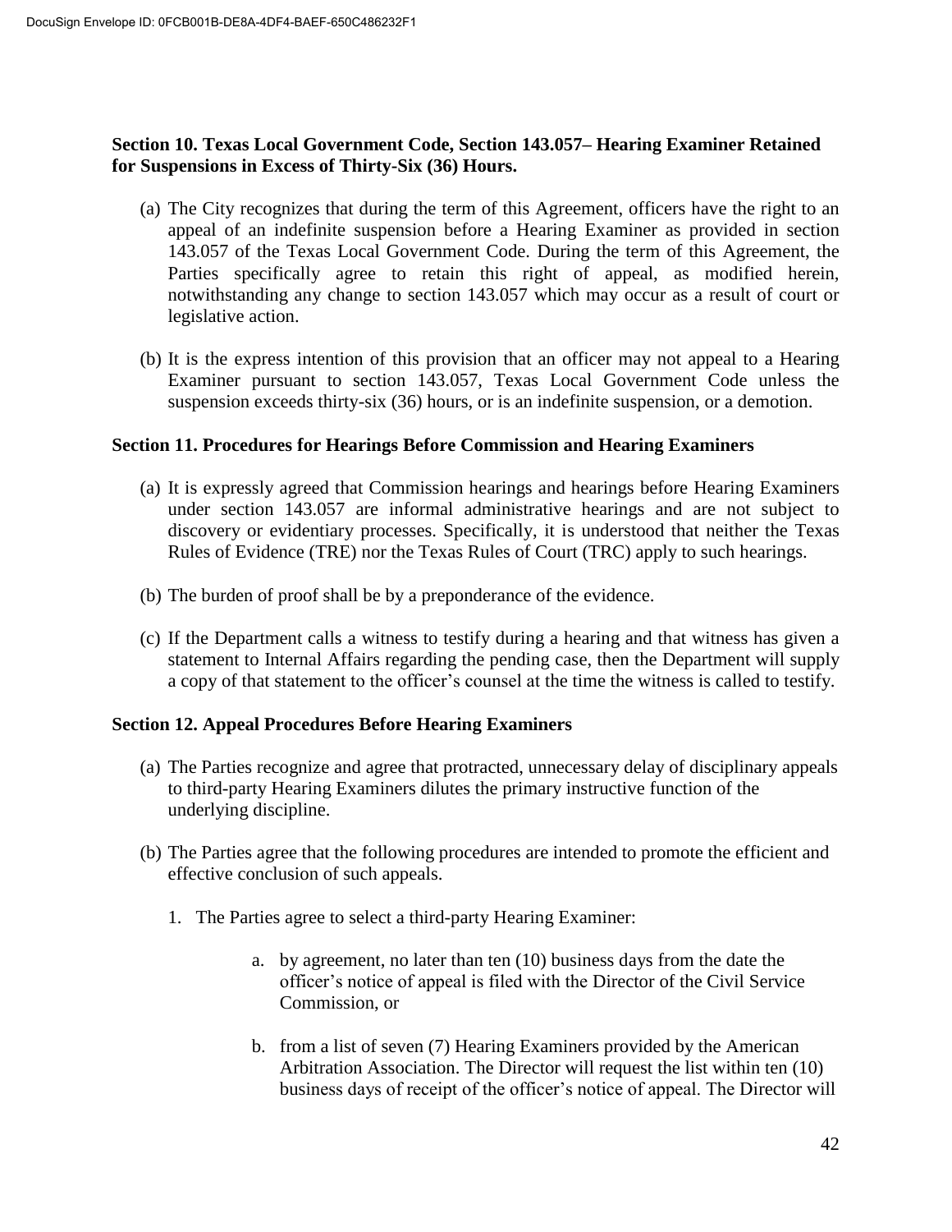**Section 10. Texas Local Government Code, Section 143.057– Hearing Examiner Retained for Suspensions in Excess of Thirty-Six (36) Hours.**

(a) The City recognizes that during the term of this Agreement, officers have the right to an appeal of an indefinite suspension before a Hearing Examiner as provided in section 143.057 of the Texas Local Government Code. During the term of this Agreement, the Parties specifically agree to retain this right of appeal, as modified herein, notwithstanding any change to section 143.057 which may occur as a result of court or legislative action.

(b) It is the express intention of this provision that an officer may not appeal to a Hearing Examiner pursuant to section 143.057, Texas Local Government Code unless the suspension exceeds thirty-six (36) hours, or is an indefinite suspension, or a demotion.

**Section 11. Procedures for Hearings Before Commission and Hearing Examiners**

(a) It is expressly agreed that Commission hearings and hearings before Hearing Examiners under section 143.057 are informal administrative hearings and are not subject to discovery or evidentiary processes. Specifically, it is understood that neither the Texas Rules of Evidence (TRE) nor the Texas Rules of Court (TRC) apply to such hearings.

(b) The burden of proof shall be by a preponderance of the evidence.

(c) If the Department calls a witness to testify during a hearing and that witness has given a statement to Internal Affairs regarding the pending case, then the Department will supply a copy of that statement to the officer's counsel at the time the witness is called to testify.

**Section 12. Appeal Procedures Before Hearing Examiners**

(a) The Parties recognize and agree that protracted, unnecessary delay of disciplinary appeals to third-party Hearing Examiners dilutes the primary instructive function of the underlying discipline.

(b) The Parties agree that the following procedures are intended to promote the efficient and effective conclusion of such appeals.

1. The Parties agree to select a third-party Hearing Examiner:

    a. by agreement, no later than ten (10) business days from the date the officer's notice of appeal is filed with the Director of the Civil Service Commission, or

    b. from a list of seven (7) Hearing Examiners provided by the American Arbitration Association. The Director will request the list within ten (10) business days of receipt of the officer's notice of appeal. The Director will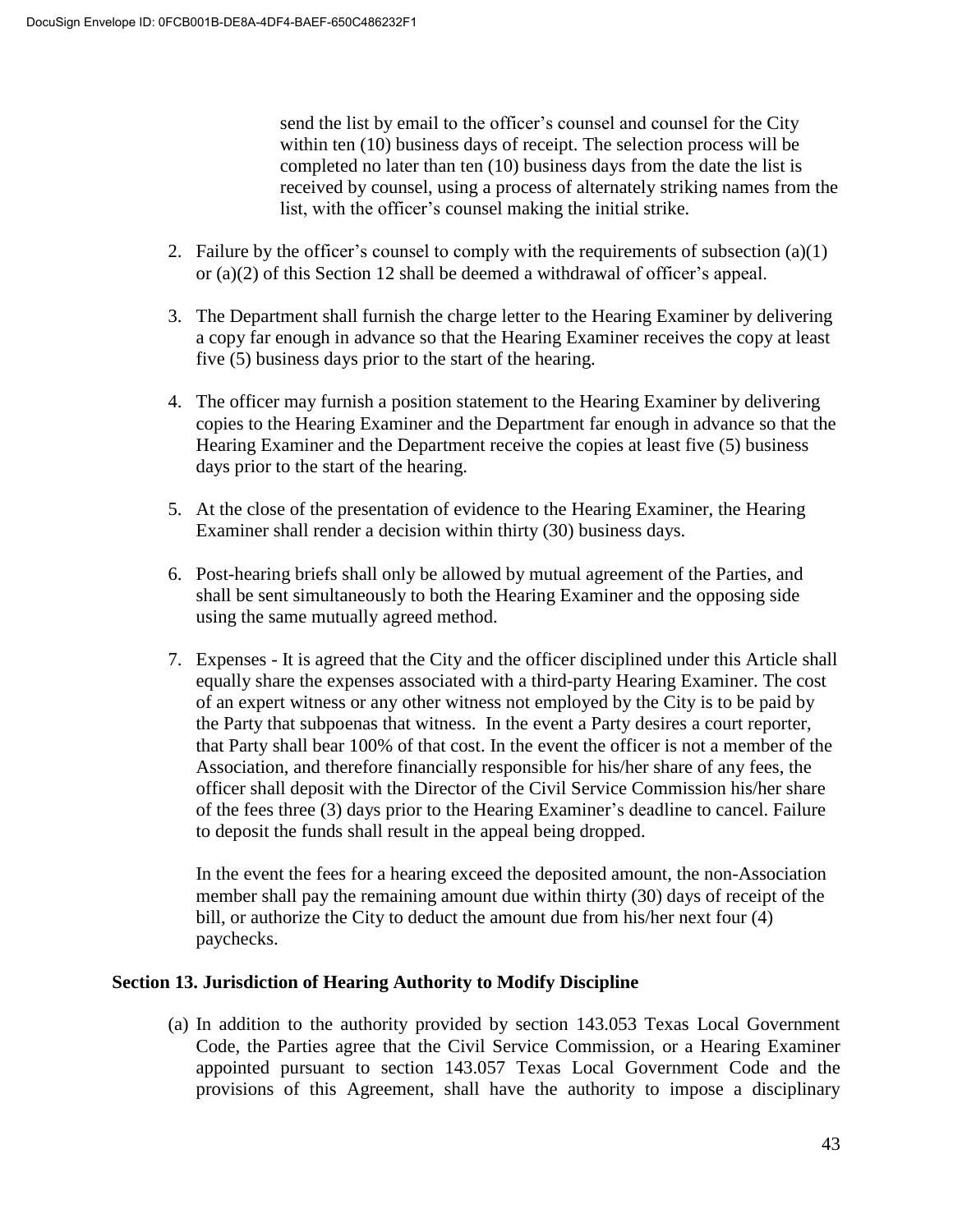send the list by email to the officer's counsel and counsel for the City within ten (10) business days of receipt. The selection process will be completed no later than ten (10) business days from the date the list is received by counsel, using a process of alternately striking names from the list, with the officer's counsel making the initial strike.

2. Failure by the officer's counsel to comply with the requirements of subsection (a)(1) or (a)(2) of this Section 12 shall be deemed a withdrawal of officer's appeal.

3. The Department shall furnish the charge letter to the Hearing Examiner by delivering a copy far enough in advance so that the Hearing Examiner receives the copy at least five (5) business days prior to the start of the hearing.

4. The officer may furnish a position statement to the Hearing Examiner by delivering copies to the Hearing Examiner and the Department far enough in advance so that the Hearing Examiner and the Department receive the copies at least five (5) business days prior to the start of the hearing.

5. At the close of the presentation of evidence to the Hearing Examiner, the Hearing Examiner shall render a decision within thirty (30) business days.

6. Post-hearing briefs shall only be allowed by mutual agreement of the Parties, and shall be sent simultaneously to both the Hearing Examiner and the opposing side using the same mutually agreed method.

7. Expenses - It is agreed that the City and the officer disciplined under this Article shall equally share the expenses associated with a third-party Hearing Examiner. The cost of an expert witness or any other witness not employed by the City is to be paid by the Party that subpoenas that witness. In the event a Party desires a court reporter, that Party shall bear 100% of that cost. In the event the officer is not a member of the Association, and therefore financially responsible for his/her share of any fees, the officer shall deposit with the Director of the Civil Service Commission his/her share of the fees three (3) days prior to the Hearing Examiner's deadline to cancel. Failure to deposit the funds shall result in the appeal being dropped.

   In the event the fees for a hearing exceed the deposited amount, the non-Association member shall pay the remaining amount due within thirty (30) days of receipt of the bill, or authorize the City to deduct the amount due from his/her next four (4) paychecks.

**Section 13. Jurisdiction of Hearing Authority to Modify Discipline**

(a) In addition to the authority provided by section 143.053 Texas Local Government Code, the Parties agree that the Civil Service Commission, or a Hearing Examiner appointed pursuant to section 143.057 Texas Local Government Code and the provisions of this Agreement, shall have the authority to impose a disciplinary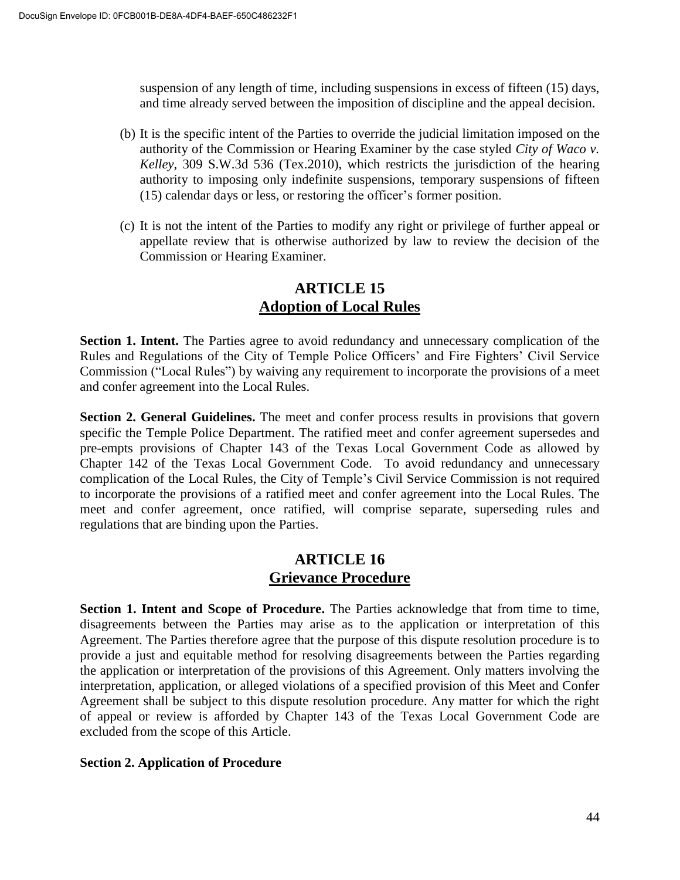suspension of any length of time, including suspensions in excess of fifteen (15) days, and time already served between the imposition of discipline and the appeal decision.

(b) It is the specific intent of the Parties to override the judicial limitation imposed on the authority of the Commission or Hearing Examiner by the case styled *City of Waco v. Kelley*, 309 S.W.3d 536 (Tex.2010), which restricts the jurisdiction of the hearing authority to imposing only indefinite suspensions, temporary suspensions of fifteen (15) calendar days or less, or restoring the officer's former position.

(c) It is not the intent of the Parties to modify any right or privilege of further appeal or appellate review that is otherwise authorized by law to review the decision of the Commission or Hearing Examiner.

## ARTICLE 15
## Adoption of Local Rules

**Section 1. Intent.** The Parties agree to avoid redundancy and unnecessary complication of the Rules and Regulations of the City of Temple Police Officers' and Fire Fighters' Civil Service Commission ("Local Rules") by waiving any requirement to incorporate the provisions of a meet and confer agreement into the Local Rules.

**Section 2. General Guidelines.** The meet and confer process results in provisions that govern specific the Temple Police Department. The ratified meet and confer agreement supersedes and pre-empts provisions of Chapter 143 of the Texas Local Government Code as allowed by Chapter 142 of the Texas Local Government Code. To avoid redundancy and unnecessary complication of the Local Rules, the City of Temple's Civil Service Commission is not required to incorporate the provisions of a ratified meet and confer agreement into the Local Rules. The meet and confer agreement, once ratified, will comprise separate, superseding rules and regulations that are binding upon the Parties.

## ARTICLE 16
## Grievance Procedure

**Section 1. Intent and Scope of Procedure.** The Parties acknowledge that from time to time, disagreements between the Parties may arise as to the application or interpretation of this Agreement. The Parties therefore agree that the purpose of this dispute resolution procedure is to provide a just and equitable method for resolving disagreements between the Parties regarding the application or interpretation of the provisions of this Agreement. Only matters involving the interpretation, application, or alleged violations of a specified provision of this Meet and Confer Agreement shall be subject to this dispute resolution procedure. Any matter for which the right of appeal or review is afforded by Chapter 143 of the Texas Local Government Code are excluded from the scope of this Article.

**Section 2. Application of Procedure**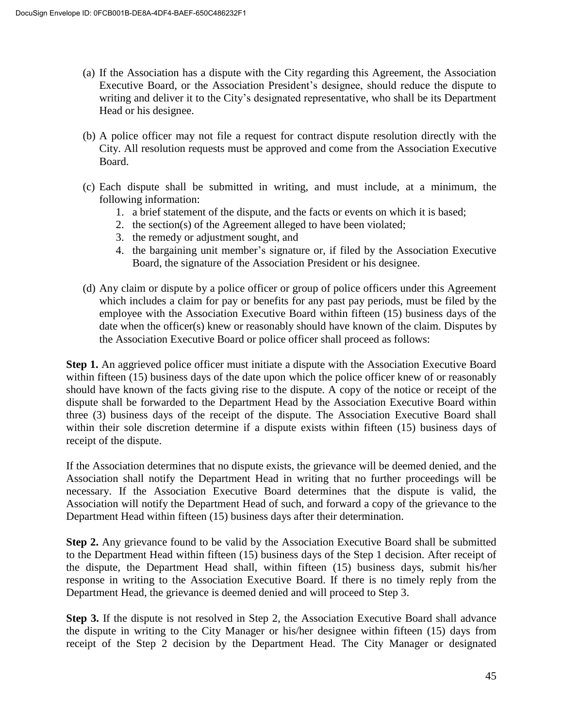(a) If the Association has a dispute with the City regarding this Agreement, the Association Executive Board, or the Association President's designee, should reduce the dispute to writing and deliver it to the City's designated representative, who shall be its Department Head or his designee.

(b) A police officer may not file a request for contract dispute resolution directly with the City. All resolution requests must be approved and come from the Association Executive Board.

(c) Each dispute shall be submitted in writing, and must include, at a minimum, the following information:
   1. a brief statement of the dispute, and the facts or events on which it is based;
   2. the section(s) of the Agreement alleged to have been violated;
   3. the remedy or adjustment sought, and
   4. the bargaining unit member's signature or, if filed by the Association Executive Board, the signature of the Association President or his designee.

(d) Any claim or dispute by a police officer or group of police officers under this Agreement which includes a claim for pay or benefits for any past pay periods, must be filed by the employee with the Association Executive Board within fifteen (15) business days of the date when the officer(s) knew or reasonably should have known of the claim. Disputes by the Association Executive Board or police officer shall proceed as follows:

**Step 1.** An aggrieved police officer must initiate a dispute with the Association Executive Board within fifteen (15) business days of the date upon which the police officer knew of or reasonably should have known of the facts giving rise to the dispute. A copy of the notice or receipt of the dispute shall be forwarded to the Department Head by the Association Executive Board within three (3) business days of the receipt of the dispute. The Association Executive Board shall within their sole discretion determine if a dispute exists within fifteen (15) business days of receipt of the dispute.

If the Association determines that no dispute exists, the grievance will be deemed denied, and the Association shall notify the Department Head in writing that no further proceedings will be necessary. If the Association Executive Board determines that the dispute is valid, the Association will notify the Department Head of such, and forward a copy of the grievance to the Department Head within fifteen (15) business days after their determination.

**Step 2.** Any grievance found to be valid by the Association Executive Board shall be submitted to the Department Head within fifteen (15) business days of the Step 1 decision. After receipt of the dispute, the Department Head shall, within fifteen (15) business days, submit his/her response in writing to the Association Executive Board. If there is no timely reply from the Department Head, the grievance is deemed denied and will proceed to Step 3.

**Step 3.** If the dispute is not resolved in Step 2, the Association Executive Board shall advance the dispute in writing to the City Manager or his/her designee within fifteen (15) days from receipt of the Step 2 decision by the Department Head. The City Manager or designated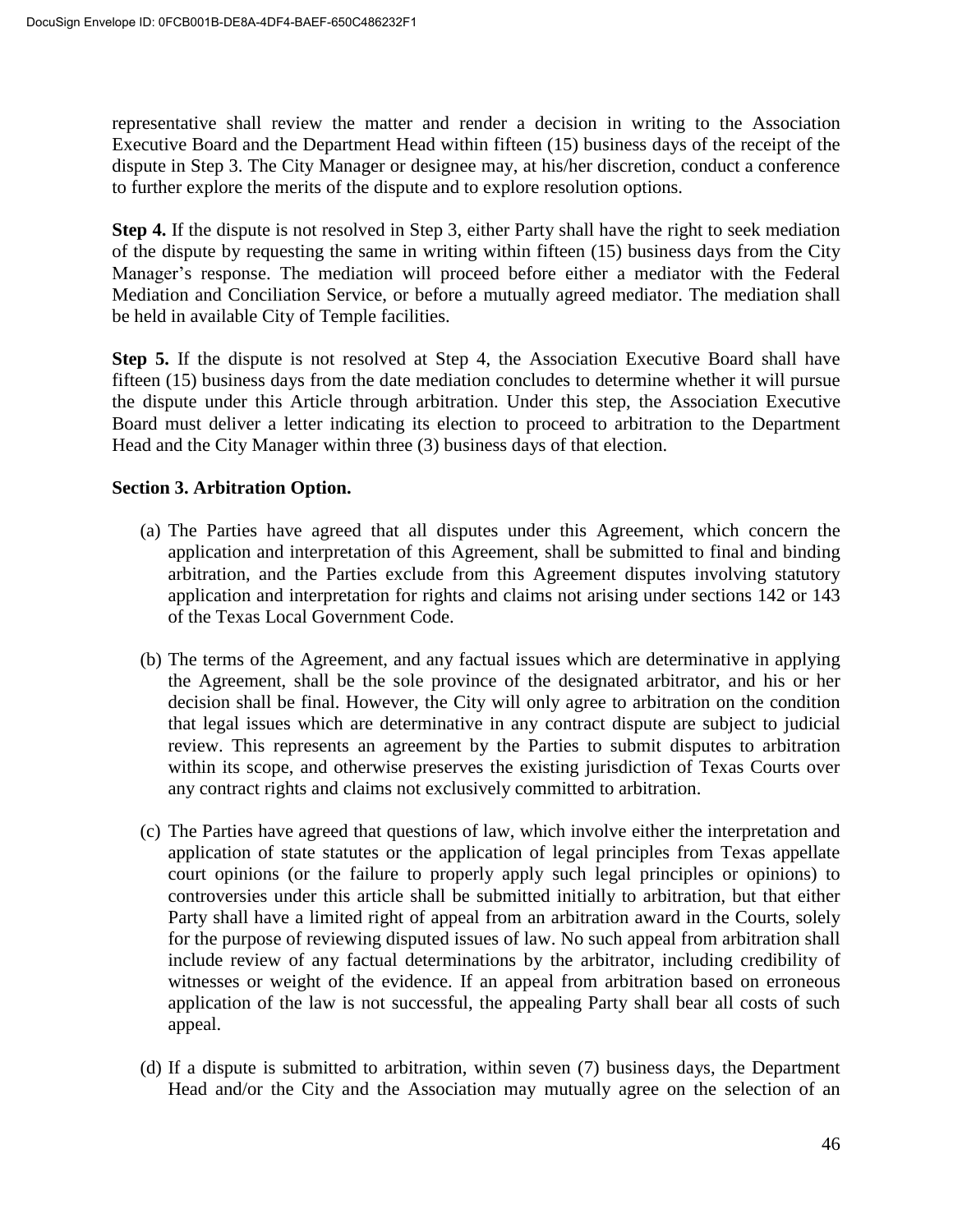representative shall review the matter and render a decision in writing to the Association Executive Board and the Department Head within fifteen (15) business days of the receipt of the dispute in Step 3. The City Manager or designee may, at his/her discretion, conduct a conference to further explore the merits of the dispute and to explore resolution options.

**Step 4.** If the dispute is not resolved in Step 3, either Party shall have the right to seek mediation of the dispute by requesting the same in writing within fifteen (15) business days from the City Manager's response. The mediation will proceed before either a mediator with the Federal Mediation and Conciliation Service, or before a mutually agreed mediator. The mediation shall be held in available City of Temple facilities.

**Step 5.** If the dispute is not resolved at Step 4, the Association Executive Board shall have fifteen (15) business days from the date mediation concludes to determine whether it will pursue the dispute under this Article through arbitration. Under this step, the Association Executive Board must deliver a letter indicating its election to proceed to arbitration to the Department Head and the City Manager within three (3) business days of that election.

**Section 3. Arbitration Option.**

(a) The Parties have agreed that all disputes under this Agreement, which concern the application and interpretation of this Agreement, shall be submitted to final and binding arbitration, and the Parties exclude from this Agreement disputes involving statutory application and interpretation for rights and claims not arising under sections 142 or 143 of the Texas Local Government Code.

(b) The terms of the Agreement, and any factual issues which are determinative in applying the Agreement, shall be the sole province of the designated arbitrator, and his or her decision shall be final. However, the City will only agree to arbitration on the condition that legal issues which are determinative in any contract dispute are subject to judicial review. This represents an agreement by the Parties to submit disputes to arbitration within its scope, and otherwise preserves the existing jurisdiction of Texas Courts over any contract rights and claims not exclusively committed to arbitration.

(c) The Parties have agreed that questions of law, which involve either the interpretation and application of state statutes or the application of legal principles from Texas appellate court opinions (or the failure to properly apply such legal principles or opinions) to controversies under this article shall be submitted initially to arbitration, but that either Party shall have a limited right of appeal from an arbitration award in the Courts, solely for the purpose of reviewing disputed issues of law. No such appeal from arbitration shall include review of any factual determinations by the arbitrator, including credibility of witnesses or weight of the evidence. If an appeal from arbitration based on erroneous application of the law is not successful, the appealing Party shall bear all costs of such appeal.

(d) If a dispute is submitted to arbitration, within seven (7) business days, the Department Head and/or the City and the Association may mutually agree on the selection of an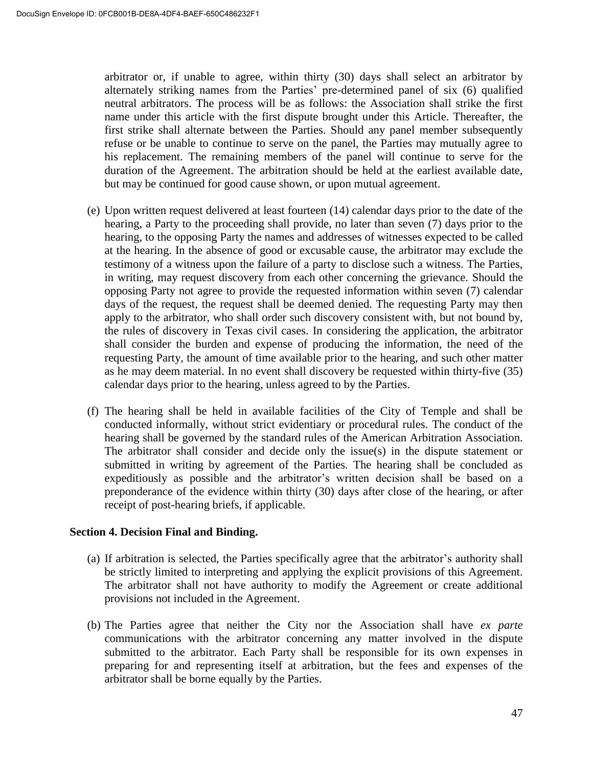arbitrator or, if unable to agree, within thirty (30) days shall select an arbitrator by alternately striking names from the Parties' pre-determined panel of six (6) qualified neutral arbitrators. The process will be as follows: the Association shall strike the first name under this article with the first dispute brought under this Article. Thereafter, the first strike shall alternate between the Parties. Should any panel member subsequently refuse or be unable to continue to serve on the panel, the Parties may mutually agree to his replacement. The remaining members of the panel will continue to serve for the duration of the Agreement. The arbitration should be held at the earliest available date, but may be continued for good cause shown, or upon mutual agreement.

(e) Upon written request delivered at least fourteen (14) calendar days prior to the date of the hearing, a Party to the proceeding shall provide, no later than seven (7) days prior to the hearing, to the opposing Party the names and addresses of witnesses expected to be called at the hearing. In the absence of good or excusable cause, the arbitrator may exclude the testimony of a witness upon the failure of a party to disclose such a witness. The Parties, in writing, may request discovery from each other concerning the grievance. Should the opposing Party not agree to provide the requested information within seven (7) calendar days of the request, the request shall be deemed denied. The requesting Party may then apply to the arbitrator, who shall order such discovery consistent with, but not bound by, the rules of discovery in Texas civil cases. In considering the application, the arbitrator shall consider the burden and expense of producing the information, the need of the requesting Party, the amount of time available prior to the hearing, and such other matter as he may deem material. In no event shall discovery be requested within thirty-five (35) calendar days prior to the hearing, unless agreed to by the Parties.

(f) The hearing shall be held in available facilities of the City of Temple and shall be conducted informally, without strict evidentiary or procedural rules. The conduct of the hearing shall be governed by the standard rules of the American Arbitration Association. The arbitrator shall consider and decide only the issue(s) in the dispute statement or submitted in writing by agreement of the Parties. The hearing shall be concluded as expeditiously as possible and the arbitrator's written decision shall be based on a preponderance of the evidence within thirty (30) days after close of the hearing, or after receipt of post-hearing briefs, if applicable.

**Section 4. Decision Final and Binding.**

(a) If arbitration is selected, the Parties specifically agree that the arbitrator's authority shall be strictly limited to interpreting and applying the explicit provisions of this Agreement. The arbitrator shall not have authority to modify the Agreement or create additional provisions not included in the Agreement.

(b) The Parties agree that neither the City nor the Association shall have *ex parte* communications with the arbitrator concerning any matter involved in the dispute submitted to the arbitrator. Each Party shall be responsible for its own expenses in preparing for and representing itself at arbitration, but the fees and expenses of the arbitrator shall be borne equally by the Parties.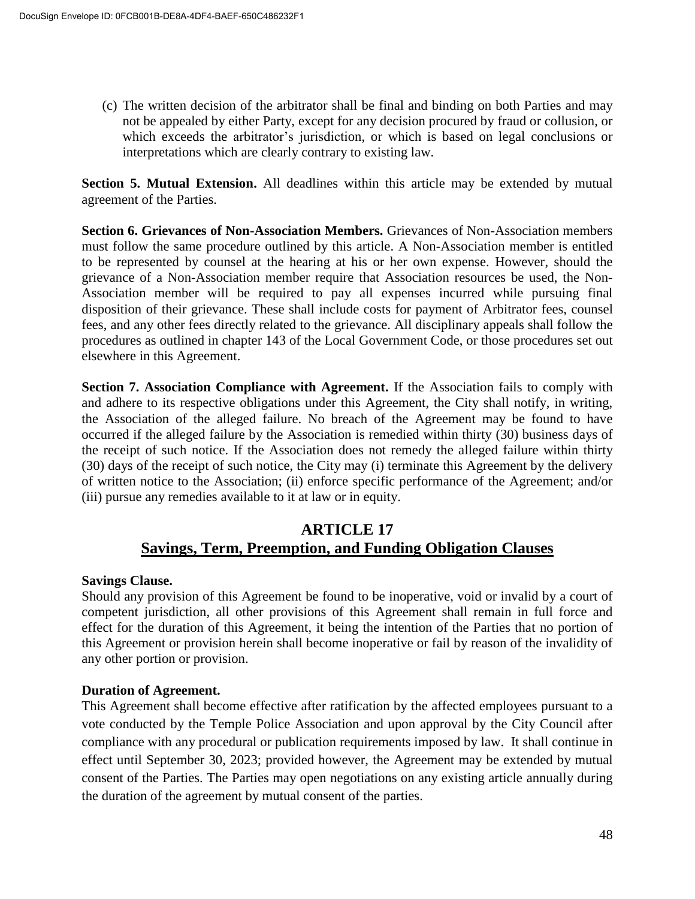(c) The written decision of the arbitrator shall be final and binding on both Parties and may not be appealed by either Party, except for any decision procured by fraud or collusion, or which exceeds the arbitrator's jurisdiction, or which is based on legal conclusions or interpretations which are clearly contrary to existing law.

**Section 5. Mutual Extension.** All deadlines within this article may be extended by mutual agreement of the Parties.

**Section 6. Grievances of Non-Association Members.** Grievances of Non-Association members must follow the same procedure outlined by this article. A Non-Association member is entitled to be represented by counsel at the hearing at his or her own expense. However, should the grievance of a Non-Association member require that Association resources be used, the Non-Association member will be required to pay all expenses incurred while pursuing final disposition of their grievance. These shall include costs for payment of Arbitrator fees, counsel fees, and any other fees directly related to the grievance. All disciplinary appeals shall follow the procedures as outlined in chapter 143 of the Local Government Code, or those procedures set out elsewhere in this Agreement.

**Section 7. Association Compliance with Agreement.** If the Association fails to comply with and adhere to its respective obligations under this Agreement, the City shall notify, in writing, the Association of the alleged failure. No breach of the Agreement may be found to have occurred if the alleged failure by the Association is remedied within thirty (30) business days of the receipt of such notice. If the Association does not remedy the alleged failure within thirty (30) days of the receipt of such notice, the City may (i) terminate this Agreement by the delivery of written notice to the Association; (ii) enforce specific performance of the Agreement; and/or (iii) pursue any remedies available to it at law or in equity.

## ARTICLE 17
## Savings, Term, Preemption, and Funding Obligation Clauses

**Savings Clause.**
Should any provision of this Agreement be found to be inoperative, void or invalid by a court of competent jurisdiction, all other provisions of this Agreement shall remain in full force and effect for the duration of this Agreement, it being the intention of the Parties that no portion of this Agreement or provision herein shall become inoperative or fail by reason of the invalidity of any other portion or provision.

**Duration of Agreement.**
This Agreement shall become effective after ratification by the affected employees pursuant to a vote conducted by the Temple Police Association and upon approval by the City Council after compliance with any procedural or publication requirements imposed by law. It shall continue in effect until September 30, 2023; provided however, the Agreement may be extended by mutual consent of the Parties. The Parties may open negotiations on any existing article annually during the duration of the agreement by mutual consent of the parties.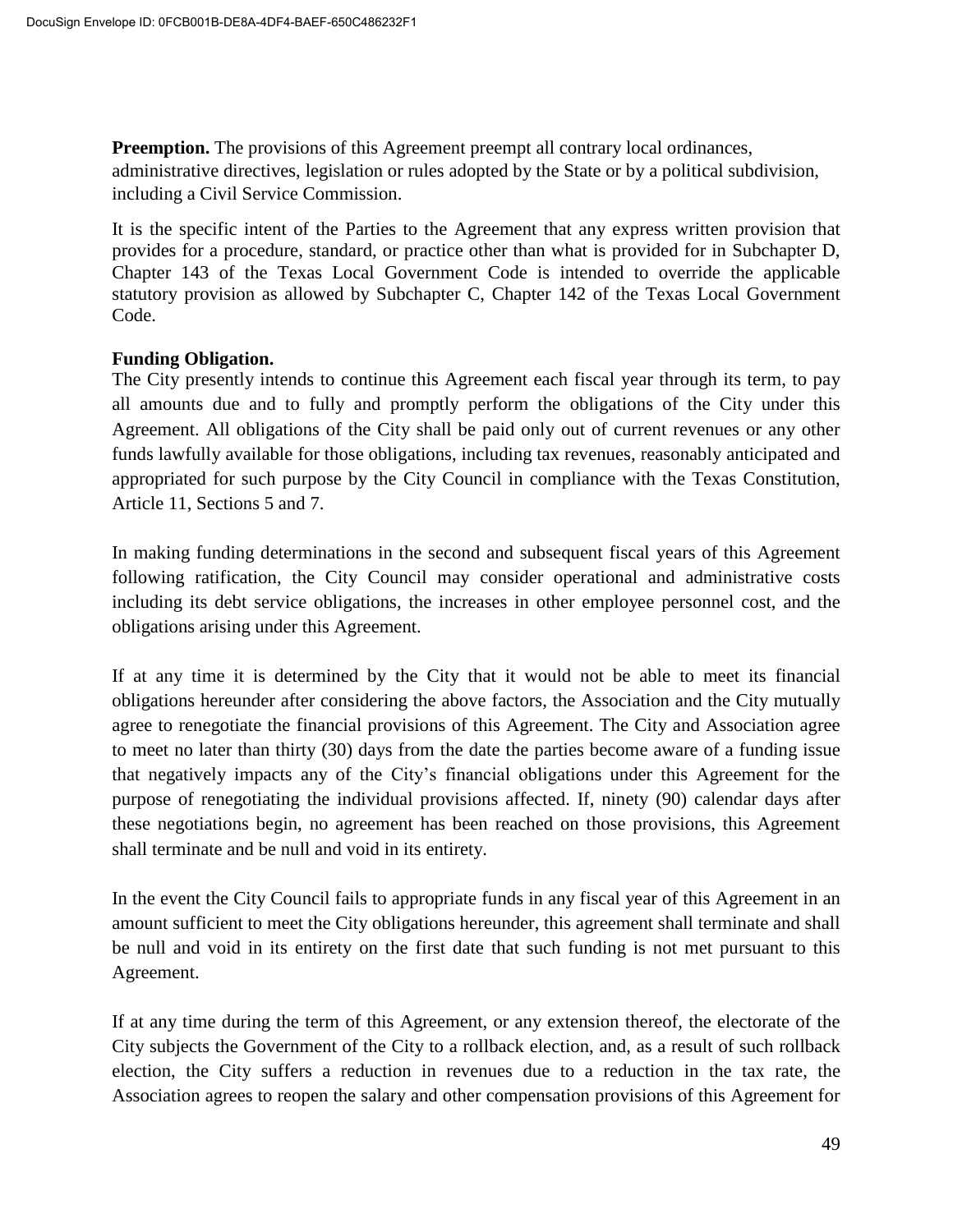**Preemption.** The provisions of this Agreement preempt all contrary local ordinances, administrative directives, legislation or rules adopted by the State or by a political subdivision, including a Civil Service Commission.

It is the specific intent of the Parties to the Agreement that any express written provision that provides for a procedure, standard, or practice other than what is provided for in Subchapter D, Chapter 143 of the Texas Local Government Code is intended to override the applicable statutory provision as allowed by Subchapter C, Chapter 142 of the Texas Local Government Code.

**Funding Obligation.**

The City presently intends to continue this Agreement each fiscal year through its term, to pay all amounts due and to fully and promptly perform the obligations of the City under this Agreement. All obligations of the City shall be paid only out of current revenues or any other funds lawfully available for those obligations, including tax revenues, reasonably anticipated and appropriated for such purpose by the City Council in compliance with the Texas Constitution, Article 11, Sections 5 and 7.

In making funding determinations in the second and subsequent fiscal years of this Agreement following ratification, the City Council may consider operational and administrative costs including its debt service obligations, the increases in other employee personnel cost, and the obligations arising under this Agreement.

If at any time it is determined by the City that it would not be able to meet its financial obligations hereunder after considering the above factors, the Association and the City mutually agree to renegotiate the financial provisions of this Agreement. The City and Association agree to meet no later than thirty (30) days from the date the parties become aware of a funding issue that negatively impacts any of the City's financial obligations under this Agreement for the purpose of renegotiating the individual provisions affected. If, ninety (90) calendar days after these negotiations begin, no agreement has been reached on those provisions, this Agreement shall terminate and be null and void in its entirety.

In the event the City Council fails to appropriate funds in any fiscal year of this Agreement in an amount sufficient to meet the City obligations hereunder, this agreement shall terminate and shall be null and void in its entirety on the first date that such funding is not met pursuant to this Agreement.

If at any time during the term of this Agreement, or any extension thereof, the electorate of the City subjects the Government of the City to a rollback election, and, as a result of such rollback election, the City suffers a reduction in revenues due to a reduction in the tax rate, the Association agrees to reopen the salary and other compensation provisions of this Agreement for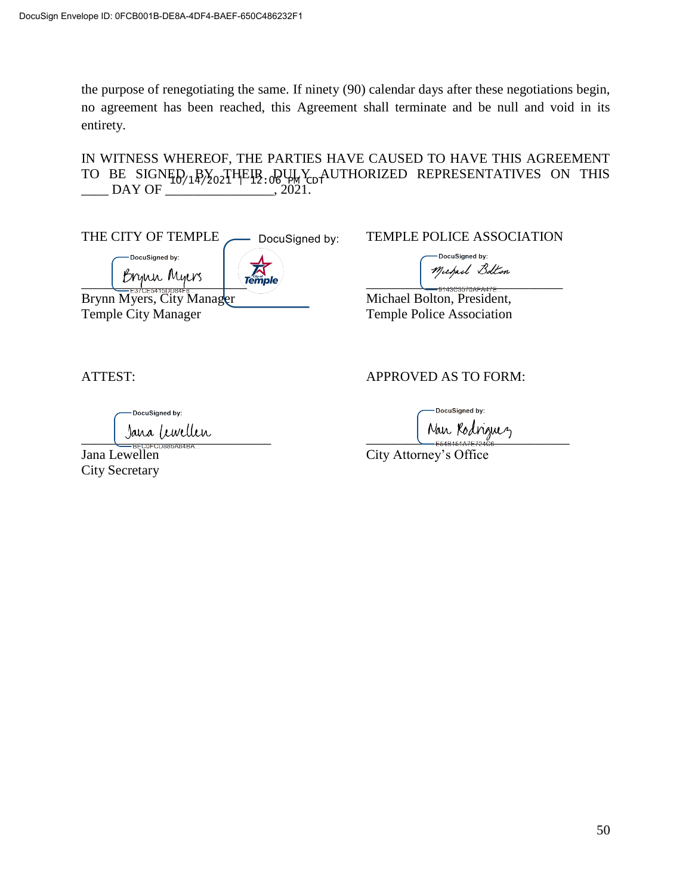the purpose of renegotiating the same. If ninety (90) calendar days after these negotiations begin, no agreement has been reached, this Agreement shall terminate and be null and void in its entirety.

IN WITNESS WHEREOF, THE PARTIES HAVE CAUSED TO HAVE THIS AGREEMENT TO BE SIGNED BY THEIR DULY AUTHORIZED REPRESENTATIVES ON THIS ____ DAY OF ________________, 2021.

10/14/2021 | 12:06 PM CDT

THE CITY OF TEMPLE

DocuSigned by: Brynn Myers

E37CE5415DD84F8

Brynn Myers, City Manager
Temple City Manager

TEMPLE POLICE ASSOCIATION

DocuSigned by: Michael Bolton

9143C3579AFA47E

Michael Bolton, President,
Temple Police Association

ATTEST:

DocuSigned by: Jana Lewellen

BEC0FCD886A84BA

Jana Lewellen
City Secretary

APPROVED AS TO FORM:

DocuSigned by: Nan Rodriguez

E648151A7E724C6

City Attorney's Office